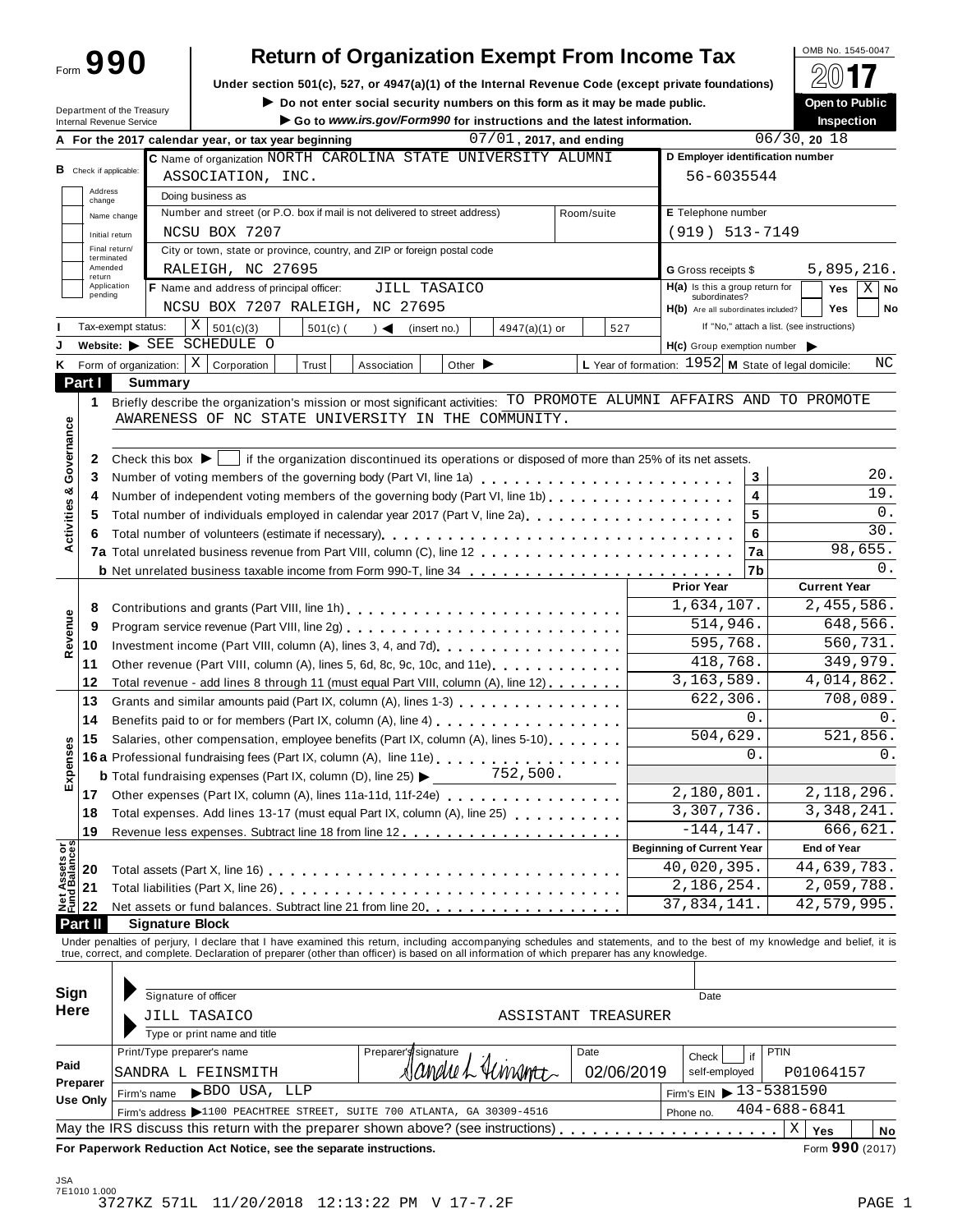Form **990**

# Return of Organization Exempt From Income Tax

**Under section 501(c), 527, or 4947(a)(1) of the Internal Revenue Code (except private foundations)**

▶ Do not enter social security numbers on this form as it may be made public.

▶ Go to *www.irs.gov/Form990* for instructions and the latest information.

Department of the Treasury
Internal Revenue Service

OMB No. 1545-0047

**2017**

**Open to Public Inspection**

**A** For the 2017 calendar year, or tax year beginning 07/01, 2017, and ending 06/30, 20 18

**B** Check if applicable: Address change / Name change / Initial return / Final return/terminated / Amended return / Application pending

**C** Name of organization NORTH CAROLINA STATE UNIVERSITY ALUMNI ASSOCIATION, INC.

Doing business as

Number and street (or P.O. box if mail is not delivered to street address): NCSU BOX 7207 — Room/suite

City or town, state or province, country, and ZIP or foreign postal code: RALEIGH, NC 27695

**D** Employer identification number: 56-6035544

**E** Telephone number: (919) 513-7149

**G** Gross receipts $ 5,895,216.

**F** Name and address of principal officer: JILL TASAICO, NCSU BOX 7207 RALEIGH, NC 27695

**H(a)** Is this a group return for subordinates? Yes [ ] No [X]

**H(b)** Are all subordinates included? Yes [ ] No [ ]
If "No," attach a list. (see instructions)

**I** Tax-exempt status: [X] 501(c)(3) [ ] 501(c) ( ) ◀ (insert no.) [ ] 4947(a)(1) or [ ] 527

**J** Website: ▶ SEE SCHEDULE O

**H(c)** Group exemption number ▶

**K** Form of organization: [X] Corporation [ ] Trust [ ] Association [ ] Other ▶

**L** Year of formation: 1952 **M** State of legal domicile: NC

## Part I Summary

**Activities & Governance**

1 Briefly describe the organization's mission or most significant activities: TO PROMOTE ALUMNI AFFAIRS AND TO PROMOTE AWARENESS OF NC STATE UNIVERSITY IN THE COMMUNITY.

2 Check this box ▶ [ ] if the organization discontinued its operations or disposed of more than 25% of its net assets.

| | | | |
|---|---|---|---|
| 3 | Number of voting members of the governing body (Part VI, line 1a) | 3 | 20. |
| 4 | Number of independent voting members of the governing body (Part VI, line 1b) | 4 | 19. |
| 5 | Total number of individuals employed in calendar year 2017 (Part V, line 2a) | 5 | 0. |
| 6 | Total number of volunteers (estimate if necessary) | 6 | 30. |
| 7a | Total unrelated business revenue from Part VIII, column (C), line 12 | 7a | 98,655. |
| b | Net unrelated business taxable income from Form 990-T, line 34 | 7b | 0. |

| | | | Prior Year | Current Year |
|---|---|---|---|---|
| **Revenue** | 8 | Contributions and grants (Part VIII, line 1h) | 1,634,107. | 2,455,586. |
| | 9 | Program service revenue (Part VIII, line 2g) | 514,946. | 648,566. |
| | 10 | Investment income (Part VIII, column (A), lines 3, 4, and 7d) | 595,768. | 560,731. |
| | 11 | Other revenue (Part VIII, column (A), lines 5, 6d, 8c, 9c, 10c, and 11e) | 418,768. | 349,979. |
| | 12 | Total revenue - add lines 8 through 11 (must equal Part VIII, column (A), line 12) | 3,163,589. | 4,014,862. |
| **Expenses** | 13 | Grants and similar amounts paid (Part IX, column (A), lines 1-3) | 622,306. | 708,089. |
| | 14 | Benefits paid to or for members (Part IX, column (A), line 4) | 0. | 0. |
| | 15 | Salaries, other compensation, employee benefits (Part IX, column (A), lines 5-10) | 504,629. | 521,856. |
| | 16a | Professional fundraising fees (Part IX, column (A), line 11e) | 0. | 0. |
| | b | Total fundraising expenses (Part IX, column (D), line 25) ▶ 752,500. | | |
| | 17 | Other expenses (Part IX, column (A), lines 11a-11d, 11f-24e) | 2,180,801. | 2,118,296. |
| | 18 | Total expenses. Add lines 13-17 (must equal Part IX, column (A), line 25) | 3,307,736. | 3,348,241. |
| | 19 | Revenue less expenses. Subtract line 18 from line 12 | -144,147. | 666,621. |

| | | | Beginning of Current Year | End of Year |
|---|---|---|---|---|
| **Net Assets or Fund Balances** | 20 | Total assets (Part X, line 16) | 40,020,395. | 44,639,783. |
| | 21 | Total liabilities (Part X, line 26) | 2,186,254. | 2,059,788. |
| | 22 | Net assets or fund balances. Subtract line 21 from line 20 | 37,834,141. | 42,579,995. |

## Part II Signature Block

Under penalties of perjury, I declare that I have examined this return, including accompanying schedules and statements, and to the best of my knowledge and belief, it is true, correct, and complete. Declaration of preparer (other than officer) is based on all information of which preparer has any knowledge.

**Sign Here**

Signature of officer — Date

JILL TASAICO ASSISTANT TREASURER
Type or print name and title

**Paid Preparer Use Only**

| Print/Type preparer's name | Preparer's signature | Date | Check if self-employed | PTIN |
|---|---|---|---|---|
| SANDRA L FEINSMITH | Sandra L Feinsmith | 02/06/2019 | | P01064157 |

Firm's name ▶ BDO USA, LLP — Firm's EIN ▶ 13-5381590

Firm's address ▶ 1100 PEACHTREE STREET, SUITE 700 ATLANTA, GA 30309-4516 — Phone no. 404-688-6841

May the IRS discuss this return with the preparer shown above? (see instructions) [X] Yes [ ] No

**For Paperwork Reduction Act Notice, see the separate instructions.** Form **990** (2017)

JSA
7E1010 1.000
3727KZ 571L 11/20/2018 12:13:22 PM V 17-7.2F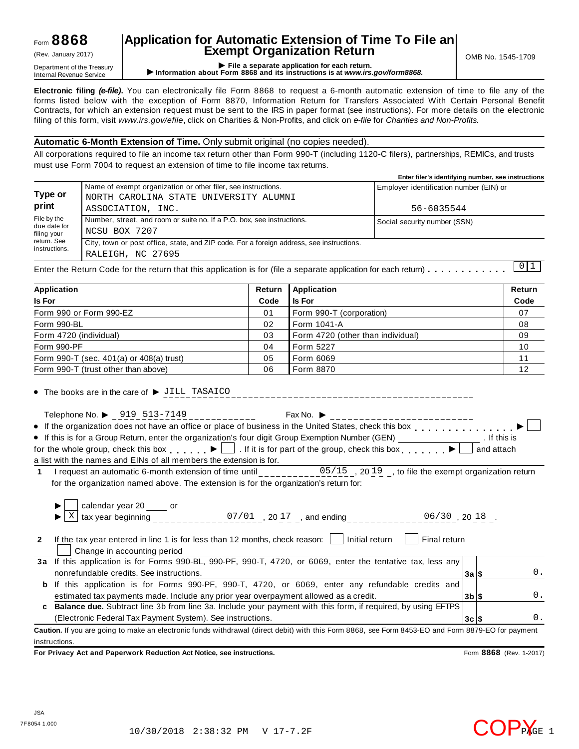# Form 8868

(Rev. January 2017)

Department of the Treasury
Internal Revenue Service

## Application for Automatic Extension of Time To File an Exempt Organization Return

▶ File a separate application for each return.
▶ Information about Form 8868 and its instructions is at *www.irs.gov/form8868.*

OMB No. 1545-1709

**Electronic filing *(e-file)*.** You can electronically file Form 8868 to request a 6-month automatic extension of time to file any of the forms listed below with the exception of Form 8870, Information Return for Transfers Associated With Certain Personal Benefit Contracts, for which an extension request must be sent to the IRS in paper format (see instructions). For more details on the electronic filing of this form, visit *www.irs.gov/efile*, click on Charities & Non-Profits, and click on *e-file* for *Charities and Non-Profits.*

**Automatic 6-Month Extension of Time.** Only submit original (no copies needed).

All corporations required to file an income tax return other than Form 990-T (including 1120-C filers), partnerships, REMICs, and trusts must use Form 7004 to request an extension of time to file income tax returns.

**Enter filer's identifying number, see instructions**

| Type or print | Name of exempt organization or other filer, see instructions. | Employer identification number (EIN) or |
|---|---|---|
| File by the due date for filing your return. See instructions. | NORTH CAROLINA STATE UNIVERSITY ALUMNI ASSOCIATION, INC. | 56-6035544 |
| | Number, street, and room or suite no. If a P.O. box, see instructions. NCSU BOX 7207 | Social security number (SSN) |
| | City, town or post office, state, and ZIP code. For a foreign address, see instructions. RALEIGH, NC 27695 | |

Enter the Return Code for the return that this application is for (file a separate application for each return) . . . . . . . . . . . 01

| Application Is For | Return Code | Application Is For | Return Code |
|---|---|---|---|
| Form 990 or Form 990-EZ | 01 | Form 990-T (corporation) | 07 |
| Form 990-BL | 02 | Form 1041-A | 08 |
| Form 4720 (individual) | 03 | Form 4720 (other than individual) | 09 |
| Form 990-PF | 04 | Form 5227 | 10 |
| Form 990-T (sec. 401(a) or 408(a) trust) | 05 | Form 6069 | 11 |
| Form 990-T (trust other than above) | 06 | Form 8870 | 12 |

- The books are in the care of ▶ JILL TASAICO

  Telephone No. ▶ 919 513-7149 Fax No. ▶
- If the organization does not have an office or place of business in the United States, check this box . . . . . . . . . . . . . . . ▶ ☐
- If this is for a Group Return, enter the organization's four digit Group Exemption Number (GEN) ______ . If this is for the whole group, check this box . . . . . . ▶ ☐ . If it is for part of the group, check this box . . . . . . . ▶ ☐ and attach a list with the names and EINs of all members the extension is for.

**1** I request an automatic 6-month extension of time until 05/15 , 20 19 , to file the exempt organization return for the organization named above. The extension is for the organization's return for:

▶ ☐ calendar year 20 ___ or
▶ ☒ tax year beginning 07/01 , 20 17 , and ending 06/30 , 20 18 .

**2** If the tax year entered in line 1 is for less than 12 months, check reason: ☐ Initial return ☐ Final return ☐ Change in accounting period

| | | | |
|---|---|---|---|
| **3a** | If this application is for Forms 990-BL, 990-PF, 990-T, 4720, or 6069, enter the tentative tax, less any nonrefundable credits. See instructions. | 3a | $ 0. |
| **b** | If this application is for Forms 990-PF, 990-T, 4720, or 6069, enter any refundable credits and estimated tax payments made. Include any prior year overpayment allowed as a credit. | 3b | $ 0. |
| **c** | **Balance due.** Subtract line 3b from line 3a. Include your payment with this form, if required, by using EFTPS (Electronic Federal Tax Payment System). See instructions. | 3c | $ 0. |

**Caution.** If you are going to make an electronic funds withdrawal (direct debit) with this Form 8868, see Form 8453-EO and Form 8879-EO for payment instructions.

**For Privacy Act and Paperwork Reduction Act Notice, see instructions.** Form **8868** (Rev. 1-2017)

JSA
7F8054 1.000

10/30/2018 2:38:32 PM V 17-7.2F

COPY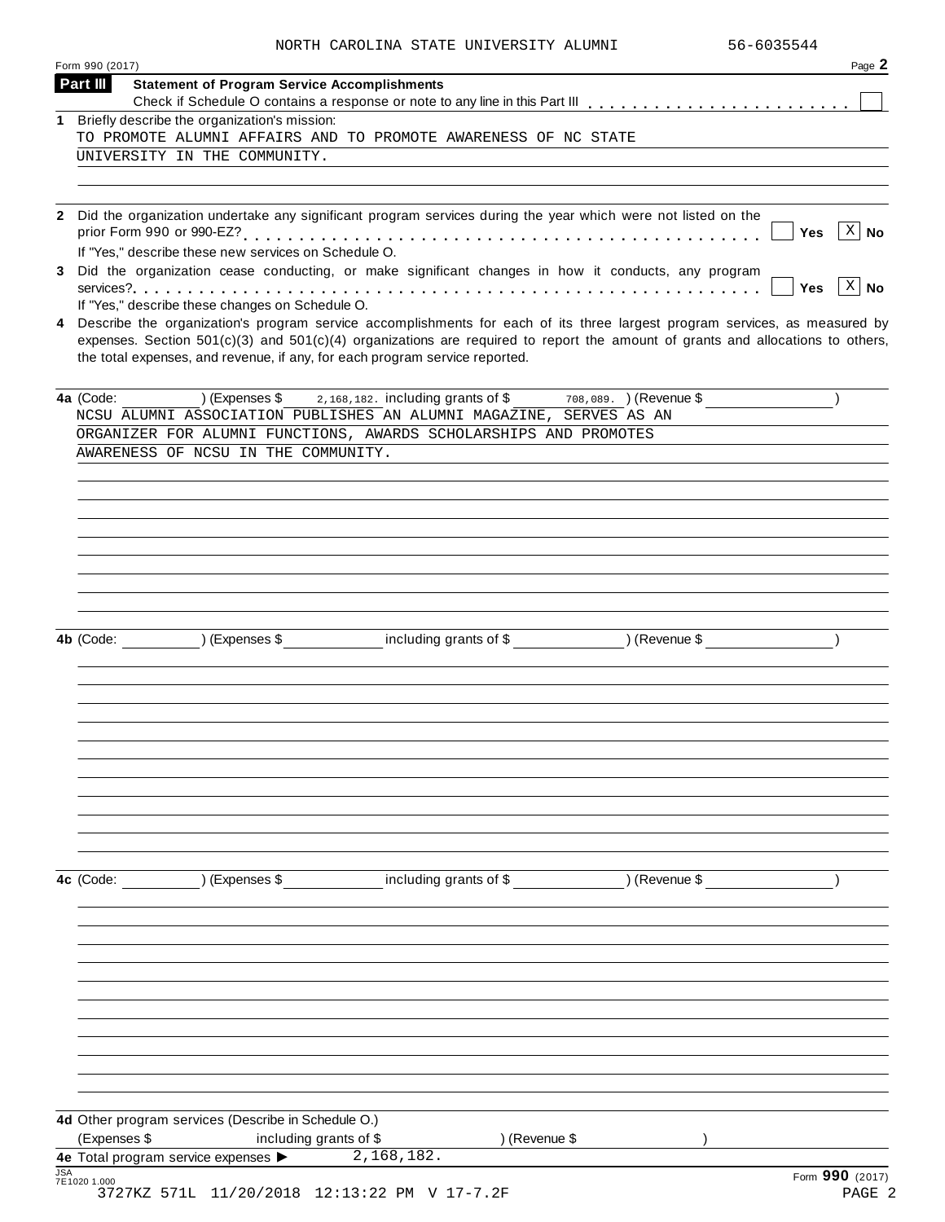NORTH CAROLINA STATE UNIVERSITY ALUMNI 56-6035544

Form 990 (2017) Page 2

## Part III Statement of Program Service Accomplishments

Check if Schedule O contains a response or note to any line in this Part III . . . . . . . . . . . . . . . . . . . . . . . . [ ]

**1** Briefly describe the organization's mission:

TO PROMOTE ALUMNI AFFAIRS AND TO PROMOTE AWARENESS OF NC STATE UNIVERSITY IN THE COMMUNITY.

**2** Did the organization undertake any significant program services during the year which were not listed on the prior Form 990 or 990-EZ? . . . . . . . . . . . . . . . . . . . . . . . . . . . . . . . . . . . . . . . . [ ] Yes [X] No

If "Yes," describe these new services on Schedule O.

**3** Did the organization cease conducting, or make significant changes in how it conducts, any program services? . . . . . . . . . . . . . . . . . . . . . . . . . . . . . . . . . . . . . . . . . . . . . . . . [ ] Yes [X] No

If "Yes," describe these changes on Schedule O.

**4** Describe the organization's program service accomplishments for each of its three largest program services, as measured by expenses. Section 501(c)(3) and 501(c)(4) organizations are required to report the amount of grants and allocations to others, the total expenses, and revenue, if any, for each program service reported.

**4a** (Code: ) (Expenses $ 2,168,182. including grants of $ 708,089. ) (Revenue $ )

NCSU ALUMNI ASSOCIATION PUBLISHES AN ALUMNI MAGAZINE, SERVES AS AN ORGANIZER FOR ALUMNI FUNCTIONS, AWARDS SCHOLARSHIPS AND PROMOTES AWARENESS OF NCSU IN THE COMMUNITY.

**4b** (Code: ) (Expenses $ including grants of $ ) (Revenue $ )

**4c** (Code: ) (Expenses $ including grants of $ ) (Revenue $ )

**4d** Other program services (Describe in Schedule O.)

(Expenses $ including grants of $ ) (Revenue $ )

**4e** Total program service expenses ▶ 2,168,182.

JSA 7E1020 1.000

Form **990** (2017)

3727KZ 571L 11/20/2018 12:13:22 PM V 17-7.2F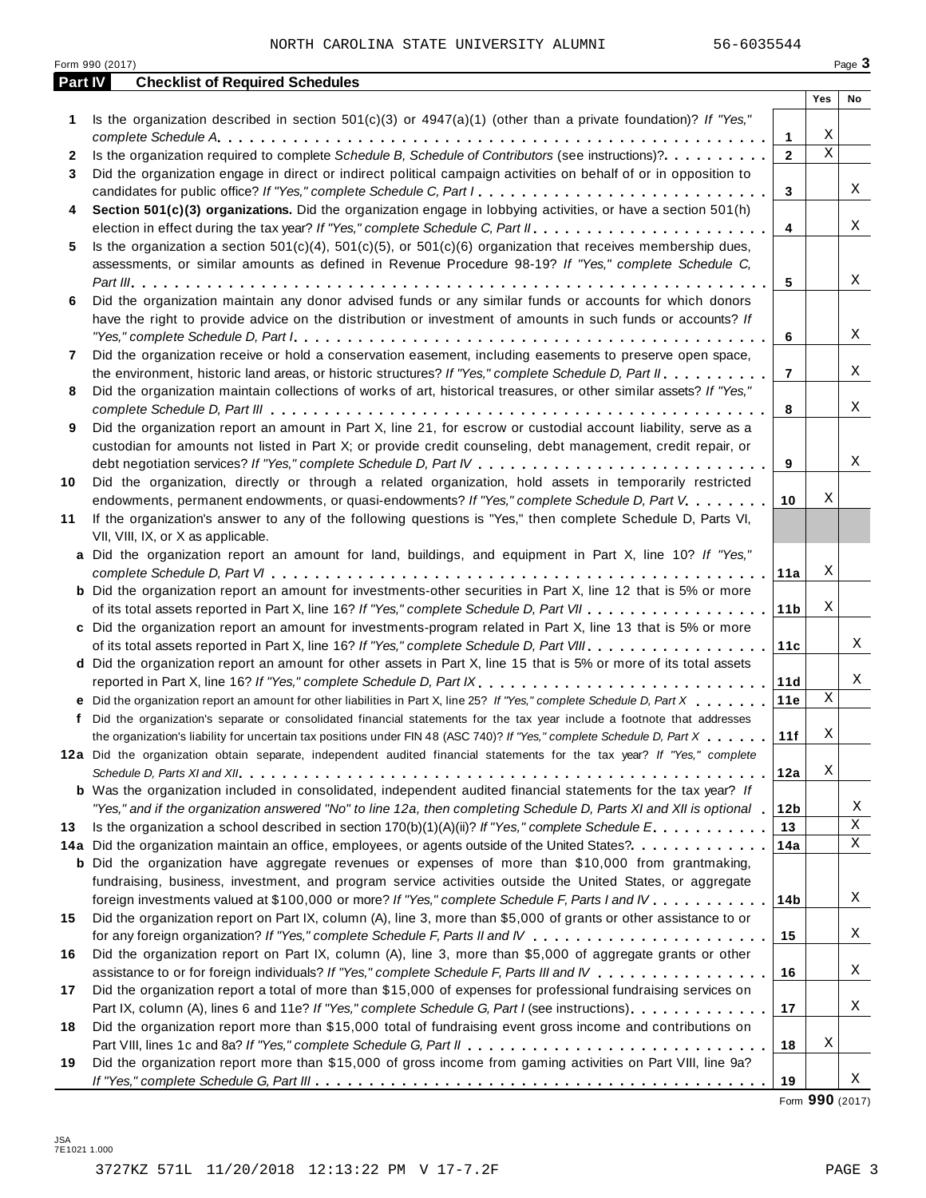NORTH CAROLINA STATE UNIVERSITY ALUMNI 56-6035544

Form 990 (2017) Page **3**

## Part IV Checklist of Required Schedules

| | | | Yes | No |
|---|---|---|---|---|
| **1** | Is the organization described in section 501(c)(3) or 4947(a)(1) (other than a private foundation)? *If "Yes," complete Schedule A* | **1** | X | |
| **2** | Is the organization required to complete *Schedule B, Schedule of Contributors* (see instructions)? | **2** | X | |
| **3** | Did the organization engage in direct or indirect political campaign activities on behalf of or in opposition to candidates for public office? *If "Yes," complete Schedule C, Part I* | **3** | | X |
| **4** | **Section 501(c)(3) organizations.** Did the organization engage in lobbying activities, or have a section 501(h) election in effect during the tax year? *If "Yes," complete Schedule C, Part II* | **4** | | X |
| **5** | Is the organization a section 501(c)(4), 501(c)(5), or 501(c)(6) organization that receives membership dues, assessments, or similar amounts as defined in Revenue Procedure 98-19? *If "Yes," complete Schedule C, Part III* | **5** | | X |
| **6** | Did the organization maintain any donor advised funds or any similar funds or accounts for which donors have the right to provide advice on the distribution or investment of amounts in such funds or accounts? *If "Yes," complete Schedule D, Part I* | **6** | | X |
| **7** | Did the organization receive or hold a conservation easement, including easements to preserve open space, the environment, historic land areas, or historic structures? *If "Yes," complete Schedule D, Part II* | **7** | | X |
| **8** | Did the organization maintain collections of works of art, historical treasures, or other similar assets? *If "Yes," complete Schedule D, Part III* | **8** | | X |
| **9** | Did the organization report an amount in Part X, line 21, for escrow or custodial account liability, serve as a custodian for amounts not listed in Part X; or provide credit counseling, debt management, credit repair, or debt negotiation services? *If "Yes," complete Schedule D, Part IV* | **9** | | X |
| **10** | Did the organization, directly or through a related organization, hold assets in temporarily restricted endowments, permanent endowments, or quasi-endowments? *If "Yes," complete Schedule D, Part V* | **10** | X | |
| **11** | If the organization's answer to any of the following questions is "Yes," then complete Schedule D, Parts VI, VII, VIII, IX, or X as applicable. | | | |
| **a** | Did the organization report an amount for land, buildings, and equipment in Part X, line 10? *If "Yes," complete Schedule D, Part VI* | **11a** | X | |
| **b** | Did the organization report an amount for investments-other securities in Part X, line 12 that is 5% or more of its total assets reported in Part X, line 16? *If "Yes," complete Schedule D, Part VII* | **11b** | X | |
| **c** | Did the organization report an amount for investments-program related in Part X, line 13 that is 5% or more of its total assets reported in Part X, line 16? *If "Yes," complete Schedule D, Part VIII* | **11c** | | X |
| **d** | Did the organization report an amount for other assets in Part X, line 15 that is 5% or more of its total assets reported in Part X, line 16? *If "Yes," complete Schedule D, Part IX* | **11d** | | X |
| **e** | Did the organization report an amount for other liabilities in Part X, line 25? *If "Yes," complete Schedule D, Part X* | **11e** | X | |
| **f** | Did the organization's separate or consolidated financial statements for the tax year include a footnote that addresses the organization's liability for uncertain tax positions under FIN 48 (ASC 740)? *If "Yes," complete Schedule D, Part X* | **11f** | X | |
| **12a** | Did the organization obtain separate, independent audited financial statements for the tax year? *If "Yes," complete Schedule D, Parts XI and XII* | **12a** | X | |
| **b** | Was the organization included in consolidated, independent audited financial statements for the tax year? *If "Yes," and if the organization answered "No" to line 12a, then completing Schedule D, Parts XI and XII is optional* | **12b** | | X |
| **13** | Is the organization a school described in section 170(b)(1)(A)(ii)? *If "Yes," complete Schedule E* | **13** | | X |
| **14a** | Did the organization maintain an office, employees, or agents outside of the United States? | **14a** | | X |
| **b** | Did the organization have aggregate revenues or expenses of more than $10,000 from grantmaking, fundraising, business, investment, and program service activities outside the United States, or aggregate foreign investments valued at $100,000 or more? *If "Yes," complete Schedule F, Parts I and IV* | **14b** | | X |
| **15** | Did the organization report on Part IX, column (A), line 3, more than $5,000 of grants or other assistance to or for any foreign organization? *If "Yes," complete Schedule F, Parts II and IV* | **15** | | X |
| **16** | Did the organization report on Part IX, column (A), line 3, more than $5,000 of aggregate grants or other assistance to or for foreign individuals? *If "Yes," complete Schedule F, Parts III and IV* | **16** | | X |
| **17** | Did the organization report a total of more than $15,000 of expenses for professional fundraising services on Part IX, column (A), lines 6 and 11e? *If "Yes," complete Schedule G, Part I* (see instructions) | **17** | | X |
| **18** | Did the organization report more than $15,000 total of fundraising event gross income and contributions on Part VIII, lines 1c and 8a? *If "Yes," complete Schedule G, Part II* | **18** | X | |
| **19** | Did the organization report more than $15,000 of gross income from gaming activities on Part VIII, line 9a? *If "Yes," complete Schedule G, Part III* | **19** | | X |

Form **990** (2017)

JSA
7E1021 1.000

3727KZ 571L 11/20/2018 12:13:22 PM V 17-7.2F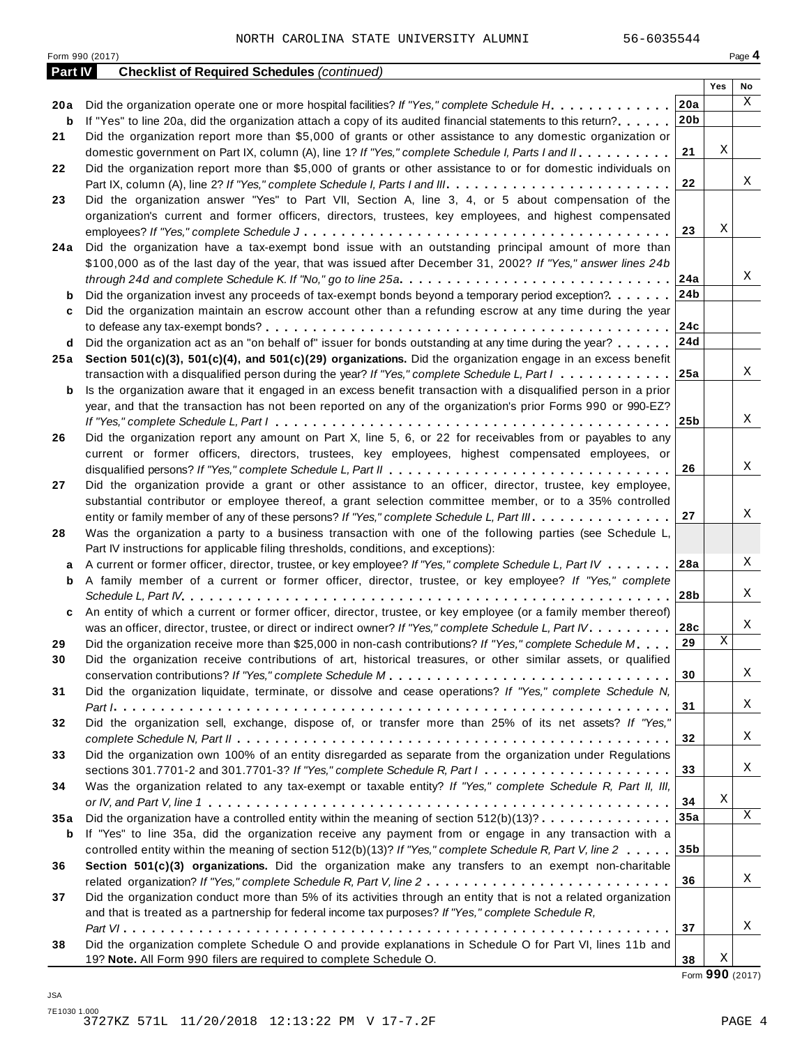NORTH CAROLINA STATE UNIVERSITY ALUMNI 56-6035544

Form 990 (2017) Page **4**

**Part IV Checklist of Required Schedules** *(continued)*

| | | | Yes | No |
|---|---|---|---|---|
| **20a** | Did the organization operate one or more hospital facilities? *If "Yes," complete Schedule H* | **20a** | | X |
| **b** | If "Yes" to line 20a, did the organization attach a copy of its audited financial statements to this return? | **20b** | | |
| **21** | Did the organization report more than $5,000 of grants or other assistance to any domestic organization or domestic government on Part IX, column (A), line 1? *If "Yes," complete Schedule I, Parts I and II* | **21** | X | |
| **22** | Did the organization report more than $5,000 of grants or other assistance to or for domestic individuals on Part IX, column (A), line 2? *If "Yes," complete Schedule I, Parts I and III* | **22** | | X |
| **23** | Did the organization answer "Yes" to Part VII, Section A, line 3, 4, or 5 about compensation of the organization's current and former officers, directors, trustees, key employees, and highest compensated employees? *If "Yes," complete Schedule J* | **23** | X | |
| **24a** | Did the organization have a tax-exempt bond issue with an outstanding principal amount of more than $100,000 as of the last day of the year, that was issued after December 31, 2002? *If "Yes," answer lines 24b through 24d and complete Schedule K. If "No," go to line 25a* | **24a** | | X |
| **b** | Did the organization invest any proceeds of tax-exempt bonds beyond a temporary period exception? | **24b** | | |
| **c** | Did the organization maintain an escrow account other than a refunding escrow at any time during the year to defease any tax-exempt bonds? | **24c** | | |
| **d** | Did the organization act as an "on behalf of" issuer for bonds outstanding at any time during the year? | **24d** | | |
| **25a** | **Section 501(c)(3), 501(c)(4), and 501(c)(29) organizations.** Did the organization engage in an excess benefit transaction with a disqualified person during the year? *If "Yes," complete Schedule L, Part I* | **25a** | | X |
| **b** | Is the organization aware that it engaged in an excess benefit transaction with a disqualified person in a prior year, and that the transaction has not been reported on any of the organization's prior Forms 990 or 990-EZ? *If "Yes," complete Schedule L, Part I* | **25b** | | X |
| **26** | Did the organization report any amount on Part X, line 5, 6, or 22 for receivables from or payables to any current or former officers, directors, trustees, key employees, highest compensated employees, or disqualified persons? *If "Yes," complete Schedule L, Part II* | **26** | | X |
| **27** | Did the organization provide a grant or other assistance to an officer, director, trustee, key employee, substantial contributor or employee thereof, a grant selection committee member, or to a 35% controlled entity or family member of any of these persons? *If "Yes," complete Schedule L, Part III* | **27** | | X |
| **28** | Was the organization a party to a business transaction with one of the following parties (see Schedule L, Part IV instructions for applicable filing thresholds, conditions, and exceptions): | | | |
| **a** | A current or former officer, director, trustee, or key employee? *If "Yes," complete Schedule L, Part IV* | **28a** | | X |
| **b** | A family member of a current or former officer, director, trustee, or key employee? *If "Yes," complete Schedule L, Part IV* | **28b** | | X |
| **c** | An entity of which a current or former officer, director, trustee, or key employee (or a family member thereof) was an officer, director, trustee, or direct or indirect owner? *If "Yes," complete Schedule L, Part IV* | **28c** | | X |
| **29** | Did the organization receive more than $25,000 in non-cash contributions? *If "Yes," complete Schedule M* | **29** | X | |
| **30** | Did the organization receive contributions of art, historical treasures, or other similar assets, or qualified conservation contributions? *If "Yes," complete Schedule M* | **30** | | X |
| **31** | Did the organization liquidate, terminate, or dissolve and cease operations? *If "Yes," complete Schedule N, Part I* | **31** | | X |
| **32** | Did the organization sell, exchange, dispose of, or transfer more than 25% of its net assets? *If "Yes," complete Schedule N, Part II* | **32** | | X |
| **33** | Did the organization own 100% of an entity disregarded as separate from the organization under Regulations sections 301.7701-2 and 301.7701-3? *If "Yes," complete Schedule R, Part I* | **33** | | X |
| **34** | Was the organization related to any tax-exempt or taxable entity? *If "Yes," complete Schedule R, Part II, III, or IV, and Part V, line 1* | **34** | X | |
| **35a** | Did the organization have a controlled entity within the meaning of section 512(b)(13)? | **35a** | | X |
| **b** | If "Yes" to line 35a, did the organization receive any payment from or engage in any transaction with a controlled entity within the meaning of section 512(b)(13)? *If "Yes," complete Schedule R, Part V, line 2* | **35b** | | |
| **36** | **Section 501(c)(3) organizations.** Did the organization make any transfers to an exempt non-charitable related organization? *If "Yes," complete Schedule R, Part V, line 2* | **36** | | X |
| **37** | Did the organization conduct more than 5% of its activities through an entity that is not a related organization and that is treated as a partnership for federal income tax purposes? *If "Yes," complete Schedule R, Part VI* | **37** | | X |
| **38** | Did the organization complete Schedule O and provide explanations in Schedule O for Part VI, lines 11b and 19? **Note.** All Form 990 filers are required to complete Schedule O. | **38** | X | |

Form **990** (2017)

JSA
7E1030 1.000
3727KZ 571L 11/20/2018 12:13:22 PM V 17-7.2F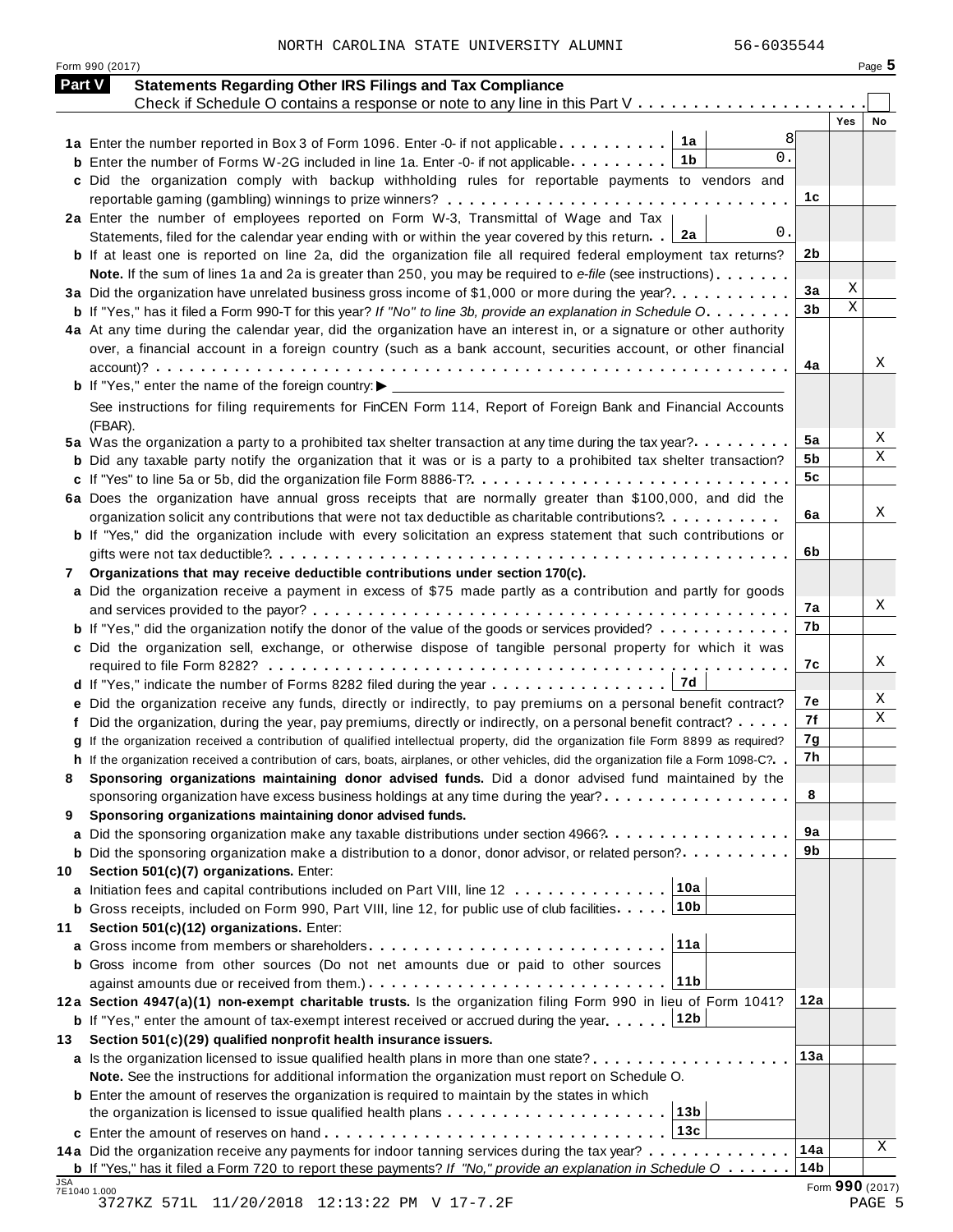NORTH CAROLINA STATE UNIVERSITY ALUMNI 56-6035544

Form 990 (2017) Page 5

## Part V Statements Regarding Other IRS Filings and Tax Compliance

Check if Schedule O contains a response or note to any line in this Part V . . . . . . . . . . . . . . . . . . . . . . ☐

| Line | Description | Box | Amount | Line | Yes | No |
|---|---|---|---|---|---|---|
| 1a | Enter the number reported in Box 3 of Form 1096. Enter -0- if not applicable | 1a | 8 | | | |
| b | Enter the number of Forms W-2G included in line 1a. Enter -0- if not applicable | 1b | 0. | | | |
| c | Did the organization comply with backup withholding rules for reportable payments to vendors and reportable gaming (gambling) winnings to prize winners? | | | 1c | | |
| 2a | Enter the number of employees reported on Form W-3, Transmittal of Wage and Tax Statements, filed for the calendar year ending with or within the year covered by this return | 2a | 0. | | | |
| b | If at least one is reported on line 2a, did the organization file all required federal employment tax returns? **Note.** If the sum of lines 1a and 2a is greater than 250, you may be required to *e-file* (see instructions) | | | 2b | | |
| 3a | Did the organization have unrelated business gross income of $1,000 or more during the year? | | | 3a | X | |
| b | If "Yes," has it filed a Form 990-T for this year? *If "No" to line 3b, provide an explanation in Schedule O* | | | 3b | X | |
| 4a | At any time during the calendar year, did the organization have an interest in, or a signature or other authority over, a financial account in a foreign country (such as a bank account, securities account, or other financial account)? | | | 4a | | X |
| b | If "Yes," enter the name of the foreign country: ▶ See instructions for filing requirements for FinCEN Form 114, Report of Foreign Bank and Financial Accounts (FBAR). | | | | | |
| 5a | Was the organization a party to a prohibited tax shelter transaction at any time during the tax year? | | | 5a | | X |
| b | Did any taxable party notify the organization that it was or is a party to a prohibited tax shelter transaction? | | | 5b | | X |
| c | If "Yes" to line 5a or 5b, did the organization file Form 8886-T? | | | 5c | | |
| 6a | Does the organization have annual gross receipts that are normally greater than $100,000, and did the organization solicit any contributions that were not tax deductible as charitable contributions? | | | 6a | | X |
| b | If "Yes," did the organization include with every solicitation an express statement that such contributions or gifts were not tax deductible? | | | 6b | | |
| 7 | **Organizations that may receive deductible contributions under section 170(c).** | | | | | |
| a | Did the organization receive a payment in excess of $75 made partly as a contribution and partly for goods and services provided to the payor? | | | 7a | | X |
| b | If "Yes," did the organization notify the donor of the value of the goods or services provided? | | | 7b | | |
| c | Did the organization sell, exchange, or otherwise dispose of tangible personal property for which it was required to file Form 8282? | | | 7c | | X |
| d | If "Yes," indicate the number of Forms 8282 filed during the year | 7d | | | | |
| e | Did the organization receive any funds, directly or indirectly, to pay premiums on a personal benefit contract? | | | 7e | | X |
| f | Did the organization, during the year, pay premiums, directly or indirectly, on a personal benefit contract? | | | 7f | | X |
| g | If the organization received a contribution of qualified intellectual property, did the organization file Form 8899 as required? | | | 7g | | |
| h | If the organization received a contribution of cars, boats, airplanes, or other vehicles, did the organization file a Form 1098-C? | | | 7h | | |
| 8 | **Sponsoring organizations maintaining donor advised funds.** Did a donor advised fund maintained by the sponsoring organization have excess business holdings at any time during the year? | | | 8 | | |
| 9 | **Sponsoring organizations maintaining donor advised funds.** | | | | | |
| a | Did the sponsoring organization make any taxable distributions under section 4966? | | | 9a | | |
| b | Did the sponsoring organization make a distribution to a donor, donor advisor, or related person? | | | 9b | | |
| 10 | **Section 501(c)(7) organizations.** Enter: | | | | | |
| a | Initiation fees and capital contributions included on Part VIII, line 12 | 10a | | | | |
| b | Gross receipts, included on Form 990, Part VIII, line 12, for public use of club facilities | 10b | | | | |
| 11 | **Section 501(c)(12) organizations.** Enter: | | | | | |
| a | Gross income from members or shareholders | 11a | | | | |
| b | Gross income from other sources (Do not net amounts due or paid to other sources against amounts due or received from them.) | 11b | | | | |
| 12a | **Section 4947(a)(1) non-exempt charitable trusts.** Is the organization filing Form 990 in lieu of Form 1041? | | | 12a | | |
| b | If "Yes," enter the amount of tax-exempt interest received or accrued during the year | 12b | | | | |
| 13 | **Section 501(c)(29) qualified nonprofit health insurance issuers.** | | | | | |
| a | Is the organization licensed to issue qualified health plans in more than one state? **Note.** See the instructions for additional information the organization must report on Schedule O. | | | 13a | | |
| b | Enter the amount of reserves the organization is required to maintain by the states in which the organization is licensed to issue qualified health plans | 13b | | | | |
| c | Enter the amount of reserves on hand | 13c | | | | |
| 14a | Did the organization receive any payments for indoor tanning services during the tax year? | | | 14a | | X |
| b | If "Yes," has it filed a Form 720 to report these payments? *If "No," provide an explanation in Schedule O* | | | 14b | | |

JSA 7E1040 1.000

Form **990** (2017)

3727KZ 571L 11/20/2018 12:13:22 PM V 17-7.2F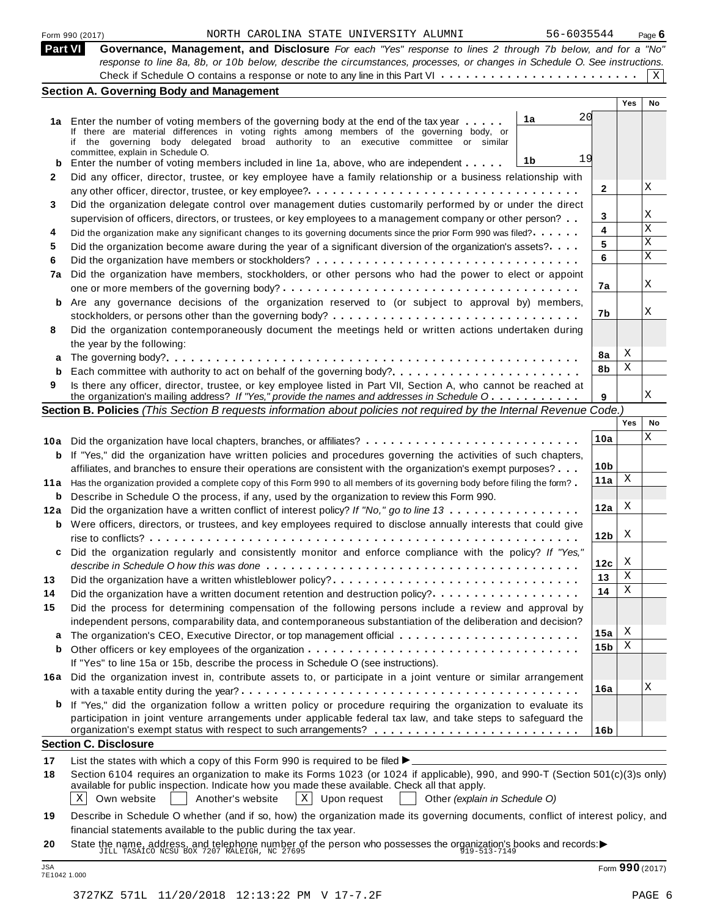Form 990 (2017) NORTH CAROLINA STATE UNIVERSITY ALUMNI 56-6035544 Page 6

**Part VI** **Governance, Management, and Disclosure** *For each "Yes" response to lines 2 through 7b below, and for a "No" response to line 8a, 8b, or 10b below, describe the circumstances, processes, or changes in Schedule O. See instructions.*

Check if Schedule O contains a response or note to any line in this Part VI . . . . . . . . . . . . . . . . . . . . . . . [X]

## Section A. Governing Body and Management

| | | | | Yes | No |
|---|---|---|---|---|---|
| **1a** | Enter the number of voting members of the governing body at the end of the tax year . . . . . If there are material differences in voting rights among members of the governing body, or if the governing body delegated broad authority to an executive committee or similar committee, explain in Schedule O. | 1a | 20 | | |
| **b** | Enter the number of voting members included in line 1a, above, who are independent . . . . . | 1b | 19 | | |
| **2** | Did any officer, director, trustee, or key employee have a family relationship or a business relationship with any other officer, director, trustee, or key employee? . . . | | 2 | | X |
| **3** | Did the organization delegate control over management duties customarily performed by or under the direct supervision of officers, directors, or trustees, or key employees to a management company or other person? . . | | 3 | | X |
| **4** | Did the organization make any significant changes to its governing documents since the prior Form 990 was filed? . . . . . | | 4 | | X |
| **5** | Did the organization become aware during the year of a significant diversion of the organization's assets? . . . . | | 5 | | X |
| **6** | Did the organization have members or stockholders? . . . | | 6 | | X |
| **7a** | Did the organization have members, stockholders, or other persons who had the power to elect or appoint one or more members of the governing body? . . . | | 7a | | X |
| **b** | Are any governance decisions of the organization reserved to (or subject to approval by) members, stockholders, or persons other than the governing body? . . . | | 7b | | X |
| **8** | Did the organization contemporaneously document the meetings held or written actions undertaken during the year by the following: | | | | |
| **a** | The governing body? . . . | | 8a | X | |
| **b** | Each committee with authority to act on behalf of the governing body? . . . | | 8b | X | |
| **9** | Is there any officer, director, trustee, or key employee listed in Part VII, Section A, who cannot be reached at the organization's mailing address? *If "Yes," provide the names and addresses in Schedule O* . . . | | 9 | | X |

## Section B. Policies *(This Section B requests information about policies not required by the Internal Revenue Code.)*

| | | | Yes | No |
|---|---|---|---|---|
| **10a** | Did the organization have local chapters, branches, or affiliates? . . . | 10a | | X |
| **b** | If "Yes," did the organization have written policies and procedures governing the activities of such chapters, affiliates, and branches to ensure their operations are consistent with the organization's exempt purposes? . . . | 10b | | |
| **11a** | Has the organization provided a complete copy of this Form 990 to all members of its governing body before filing the form? . | 11a | X | |
| **b** | Describe in Schedule O the process, if any, used by the organization to review this Form 990. | | | |
| **12a** | Did the organization have a written conflict of interest policy? *If "No," go to line 13* . . . | 12a | X | |
| **b** | Were officers, directors, or trustees, and key employees required to disclose annually interests that could give rise to conflicts? . . . | 12b | X | |
| **c** | Did the organization regularly and consistently monitor and enforce compliance with the policy? *If "Yes," describe in Schedule O how this was done* . . . | 12c | X | |
| **13** | Did the organization have a written whistleblower policy? . . . | 13 | X | |
| **14** | Did the organization have a written document retention and destruction policy? . . . | 14 | X | |
| **15** | Did the process for determining compensation of the following persons include a review and approval by independent persons, comparability data, and contemporaneous substantiation of the deliberation and decision? | | | |
| **a** | The organization's CEO, Executive Director, or top management official . . . | 15a | X | |
| **b** | Other officers or key employees of the organization . . . | 15b | X | |
| | If "Yes" to line 15a or 15b, describe the process in Schedule O (see instructions). | | | |
| **16a** | Did the organization invest in, contribute assets to, or participate in a joint venture or similar arrangement with a taxable entity during the year? . . . | 16a | | X |
| **b** | If "Yes," did the organization follow a written policy or procedure requiring the organization to evaluate its participation in joint venture arrangements under applicable federal tax law, and take steps to safeguard the organization's exempt status with respect to such arrangements? . . . | 16b | | |

## Section C. Disclosure

**17** List the states with which a copy of this Form 990 is required to be filed ▶

**18** Section 6104 requires an organization to make its Forms 1023 (or 1024 if applicable), 990, and 990-T (Section 501(c)(3)s only) available for public inspection. Indicate how you made these available. Check all that apply.

[X] Own website [ ] Another's website [X] Upon request [ ] Other *(explain in Schedule O)*

**19** Describe in Schedule O whether (and if so, how) the organization made its governing documents, conflict of interest policy, and financial statements available to the public during the tax year.

**20** State the name, address, and telephone number of the person who possesses the organization's books and records: ▶ JILL TASAICO NCSU BOX 7207 RALEIGH, NC 27695 919-513-7149

JSA 7E1042 1.000 Form **990** (2017)

3727KZ 571L 11/20/2018 12:13:22 PM V 17-7.2F PAGE 6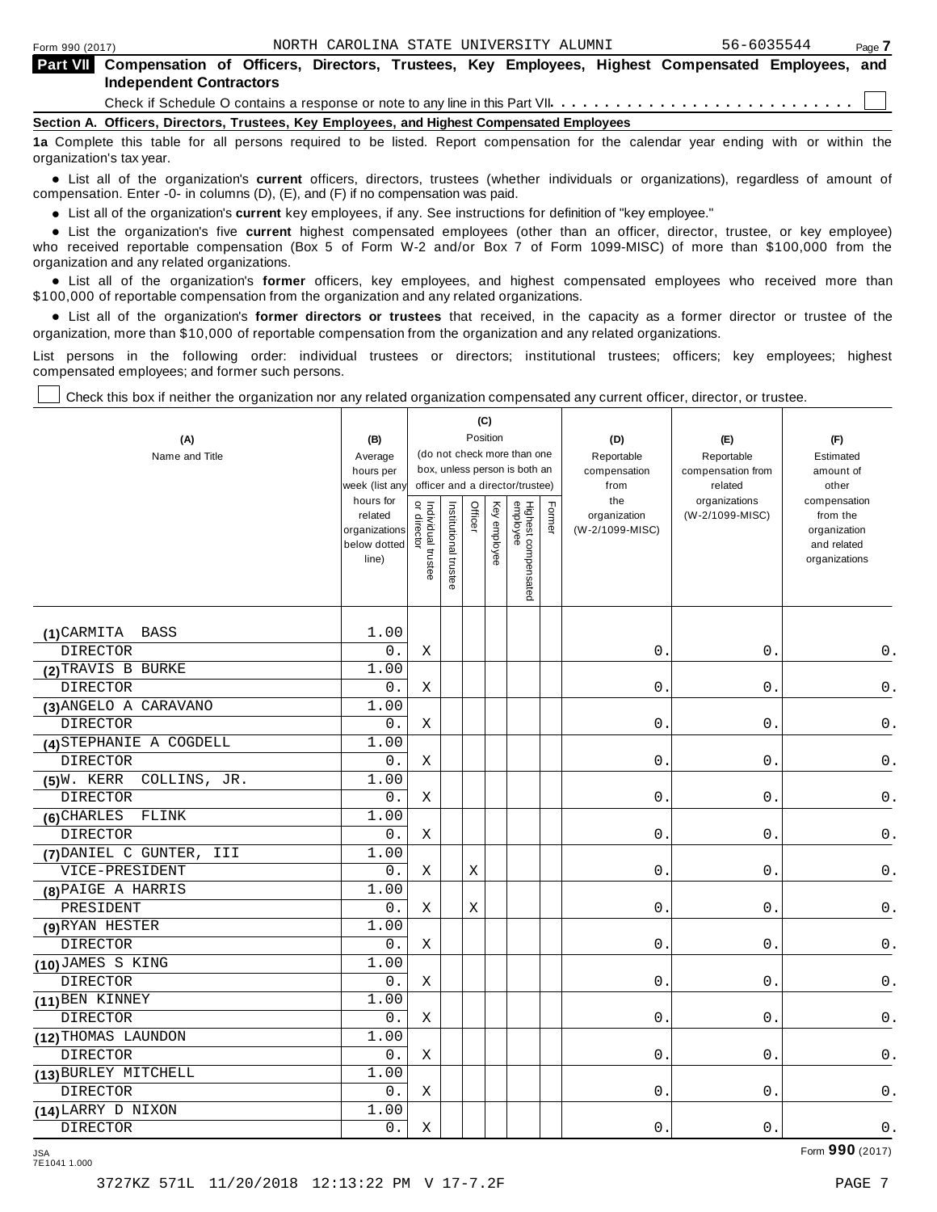Form 990 (2017) NORTH CAROLINA STATE UNIVERSITY ALUMNI 56-6035544 Page **7**

## Part VII Compensation of Officers, Directors, Trustees, Key Employees, Highest Compensated Employees, and Independent Contractors

Check if Schedule O contains a response or note to any line in this Part VII . . . . . . . . . . . . . . . . . . . . . . . . . . ☐

### Section A. Officers, Directors, Trustees, Key Employees, and Highest Compensated Employees

**1a** Complete this table for all persons required to be listed. Report compensation for the calendar year ending with or within the organization's tax year.

- List all of the organization's **current** officers, directors, trustees (whether individuals or organizations), regardless of amount of compensation. Enter -0- in columns (D), (E), and (F) if no compensation was paid.
- List all of the organization's **current** key employees, if any. See instructions for definition of "key employee."
- List the organization's five **current** highest compensated employees (other than an officer, director, trustee, or key employee) who received reportable compensation (Box 5 of Form W-2 and/or Box 7 of Form 1099-MISC) of more than $100,000 from the organization and any related organizations.
- List all of the organization's **former** officers, key employees, and highest compensated employees who received more than $100,000 of reportable compensation from the organization and any related organizations.
- List all of the organization's **former directors or trustees** that received, in the capacity as a former director or trustee of the organization, more than $10,000 of reportable compensation from the organization and any related organizations.

List persons in the following order: individual trustees or directors; institutional trustees; officers; key employees; highest compensated employees; and former such persons.

☐ Check this box if neither the organization nor any related organization compensated any current officer, director, or trustee.

| (A) Name and Title | (B) Average hours per week (list any hours for related organizations below dotted line) | (C) Position (do not check more than one box, unless person is both an officer and a director/trustee): Individual trustee or director | Institutional trustee | Officer | Key employee | Highest compensated employee | Former | (D) Reportable compensation from the organization (W-2/1099-MISC) | (E) Reportable compensation from related organizations (W-2/1099-MISC) | (F) Estimated amount of other compensation from the organization and related organizations |
|---|---|---|---|---|---|---|---|---|---|---|
| (1) CARMITA BASS<br>DIRECTOR | 1.00<br>0. | X | | | | | | 0. | 0. | 0. |
| (2) TRAVIS B BURKE<br>DIRECTOR | 1.00<br>0. | X | | | | | | 0. | 0. | 0. |
| (3) ANGELO A CARAVANO<br>DIRECTOR | 1.00<br>0. | X | | | | | | 0. | 0. | 0. |
| (4) STEPHANIE A COGDELL<br>DIRECTOR | 1.00<br>0. | X | | | | | | 0. | 0. | 0. |
| (5) W. KERR COLLINS, JR.<br>DIRECTOR | 1.00<br>0. | X | | | | | | 0. | 0. | 0. |
| (6) CHARLES FLINK<br>DIRECTOR | 1.00<br>0. | X | | | | | | 0. | 0. | 0. |
| (7) DANIEL C GUNTER, III<br>VICE-PRESIDENT | 1.00<br>0. | X | | X | | | | 0. | 0. | 0. |
| (8) PAIGE A HARRIS<br>PRESIDENT | 1.00<br>0. | X | | X | | | | 0. | 0. | 0. |
| (9) RYAN HESTER<br>DIRECTOR | 1.00<br>0. | X | | | | | | 0. | 0. | 0. |
| (10) JAMES S KING<br>DIRECTOR | 1.00<br>0. | X | | | | | | 0. | 0. | 0. |
| (11) BEN KINNEY<br>DIRECTOR | 1.00<br>0. | X | | | | | | 0. | 0. | 0. |
| (12) THOMAS LAUNDON<br>DIRECTOR | 1.00<br>0. | X | | | | | | 0. | 0. | 0. |
| (13) BURLEY MITCHELL<br>DIRECTOR | 1.00<br>0. | X | | | | | | 0. | 0. | 0. |
| (14) LARRY D NIXON<br>DIRECTOR | 1.00<br>0. | X | | | | | | 0. | 0. | 0. |

JSA 7E1041 1.000 Form **990** (2017)

3727KZ 571L 11/20/2018 12:13:22 PM V 17-7.2F PAGE 7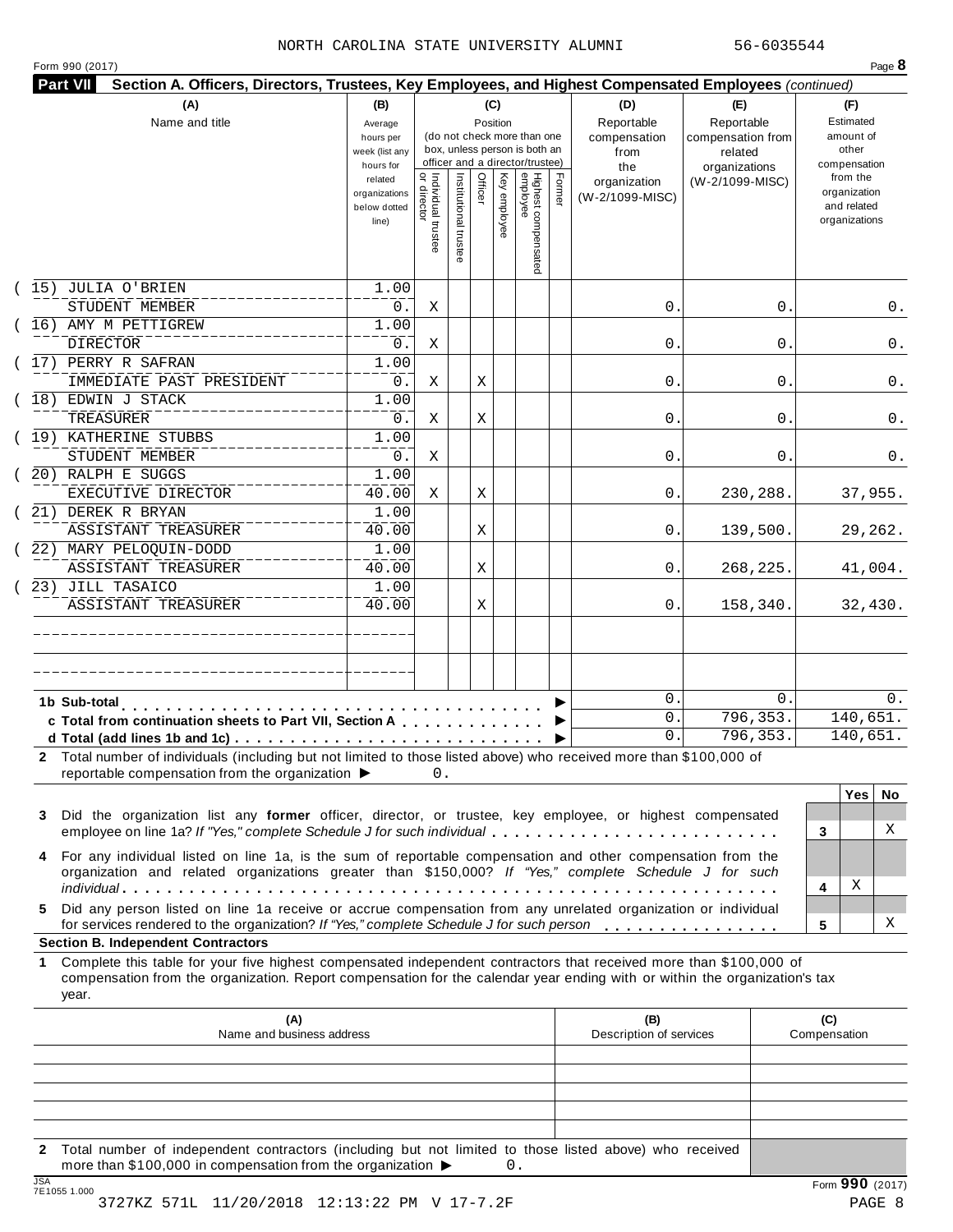NORTH CAROLINA STATE UNIVERSITY ALUMNI 56-6035544

## Part VII Section A. Officers, Directors, Trustees, Key Employees, and Highest Compensated Employees *(continued)*

| (A) Name and title | (B) Average hours per week (list any hours for related organizations below dotted line) | (C) Position: Individual trustee or director | Institutional trustee | Officer | Key employee | Highest compensated employee | Former | (D) Reportable compensation from the organization (W-2/1099-MISC) | (E) Reportable compensation from related organizations (W-2/1099-MISC) | (F) Estimated amount of other compensation from the organization and related organizations |
|---|---|---|---|---|---|---|---|---|---|---|
| (15) JULIA O'BRIEN<br>STUDENT MEMBER | 1.00<br>0. | X | | | | | | 0. | 0. | 0. |
| (16) AMY M PETTIGREW<br>DIRECTOR | 1.00<br>0. | X | | | | | | 0. | 0. | 0. |
| (17) PERRY R SAFRAN<br>IMMEDIATE PAST PRESIDENT | 1.00<br>0. | X | | X | | | | 0. | 0. | 0. |
| (18) EDWIN J STACK<br>TREASURER | 1.00<br>0. | X | | X | | | | 0. | 0. | 0. |
| (19) KATHERINE STUBBS<br>STUDENT MEMBER | 1.00<br>0. | X | | | | | | 0. | 0. | 0. |
| (20) RALPH E SUGGS<br>EXECUTIVE DIRECTOR | 1.00<br>40.00 | X | | X | | | | 0. | 230,288. | 37,955. |
| (21) DEREK R BRYAN<br>ASSISTANT TREASURER | 1.00<br>40.00 | | | X | | | | 0. | 139,500. | 29,262. |
| (22) MARY PELOQUIN-DODD<br>ASSISTANT TREASURER | 1.00<br>40.00 | | | X | | | | 0. | 268,225. | 41,004. |
| (23) JILL TASAICO<br>ASSISTANT TREASURER | 1.00<br>40.00 | | | X | | | | 0. | 158,340. | 32,430. |
| | | | | | | | | | | |
| | | | | | | | | | | |
| **1b Sub-total** | | | | | | | | 0. | 0. | 0. |
| **c Total from continuation sheets to Part VII, Section A** | | | | | | | | 0. | 796,353. | 140,651. |
| **d Total (add lines 1b and 1c)** | | | | | | | | 0. | 796,353. | 140,651. |

**2** Total number of individuals (including but not limited to those listed above) who received more than $100,000 of reportable compensation from the organization ▶ 0.

| | | Yes | No |
|---|---|---|---|
| **3** Did the organization list any **former** officer, director, or trustee, key employee, or highest compensated employee on line 1a? *If "Yes," complete Schedule J for such individual* | 3 | | X |
| **4** For any individual listed on line 1a, is the sum of reportable compensation and other compensation from the organization and related organizations greater than $150,000? *If "Yes," complete Schedule J for such individual* | 4 | X | |
| **5** Did any person listed on line 1a receive or accrue compensation from any unrelated organization or individual for services rendered to the organization? *If "Yes," complete Schedule J for such person* | 5 | | X |

### Section B. Independent Contractors

**1** Complete this table for your five highest compensated independent contractors that received more than $100,000 of compensation from the organization. Report compensation for the calendar year ending with or within the organization's tax year.

| (A) Name and business address | (B) Description of services | (C) Compensation |
|---|---|---|
| | | |
| | | |
| | | |
| | | |
| | | |

**2** Total number of independent contractors (including but not limited to those listed above) who received more than $100,000 in compensation from the organization ▶ 0.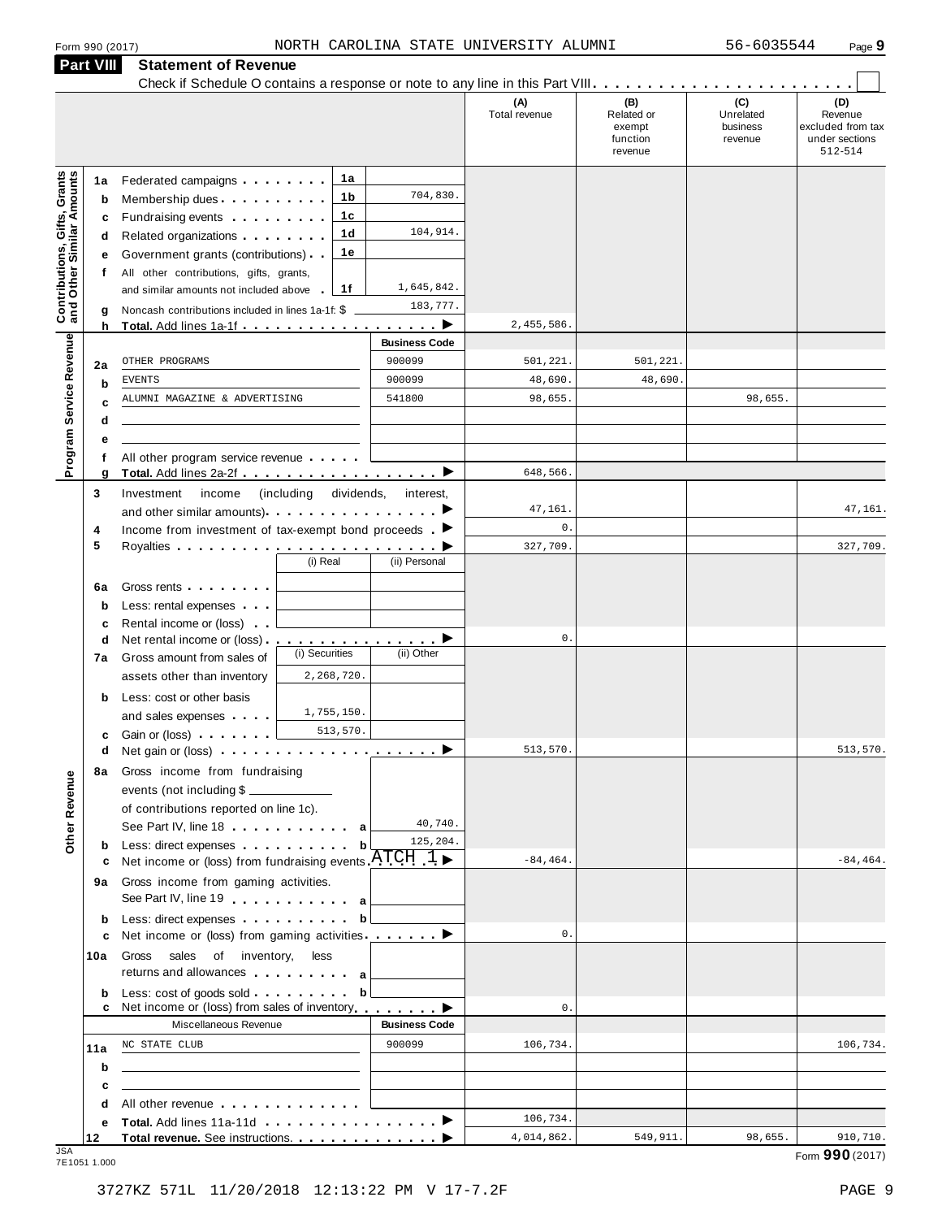Form 990 (2017) NORTH CAROLINA STATE UNIVERSITY ALUMNI 56-6035544 Page 9

## Part VIII Statement of Revenue

Check if Schedule O contains a response or note to any line in this Part VIII . . . . . . . . . . . . . . . . . . . . . . . ☐

| | | | | (A) Total revenue | (B) Related or exempt function revenue | (C) Unrelated business revenue | (D) Revenue excluded from tax under sections 512-514 |
|---|---|---|---|---|---|---|---|
| **Contributions, Gifts, Grants and Other Similar Amounts** | 1a Federated campaigns | 1a | | | | | |
| | b Membership dues | 1b | 704,830. | | | | |
| | c Fundraising events | 1c | | | | | |
| | d Related organizations | 1d | 104,914. | | | | |
| | e Government grants (contributions) | 1e | | | | | |
| | f All other contributions, gifts, grants, and similar amounts not included above | 1f | 1,645,842. | | | | |
| | g Noncash contributions included in lines 1a-1f: $ | | 183,777. | | | | |
| | h **Total.** Add lines 1a-1f ▶ | | | 2,455,586. | | | |
| **Program Service Revenue** | | | **Business Code** | | | | |
| | 2a OTHER PROGRAMS | | 900099 | 501,221. | 501,221. | | |
| | b EVENTS | | 900099 | 48,690. | 48,690. | | |
| | c ALUMNI MAGAZINE & ADVERTISING | | 541800 | 98,655. | | 98,655. | |
| | d | | | | | | |
| | e | | | | | | |
| | f All other program service revenue | | | | | | |
| | g **Total.** Add lines 2a-2f ▶ | | | 648,566. | | | |
| **Other Revenue** | 3 Investment income (including dividends, interest, and other similar amounts) ▶ | | | 47,161. | | | 47,161. |
| | 4 Income from investment of tax-exempt bond proceeds ▶ | | | 0. | | | |
| | 5 Royalties ▶ | | | 327,709. | | | 327,709. |
| | | (i) Real | (ii) Personal | | | | |
| | 6a Gross rents | | | | | | |
| | b Less: rental expenses | | | | | | |
| | c Rental income or (loss) | | | | | | |
| | d Net rental income or (loss) ▶ | | | 0. | | | |
| | | (i) Securities | (ii) Other | | | | |
| | 7a Gross amount from sales of assets other than inventory | 2,268,720. | | | | | |
| | b Less: cost or other basis and sales expenses | 1,755,150. | | | | | |
| | c Gain or (loss) | 513,570. | | | | | |
| | d Net gain or (loss) ▶ | | | 513,570. | | | 513,570. |
| | 8a Gross income from fundraising events (not including $ ______ of contributions reported on line 1c). See Part IV, line 18 | a | 40,740. | | | | |
| | b Less: direct expenses | b | 125,204. | | | | |
| | c Net income or (loss) from fundraising events ATCH 1 ▶ | | | -84,464. | | | -84,464. |
| | 9a Gross income from gaming activities. See Part IV, line 19 | a | | | | | |
| | b Less: direct expenses | b | | | | | |
| | c Net income or (loss) from gaming activities ▶ | | | 0. | | | |
| | 10a Gross sales of inventory, less returns and allowances | a | | | | | |
| | b Less: cost of goods sold | b | | | | | |
| | c Net income or (loss) from sales of inventory ▶ | | | 0. | | | |
| | Miscellaneous Revenue | | **Business Code** | | | | |
| | 11a NC STATE CLUB | | 900099 | 106,734. | | | 106,734. |
| | b | | | | | | |
| | c | | | | | | |
| | d All other revenue | | | | | | |
| | e **Total.** Add lines 11a-11d ▶ | | | 106,734. | | | |
| | 12 **Total revenue.** See instructions. ▶ | | | 4,014,862. | 549,911. | 98,655. | 910,710. |

JSA 7E1051 1.000 Form **990** (2017)

3727KZ 571L 11/20/2018 12:13:22 PM V 17-7.2F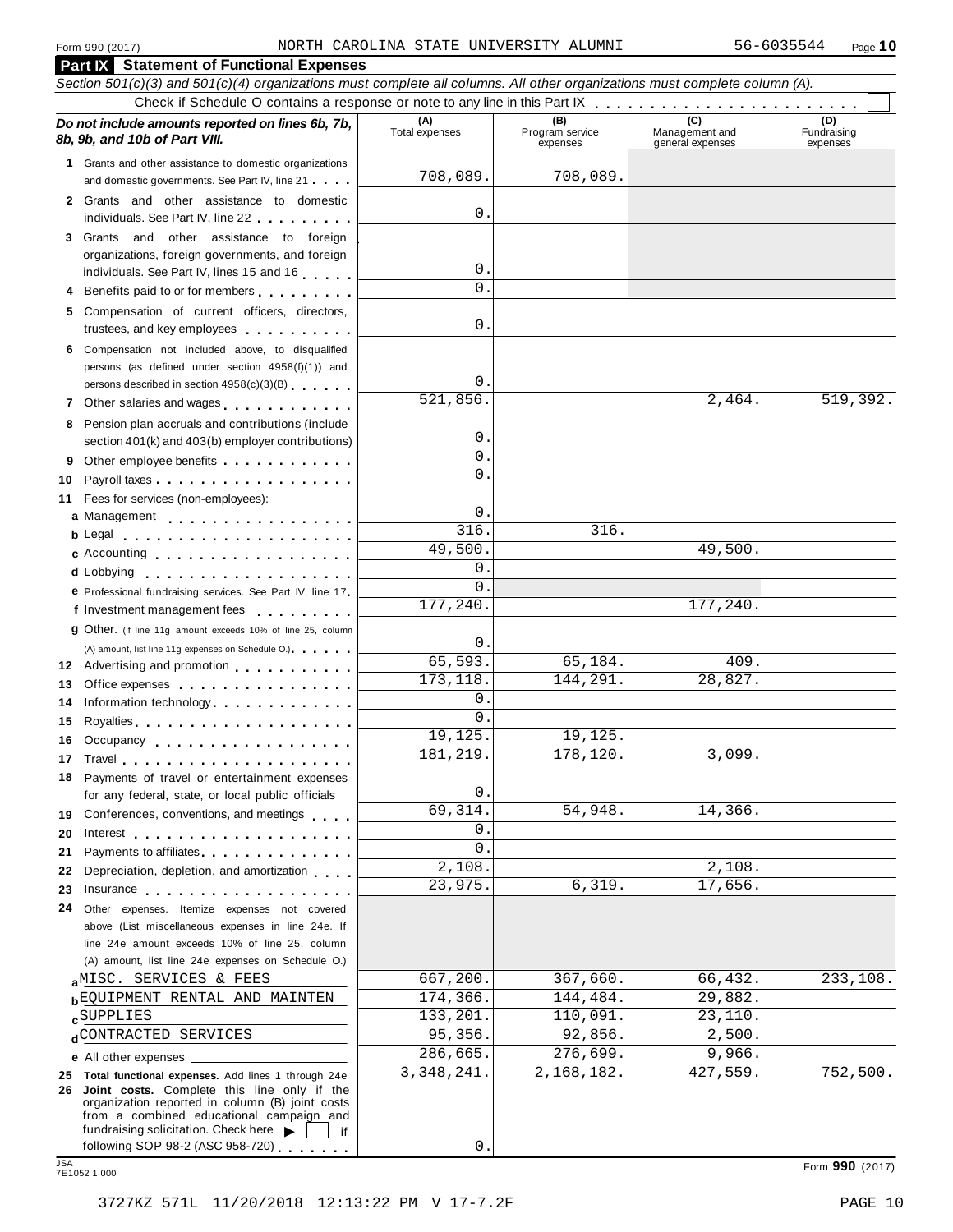Form 990 (2017) NORTH CAROLINA STATE UNIVERSITY ALUMNI 56-6035544

## Part IX Statement of Functional Expenses

*Section 501(c)(3) and 501(c)(4) organizations must complete all columns. All other organizations must complete column (A).*

Check if Schedule O contains a response or note to any line in this Part IX . . . . . . . . . . . . . . . . . . . . . . .

| *Do not include amounts reported on lines 6b, 7b, 8b, 9b, and 10b of Part VIII.* | (A) Total expenses | (B) Program service expenses | (C) Management and general expenses | (D) Fundraising expenses |
|---|---|---|---|---|
| **1** Grants and other assistance to domestic organizations and domestic governments. See Part IV, line 21 | 708,089. | 708,089. | | |
| **2** Grants and other assistance to domestic individuals. See Part IV, line 22 | 0. | | | |
| **3** Grants and other assistance to foreign organizations, foreign governments, and foreign individuals. See Part IV, lines 15 and 16 | 0. | | | |
| **4** Benefits paid to or for members | 0. | | | |
| **5** Compensation of current officers, directors, trustees, and key employees | 0. | | | |
| **6** Compensation not included above, to disqualified persons (as defined under section 4958(f)(1)) and persons described in section 4958(c)(3)(B) | 0. | | | |
| **7** Other salaries and wages | 521,856. | | 2,464. | 519,392. |
| **8** Pension plan accruals and contributions (include section 401(k) and 403(b) employer contributions) | 0. | | | |
| **9** Other employee benefits | 0. | | | |
| **10** Payroll taxes | 0. | | | |
| **11** Fees for services (non-employees): | | | | |
| **a** Management | 0. | | | |
| **b** Legal | 316. | 316. | | |
| **c** Accounting | 49,500. | | 49,500. | |
| **d** Lobbying | 0. | | | |
| **e** Professional fundraising services. See Part IV, line 17 | 0. | | | |
| **f** Investment management fees | 177,240. | | 177,240. | |
| **g** Other. (If line 11g amount exceeds 10% of line 25, column (A) amount, list line 11g expenses on Schedule O.) | 0. | | | |
| **12** Advertising and promotion | 65,593. | 65,184. | 409. | |
| **13** Office expenses | 173,118. | 144,291. | 28,827. | |
| **14** Information technology | 0. | | | |
| **15** Royalties | 0. | | | |
| **16** Occupancy | 19,125. | 19,125. | | |
| **17** Travel | 181,219. | 178,120. | 3,099. | |
| **18** Payments of travel or entertainment expenses for any federal, state, or local public officials | 0. | | | |
| **19** Conferences, conventions, and meetings | 69,314. | 54,948. | 14,366. | |
| **20** Interest | 0. | | | |
| **21** Payments to affiliates | 0. | | | |
| **22** Depreciation, depletion, and amortization | 2,108. | | 2,108. | |
| **23** Insurance | 23,975. | 6,319. | 17,656. | |
| **24** Other expenses. Itemize expenses not covered above (List miscellaneous expenses in line 24e. If line 24e amount exceeds 10% of line 25, column (A) amount, list line 24e expenses on Schedule O.) | | | | |
| **a** MISC. SERVICES & FEES | 667,200. | 367,660. | 66,432. | 233,108. |
| **b** EQUIPMENT RENTAL AND MAINTEN | 174,366. | 144,484. | 29,882. | |
| **c** SUPPLIES | 133,201. | 110,091. | 23,110. | |
| **d** CONTRACTED SERVICES | 95,356. | 92,856. | 2,500. | |
| **e** All other expenses | 286,665. | 276,699. | 9,966. | |
| **25 Total functional expenses.** Add lines 1 through 24e | 3,348,241. | 2,168,182. | 427,559. | 752,500. |
| **26 Joint costs.** Complete this line only if the organization reported in column (B) joint costs from a combined educational campaign and fundraising solicitation. Check here ▶ ☐ if following SOP 98-2 (ASC 958-720) | 0. | | | |

JSA 7E1052 1.000

Form **990** (2017)

3727KZ 571L 11/20/2018 12:13:22 PM V 17-7.2F PAGE 10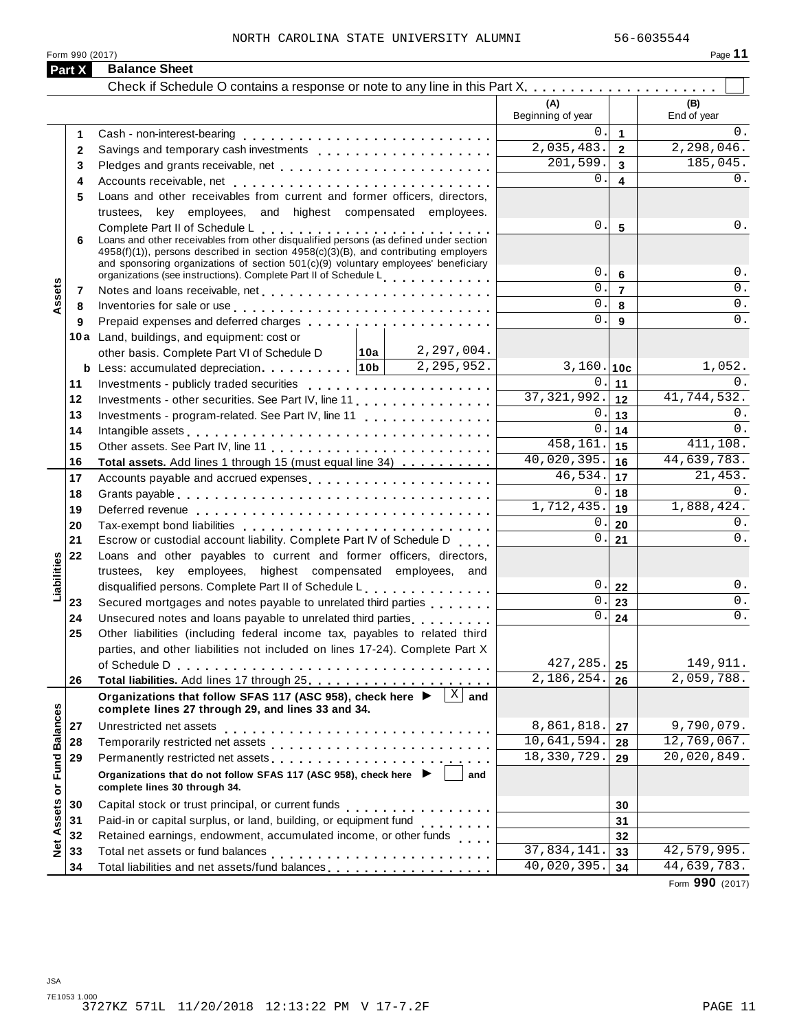NORTH CAROLINA STATE UNIVERSITY ALUMNI 56-6035544

Form 990 (2017)

## Part X Balance Sheet

Check if Schedule O contains a response or note to any line in this Part X . . . . . . . . . . . . . . . . . . . . ☐

| | | | | (A) Beginning of year | | (B) End of year |
|---|---|---|---|---|---|---|
| **Assets** | 1 | Cash - non-interest-bearing | | 0. | 1 | 0. |
| | 2 | Savings and temporary cash investments | | 2,035,483. | 2 | 2,298,046. |
| | 3 | Pledges and grants receivable, net | | 201,599. | 3 | 185,045. |
| | 4 | Accounts receivable, net | | 0. | 4 | 0. |
| | 5 | Loans and other receivables from current and former officers, directors, trustees, key employees, and highest compensated employees. Complete Part II of Schedule L | | 0. | 5 | 0. |
| | 6 | Loans and other receivables from other disqualified persons (as defined under section 4958(f)(1)), persons described in section 4958(c)(3)(B), and contributing employers and sponsoring organizations of section 501(c)(9) voluntary employees' beneficiary organizations (see instructions). Complete Part II of Schedule L | | 0. | 6 | 0. |
| | 7 | Notes and loans receivable, net | | 0. | 7 | 0. |
| | 8 | Inventories for sale or use | | 0. | 8 | 0. |
| | 9 | Prepaid expenses and deferred charges | | 0. | 9 | 0. |
| | 10a | Land, buildings, and equipment: cost or other basis. Complete Part VI of Schedule D | 10a 2,297,004. | | | |
| | b | Less: accumulated depreciation | 10b 2,295,952. | 3,160. | 10c | 1,052. |
| | 11 | Investments - publicly traded securities | | 0. | 11 | 0. |
| | 12 | Investments - other securities. See Part IV, line 11 | | 37,321,992. | 12 | 41,744,532. |
| | 13 | Investments - program-related. See Part IV, line 11 | | 0. | 13 | 0. |
| | 14 | Intangible assets | | 0. | 14 | 0. |
| | 15 | Other assets. See Part IV, line 11 | | 458,161. | 15 | 411,108. |
| | 16 | **Total assets.** Add lines 1 through 15 (must equal line 34) | | 40,020,395. | 16 | 44,639,783. |
| **Liabilities** | 17 | Accounts payable and accrued expenses | | 46,534. | 17 | 21,453. |
| | 18 | Grants payable | | 0. | 18 | 0. |
| | 19 | Deferred revenue | | 1,712,435. | 19 | 1,888,424. |
| | 20 | Tax-exempt bond liabilities | | 0. | 20 | 0. |
| | 21 | Escrow or custodial account liability. Complete Part IV of Schedule D | | 0. | 21 | 0. |
| | 22 | Loans and other payables to current and former officers, directors, trustees, key employees, highest compensated employees, and disqualified persons. Complete Part II of Schedule L | | 0. | 22 | 0. |
| | 23 | Secured mortgages and notes payable to unrelated third parties | | 0. | 23 | 0. |
| | 24 | Unsecured notes and loans payable to unrelated third parties | | 0. | 24 | 0. |
| | 25 | Other liabilities (including federal income tax, payables to related third parties, and other liabilities not included on lines 17-24). Complete Part X of Schedule D | | 427,285. | 25 | 149,911. |
| | 26 | **Total liabilities.** Add lines 17 through 25 | | 2,186,254. | 26 | 2,059,788. |
| **Net Assets or Fund Balances** | | **Organizations that follow SFAS 117 (ASC 958), check here ▶ [X] and complete lines 27 through 29, and lines 33 and 34.** | | | | |
| | 27 | Unrestricted net assets | | 8,861,818. | 27 | 9,790,079. |
| | 28 | Temporarily restricted net assets | | 10,641,594. | 28 | 12,769,067. |
| | 29 | Permanently restricted net assets | | 18,330,729. | 29 | 20,020,849. |
| | | **Organizations that do not follow SFAS 117 (ASC 958), check here ▶ [ ] and complete lines 30 through 34.** | | | | |
| | 30 | Capital stock or trust principal, or current funds | | | 30 | |
| | 31 | Paid-in or capital surplus, or land, building, or equipment fund | | | 31 | |
| | 32 | Retained earnings, endowment, accumulated income, or other funds | | | 32 | |
| | 33 | Total net assets or fund balances | | 37,834,141. | 33 | 42,579,995. |
| | 34 | Total liabilities and net assets/fund balances | | 40,020,395. | 34 | 44,639,783. |

Form **990** (2017)

JSA
7E1053 1.000
3727KZ 571L 11/20/2018 12:13:22 PM V 17-7.2F PAGE 11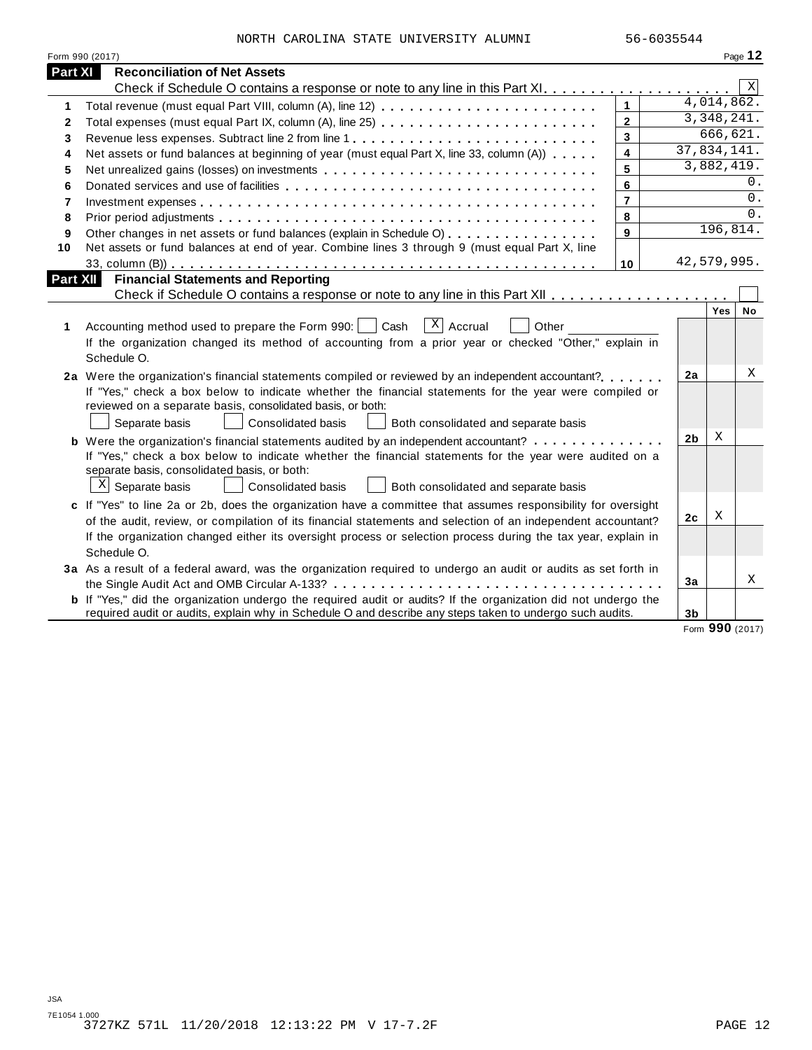NORTH CAROLINA STATE UNIVERSITY ALUMNI 56-6035544

Form 990 (2017)

## Part XI Reconciliation of Net Assets

Check if Schedule O contains a response or note to any line in this Part XI . . . . . . . . . . . . . . . . . . . . [X]

| | | | |
|---|---|---|---|
| 1 | Total revenue (must equal Part VIII, column (A), line 12) | 1 | 4,014,862. |
| 2 | Total expenses (must equal Part IX, column (A), line 25) | 2 | 3,348,241. |
| 3 | Revenue less expenses. Subtract line 2 from line 1 | 3 | 666,621. |
| 4 | Net assets or fund balances at beginning of year (must equal Part X, line 33, column (A)) | 4 | 37,834,141. |
| 5 | Net unrealized gains (losses) on investments | 5 | 3,882,419. |
| 6 | Donated services and use of facilities | 6 | 0. |
| 7 | Investment expenses | 7 | 0. |
| 8 | Prior period adjustments | 8 | 0. |
| 9 | Other changes in net assets or fund balances (explain in Schedule O) | 9 | 196,814. |
| 10 | Net assets or fund balances at end of year. Combine lines 3 through 9 (must equal Part X, line 33, column (B)) | 10 | 42,579,995. |

## Part XII Financial Statements and Reporting

Check if Schedule O contains a response or note to any line in this Part XII . . . . . . . . . . . . . . . . . . [ ]

| | | | Yes | No |
|---|---|---|---|---|
| 1 | Accounting method used to prepare the Form 990: [ ] Cash [X] Accrual [ ] Other ____<br>If the organization changed its method of accounting from a prior year or checked "Other," explain in Schedule O. | | | |
| 2a | Were the organization's financial statements compiled or reviewed by an independent accountant?<br>If "Yes," check a box below to indicate whether the financial statements for the year were compiled or reviewed on a separate basis, consolidated basis, or both:<br>[ ] Separate basis [ ] Consolidated basis [ ] Both consolidated and separate basis | 2a | | X |
| b | Were the organization's financial statements audited by an independent accountant?<br>If "Yes," check a box below to indicate whether the financial statements for the year were audited on a separate basis, consolidated basis, or both:<br>[X] Separate basis [ ] Consolidated basis [ ] Both consolidated and separate basis | 2b | X | |
| c | If "Yes" to line 2a or 2b, does the organization have a committee that assumes responsibility for oversight of the audit, review, or compilation of its financial statements and selection of an independent accountant?<br>If the organization changed either its oversight process or selection process during the tax year, explain in Schedule O. | 2c | X | |
| 3a | As a result of a federal award, was the organization required to undergo an audit or audits as set forth in the Single Audit Act and OMB Circular A-133? | 3a | | X |
| b | If "Yes," did the organization undergo the required audit or audits? If the organization did not undergo the required audit or audits, explain why in Schedule O and describe any steps taken to undergo such audits. | 3b | | |

Form **990** (2017)

JSA
7E1054 1.000
3727KZ 571L 11/20/2018 12:13:22 PM V 17-7.2F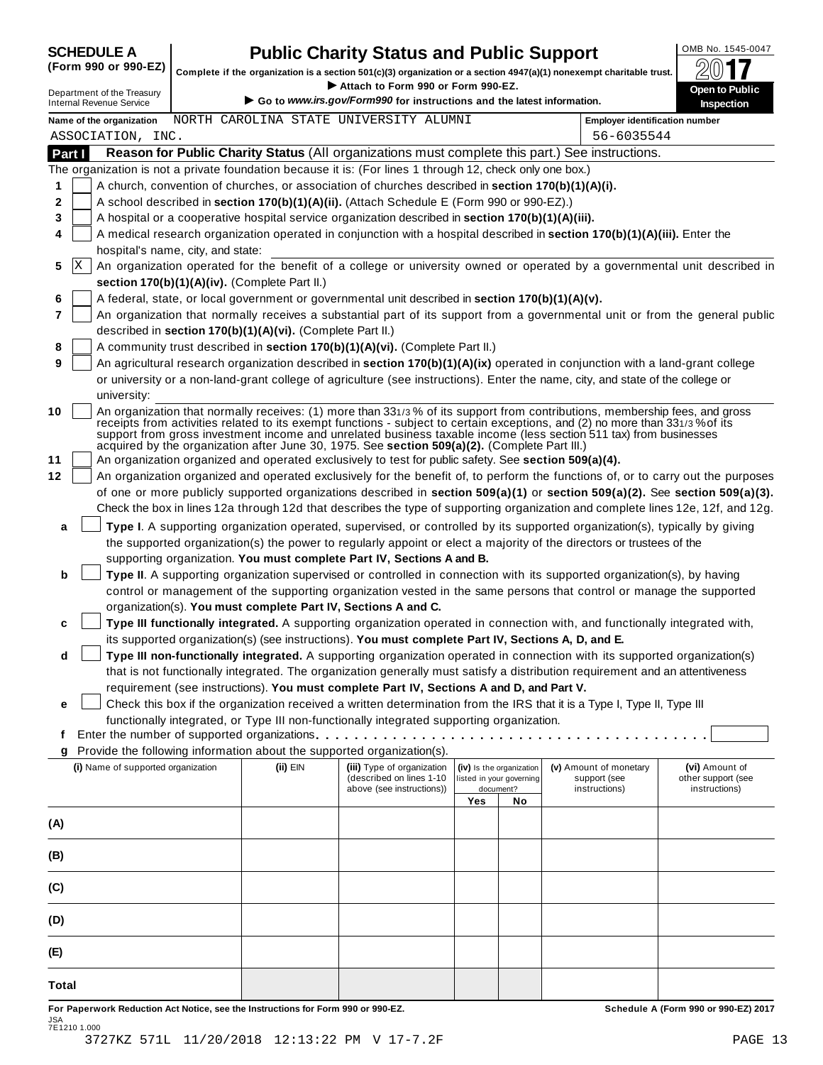**SCHEDULE A** **(Form 990 or 990-EZ)**

Department of the Treasury
Internal Revenue Service

# Public Charity Status and Public Support

**Complete if the organization is a section 501(c)(3) organization or a section 4947(a)(1) nonexempt charitable trust.**

▶ **Attach to Form 990 or Form 990-EZ.**

▶ **Go to *www.irs.gov/Form990* for instructions and the latest information.**

OMB No. 1545-0047

**2017**

**Open to Public Inspection**

**Name of the organization** NORTH CAROLINA STATE UNIVERSITY ALUMNI ASSOCIATION, INC.

**Employer identification number** 56-6035544

## Part I Reason for Public Charity Status (All organizations must complete this part.) See instructions.

The organization is not a private foundation because it is: (For lines 1 through 12, check only one box.)

1 [ ] A church, convention of churches, or association of churches described in **section 170(b)(1)(A)(i).**

2 [ ] A school described in **section 170(b)(1)(A)(ii).** (Attach Schedule E (Form 990 or 990-EZ).)

3 [ ] A hospital or a cooperative hospital service organization described in **section 170(b)(1)(A)(iii).**

4 [ ] A medical research organization operated in conjunction with a hospital described in **section 170(b)(1)(A)(iii).** Enter the hospital's name, city, and state:

5 [X] An organization operated for the benefit of a college or university owned or operated by a governmental unit described in **section 170(b)(1)(A)(iv).** (Complete Part II.)

6 [ ] A federal, state, or local government or governmental unit described in **section 170(b)(1)(A)(v).**

7 [ ] An organization that normally receives a substantial part of its support from a governmental unit or from the general public described in **section 170(b)(1)(A)(vi).** (Complete Part II.)

8 [ ] A community trust described in **section 170(b)(1)(A)(vi).** (Complete Part II.)

9 [ ] An agricultural research organization described in **section 170(b)(1)(A)(ix)** operated in conjunction with a land-grant college or university or a non-land-grant college of agriculture (see instructions). Enter the name, city, and state of the college or university:

10 [ ] An organization that normally receives: (1) more than 33 1/3 % of its support from contributions, membership fees, and gross receipts from activities related to its exempt functions - subject to certain exceptions, and (2) no more than 33 1/3 % of its support from gross investment income and unrelated business taxable income (less section 511 tax) from businesses acquired by the organization after June 30, 1975. See **section 509(a)(2).** (Complete Part III.)

11 [ ] An organization organized and operated exclusively to test for public safety. See **section 509(a)(4).**

12 [ ] An organization organized and operated exclusively for the benefit of, to perform the functions of, or to carry out the purposes of one or more publicly supported organizations described in **section 509(a)(1)** or **section 509(a)(2).** See **section 509(a)(3).** Check the box in lines 12a through 12d that describes the type of supporting organization and complete lines 12e, 12f, and 12g.

a [ ] **Type I**. A supporting organization operated, supervised, or controlled by its supported organization(s), typically by giving the supported organization(s) the power to regularly appoint or elect a majority of the directors or trustees of the supporting organization. **You must complete Part IV, Sections A and B.**

b [ ] **Type II**. A supporting organization supervised or controlled in connection with its supported organization(s), by having control or management of the supporting organization vested in the same persons that control or manage the supported organization(s). **You must complete Part IV, Sections A and C.**

c [ ] **Type III functionally integrated.** A supporting organization operated in connection with, and functionally integrated with, its supported organization(s) (see instructions). **You must complete Part IV, Sections A, D, and E.**

d [ ] **Type III non-functionally integrated.** A supporting organization operated in connection with its supported organization(s) that is not functionally integrated. The organization generally must satisfy a distribution requirement and an attentiveness requirement (see instructions). **You must complete Part IV, Sections A and D, and Part V.**

e [ ] Check this box if the organization received a written determination from the IRS that it is a Type I, Type II, Type III functionally integrated, or Type III non-functionally integrated supporting organization.

f Enter the number of supported organizations

g Provide the following information about the supported organization(s).

| (i) Name of supported organization | (ii) EIN | (iii) Type of organization (described on lines 1-10 above (see instructions)) | (iv) Is the organization listed in your governing document? Yes | No | (v) Amount of monetary support (see instructions) | (vi) Amount of other support (see instructions) |
|---|---|---|---|---|---|---|
| (A) | | | | | | |
| (B) | | | | | | |
| (C) | | | | | | |
| (D) | | | | | | |
| (E) | | | | | | |
| Total | | | | | | |

**For Paperwork Reduction Act Notice, see the Instructions for Form 990 or 990-EZ.** **Schedule A (Form 990 or 990-EZ) 2017**

JSA
7E1210 1.000
3727KZ 571L 11/20/2018 12:13:22 PM V 17-7.2F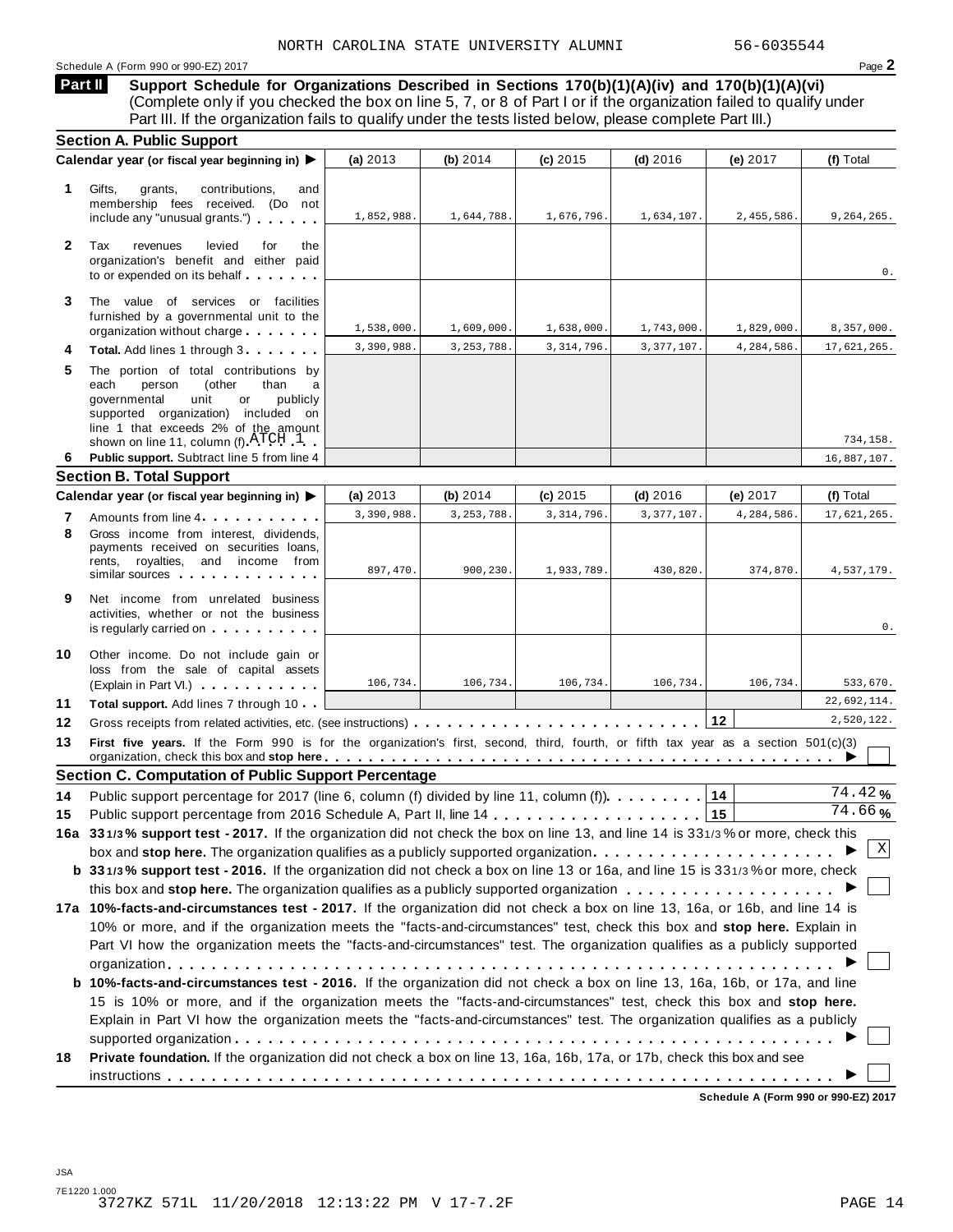NORTH CAROLINA STATE UNIVERSITY ALUMNI 56-6035544

Schedule A (Form 990 or 990-EZ) 2017

## Part II Support Schedule for Organizations Described in Sections 170(b)(1)(A)(iv) and 170(b)(1)(A)(vi)

(Complete only if you checked the box on line 5, 7, or 8 of Part I or if the organization failed to qualify under Part III. If the organization fails to qualify under the tests listed below, please complete Part III.)

### Section A. Public Support

| Calendar year (or fiscal year beginning in) ▶ | (a) 2013 | (b) 2014 | (c) 2015 | (d) 2016 | (e) 2017 | (f) Total |
|---|---|---|---|---|---|---|
| **1** Gifts, grants, contributions, and membership fees received. (Do not include any "unusual grants.") | 1,852,988. | 1,644,788. | 1,676,796. | 1,634,107. | 2,455,586. | 9,264,265. |
| **2** Tax revenues levied for the organization's benefit and either paid to or expended on its behalf | | | | | | 0. |
| **3** The value of services or facilities furnished by a governmental unit to the organization without charge | 1,538,000. | 1,609,000. | 1,638,000. | 1,743,000. | 1,829,000. | 8,357,000. |
| **4** **Total.** Add lines 1 through 3 | 3,390,988. | 3,253,788. | 3,314,796. | 3,377,107. | 4,284,586. | 17,621,265. |
| **5** The portion of total contributions by each person (other than a governmental unit or publicly supported organization) included on line 1 that exceeds 2% of the amount shown on line 11, column (f) ATCH 1 | | | | | | 734,158. |
| **6** **Public support.** Subtract line 5 from line 4 | | | | | | 16,887,107. |

### Section B. Total Support

| Calendar year (or fiscal year beginning in) ▶ | (a) 2013 | (b) 2014 | (c) 2015 | (d) 2016 | (e) 2017 | (f) Total |
|---|---|---|---|---|---|---|
| **7** Amounts from line 4 | 3,390,988. | 3,253,788. | 3,314,796. | 3,377,107. | 4,284,586. | 17,621,265. |
| **8** Gross income from interest, dividends, payments received on securities loans, rents, royalties, and income from similar sources | 897,470. | 900,230. | 1,933,789. | 430,820. | 374,870. | 4,537,179. |
| **9** Net income from unrelated business activities, whether or not the business is regularly carried on | | | | | | 0. |
| **10** Other income. Do not include gain or loss from the sale of capital assets (Explain in Part VI.) | 106,734. | 106,734. | 106,734. | 106,734. | 106,734. | 533,670. |
| **11** **Total support.** Add lines 7 through 10 | | | | | | 22,692,114. |

**12** Gross receipts from related activities, etc. (see instructions) | **12** | 2,520,122.

**13** **First five years.** If the Form 990 is for the organization's first, second, third, fourth, or fifth tax year as a section 501(c)(3) organization, check this box and **stop here** ▶ ☐

### Section C. Computation of Public Support Percentage

**14** Public support percentage for 2017 (line 6, column (f) divided by line 11, column (f)) | **14** | 74.42 %

**15** Public support percentage from 2016 Schedule A, Part II, line 14 | **15** | 74.66 %

**16a** **33 1/3 % support test - 2017.** If the organization did not check the box on line 13, and line 14 is 33 1/3 % or more, check this box and **stop here.** The organization qualifies as a publicly supported organization ▶ ☒

**b** **33 1/3 % support test - 2016.** If the organization did not check a box on line 13 or 16a, and line 15 is 33 1/3 % or more, check this box and **stop here.** The organization qualifies as a publicly supported organization ▶ ☐

**17a** **10%-facts-and-circumstances test - 2017.** If the organization did not check a box on line 13, 16a, or 16b, and line 14 is 10% or more, and if the organization meets the "facts-and-circumstances" test, check this box and **stop here.** Explain in Part VI how the organization meets the "facts-and-circumstances" test. The organization qualifies as a publicly supported organization ▶ ☐

**b** **10%-facts-and-circumstances test - 2016.** If the organization did not check a box on line 13, 16a, 16b, or 17a, and line 15 is 10% or more, and if the organization meets the "facts-and-circumstances" test, check this box and **stop here.** Explain in Part VI how the organization meets the "facts-and-circumstances" test. The organization qualifies as a publicly supported organization ▶ ☐

**18** **Private foundation.** If the organization did not check a box on line 13, 16a, 16b, 17a, or 17b, check this box and see instructions ▶ ☐

**Schedule A (Form 990 or 990-EZ) 2017**

JSA
7E1220 1.000
3727KZ 571L 11/20/2018 12:13:22 PM V 17-7.2F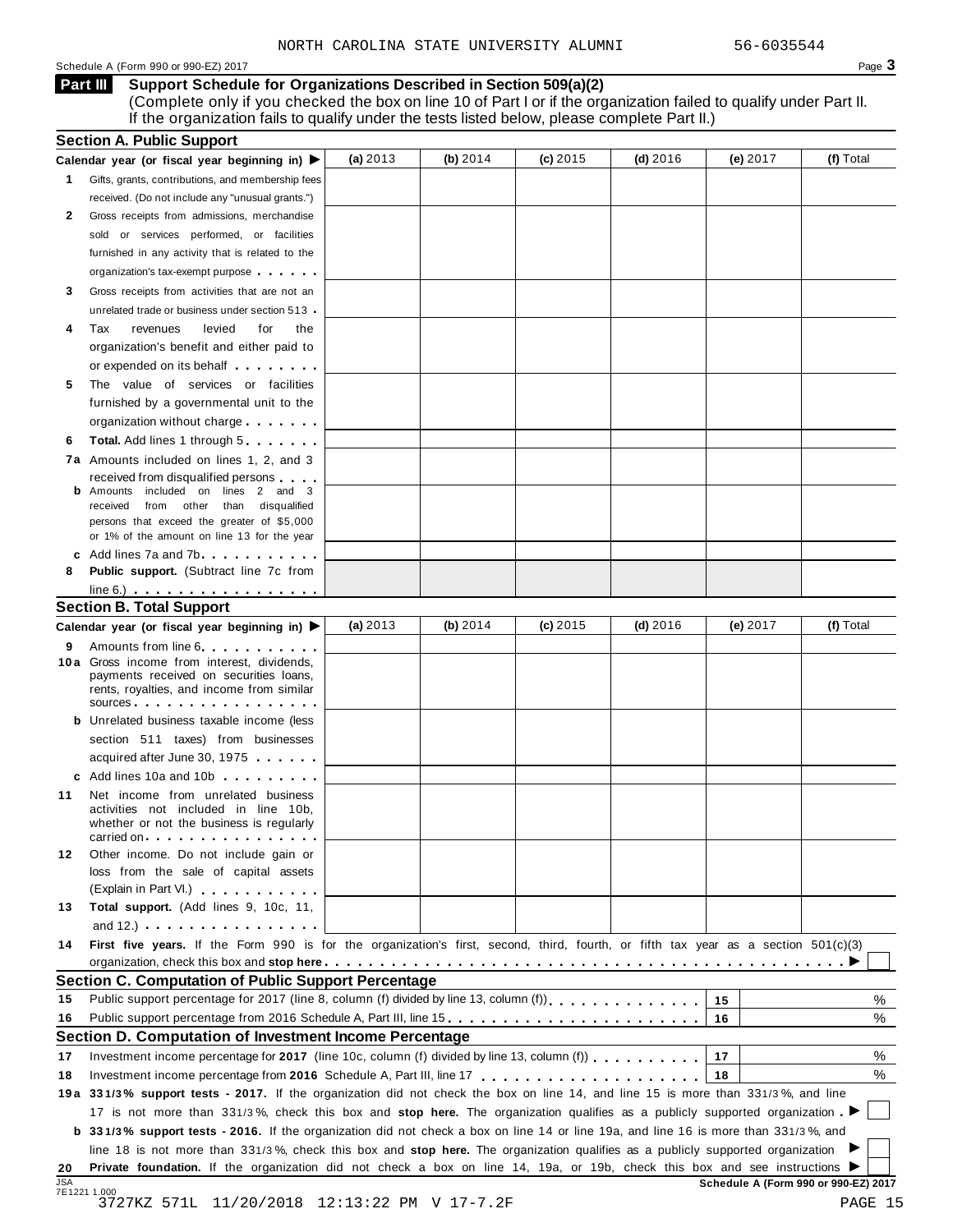NORTH CAROLINA STATE UNIVERSITY ALUMNI 56-6035544

Schedule A (Form 990 or 990-EZ) 2017

## Part III Support Schedule for Organizations Described in Section 509(a)(2)

(Complete only if you checked the box on line 10 of Part I or if the organization failed to qualify under Part II. If the organization fails to qualify under the tests listed below, please complete Part II.)

### Section A. Public Support

| Calendar year (or fiscal year beginning in) ▶ | (a) 2013 | (b) 2014 | (c) 2015 | (d) 2016 | (e) 2017 | (f) Total |
|---|---|---|---|---|---|---|
| **1** Gifts, grants, contributions, and membership fees received. (Do not include any "unusual grants.") | | | | | | |
| **2** Gross receipts from admissions, merchandise sold or services performed, or facilities furnished in any activity that is related to the organization's tax-exempt purpose | | | | | | |
| **3** Gross receipts from activities that are not an unrelated trade or business under section 513 | | | | | | |
| **4** Tax revenues levied for the organization's benefit and either paid to or expended on its behalf | | | | | | |
| **5** The value of services or facilities furnished by a governmental unit to the organization without charge | | | | | | |
| **6** **Total.** Add lines 1 through 5 | | | | | | |
| **7a** Amounts included on lines 1, 2, and 3 received from disqualified persons | | | | | | |
| **b** Amounts included on lines 2 and 3 received from other than disqualified persons that exceed the greater of $5,000 or 1% of the amount on line 13 for the year | | | | | | |
| **c** Add lines 7a and 7b | | | | | | |
| **8** **Public support.** (Subtract line 7c from line 6.) | | | | | | |

### Section B. Total Support

| Calendar year (or fiscal year beginning in) ▶ | (a) 2013 | (b) 2014 | (c) 2015 | (d) 2016 | (e) 2017 | (f) Total |
|---|---|---|---|---|---|---|
| **9** Amounts from line 6 | | | | | | |
| **10a** Gross income from interest, dividends, payments received on securities loans, rents, royalties, and income from similar sources | | | | | | |
| **b** Unrelated business taxable income (less section 511 taxes) from businesses acquired after June 30, 1975 | | | | | | |
| **c** Add lines 10a and 10b | | | | | | |
| **11** Net income from unrelated business activities not included in line 10b, whether or not the business is regularly carried on | | | | | | |
| **12** Other income. Do not include gain or loss from the sale of capital assets (Explain in Part VI.) | | | | | | |
| **13** **Total support.** (Add lines 9, 10c, 11, and 12.) | | | | | | |

**14** **First five years.** If the Form 990 is for the organization's first, second, third, fourth, or fifth tax year as a section 501(c)(3) organization, check this box and **stop here** ▶ ☐

### Section C. Computation of Public Support Percentage

| | | | |
|---|---|---|---|
| **15** | Public support percentage for 2017 (line 8, column (f) divided by line 13, column (f)) | 15 | % |
| **16** | Public support percentage from 2016 Schedule A, Part III, line 15 | 16 | % |

### Section D. Computation of Investment Income Percentage

| | | | |
|---|---|---|---|
| **17** | Investment income percentage for **2017** (line 10c, column (f) divided by line 13, column (f)) | 17 | % |
| **18** | Investment income percentage from **2016** Schedule A, Part III, line 17 | 18 | % |

**19a** **33 1/3% support tests - 2017.** If the organization did not check the box on line 14, and line 15 is more than 33 1/3%, and line 17 is not more than 33 1/3%, check this box and **stop here.** The organization qualifies as a publicly supported organization ▶ ☐

**b** **33 1/3% support tests - 2016.** If the organization did not check a box on line 14 or line 19a, and line 16 is more than 33 1/3%, and line 18 is not more than 33 1/3%, check this box and **stop here.** The organization qualifies as a publicly supported organization ▶ ☐

**20** **Private foundation.** If the organization did not check a box on line 14, 19a, or 19b, check this box and see instructions ▶ ☐

**Schedule A (Form 990 or 990-EZ) 2017**

JSA 7E1221 1.000

3727KZ 571L 11/20/2018 12:13:22 PM V 17-7.2F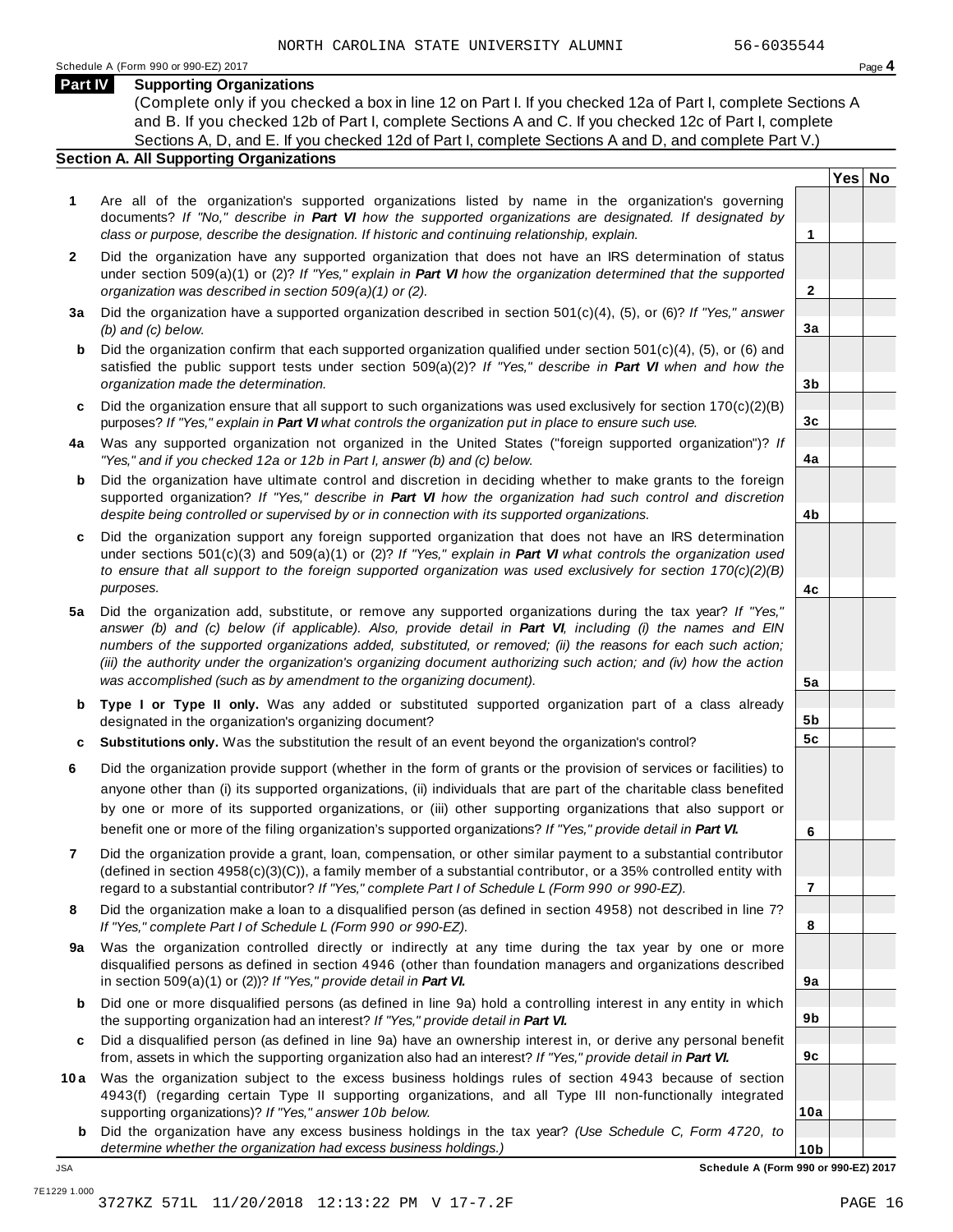NORTH CAROLINA STATE UNIVERSITY ALUMNI 56-6035544

Schedule A (Form 990 or 990-EZ) 2017

## Part IV Supporting Organizations

(Complete only if you checked a box in line 12 on Part I. If you checked 12a of Part I, complete Sections A and B. If you checked 12b of Part I, complete Sections A and C. If you checked 12c of Part I, complete Sections A, D, and E. If you checked 12d of Part I, complete Sections A and D, and complete Part V.)

### Section A. All Supporting Organizations

| | | | Yes | No |
|---|---|---|---|---|
| **1** | Are all of the organization's supported organizations listed by name in the organization's governing documents? *If "No," describe in* ***Part VI*** *how the supported organizations are designated. If designated by class or purpose, describe the designation. If historic and continuing relationship, explain.* | 1 | | |
| **2** | Did the organization have any supported organization that does not have an IRS determination of status under section 509(a)(1) or (2)? *If "Yes," explain in* ***Part VI*** *how the organization determined that the supported organization was described in section 509(a)(1) or (2).* | 2 | | |
| **3a** | Did the organization have a supported organization described in section 501(c)(4), (5), or (6)? *If "Yes," answer (b) and (c) below.* | 3a | | |
| **b** | Did the organization confirm that each supported organization qualified under section 501(c)(4), (5), or (6) and satisfied the public support tests under section 509(a)(2)? *If "Yes," describe in* ***Part VI*** *when and how the organization made the determination.* | 3b | | |
| **c** | Did the organization ensure that all support to such organizations was used exclusively for section 170(c)(2)(B) purposes? *If "Yes," explain in* ***Part VI*** *what controls the organization put in place to ensure such use.* | 3c | | |
| **4a** | Was any supported organization not organized in the United States ("foreign supported organization")? *If "Yes," and if you checked 12a or 12b in Part I, answer (b) and (c) below.* | 4a | | |
| **b** | Did the organization have ultimate control and discretion in deciding whether to make grants to the foreign supported organization? *If "Yes," describe in* ***Part VI*** *how the organization had such control and discretion despite being controlled or supervised by or in connection with its supported organizations.* | 4b | | |
| **c** | Did the organization support any foreign supported organization that does not have an IRS determination under sections 501(c)(3) and 509(a)(1) or (2)? *If "Yes," explain in* ***Part VI*** *what controls the organization used to ensure that all support to the foreign supported organization was used exclusively for section 170(c)(2)(B) purposes.* | 4c | | |
| **5a** | Did the organization add, substitute, or remove any supported organizations during the tax year? *If "Yes," answer (b) and (c) below (if applicable). Also, provide detail in* ***Part VI****, including (i) the names and EIN numbers of the supported organizations added, substituted, or removed; (ii) the reasons for each such action; (iii) the authority under the organization's organizing document authorizing such action; and (iv) how the action was accomplished (such as by amendment to the organizing document).* | 5a | | |
| **b** | **Type I or Type II only.** Was any added or substituted supported organization part of a class already designated in the organization's organizing document? | 5b | | |
| **c** | **Substitutions only.** Was the substitution the result of an event beyond the organization's control? | 5c | | |
| **6** | Did the organization provide support (whether in the form of grants or the provision of services or facilities) to anyone other than (i) its supported organizations, (ii) individuals that are part of the charitable class benefited by one or more of its supported organizations, or (iii) other supporting organizations that also support or benefit one or more of the filing organization's supported organizations? *If "Yes," provide detail in* ***Part VI.*** | 6 | | |
| **7** | Did the organization provide a grant, loan, compensation, or other similar payment to a substantial contributor (defined in section 4958(c)(3)(C)), a family member of a substantial contributor, or a 35% controlled entity with regard to a substantial contributor? *If "Yes," complete Part I of Schedule L (Form 990 or 990-EZ).* | 7 | | |
| **8** | Did the organization make a loan to a disqualified person (as defined in section 4958) not described in line 7? *If "Yes," complete Part I of Schedule L (Form 990 or 990-EZ).* | 8 | | |
| **9a** | Was the organization controlled directly or indirectly at any time during the tax year by one or more disqualified persons as defined in section 4946 (other than foundation managers and organizations described in section 509(a)(1) or (2))? *If "Yes," provide detail in* ***Part VI.*** | 9a | | |
| **b** | Did one or more disqualified persons (as defined in line 9a) hold a controlling interest in any entity in which the supporting organization had an interest? *If "Yes," provide detail in* ***Part VI.*** | 9b | | |
| **c** | Did a disqualified person (as defined in line 9a) have an ownership interest in, or derive any personal benefit from, assets in which the supporting organization also had an interest? *If "Yes," provide detail in* ***Part VI.*** | 9c | | |
| **10a** | Was the organization subject to the excess business holdings rules of section 4943 because of section 4943(f) (regarding certain Type II supporting organizations, and all Type III non-functionally integrated supporting organizations)? *If "Yes," answer 10b below.* | 10a | | |
| **b** | Did the organization have any excess business holdings in the tax year? *(Use Schedule C, Form 4720, to determine whether the organization had excess business holdings.)* | 10b | | |

JSA

**Schedule A (Form 990 or 990-EZ) 2017**

7E1229 1.000

3727KZ 571L 11/20/2018 12:13:22 PM V 17-7.2F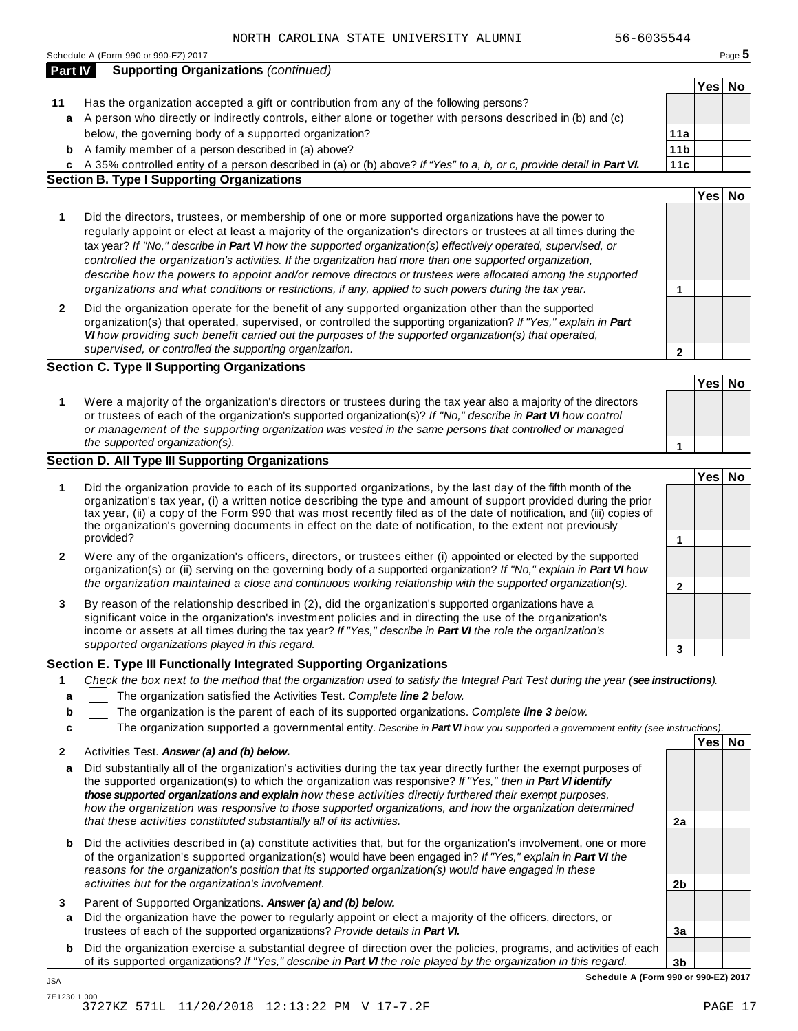NORTH CAROLINA STATE UNIVERSITY ALUMNI 56-6035544

Schedule A (Form 990 or 990-EZ) 2017

## Part IV Supporting Organizations *(continued)*

| | | | Yes | No |
|---|---|---|---|---|
| **11** | Has the organization accepted a gift or contribution from any of the following persons? | | | |
| **a** | A person who directly or indirectly controls, either alone or together with persons described in (b) and (c) below, the governing body of a supported organization? | **11a** | | |
| **b** | A family member of a person described in (a) above? | **11b** | | |
| **c** | A 35% controlled entity of a person described in (a) or (b) above? *If "Yes" to a, b, or c, provide detail in **Part VI.*** | **11c** | | |

### Section B. Type I Supporting Organizations

| | | | Yes | No |
|---|---|---|---|---|
| **1** | Did the directors, trustees, or membership of one or more supported organizations have the power to regularly appoint or elect at least a majority of the organization's directors or trustees at all times during the tax year? *If "No," describe in **Part VI** how the supported organization(s) effectively operated, supervised, or controlled the organization's activities. If the organization had more than one supported organization, describe how the powers to appoint and/or remove directors or trustees were allocated among the supported organizations and what conditions or restrictions, if any, applied to such powers during the tax year.* | **1** | | |
| **2** | Did the organization operate for the benefit of any supported organization other than the supported organization(s) that operated, supervised, or controlled the supporting organization? *If "Yes," explain in **Part VI** how providing such benefit carried out the purposes of the supported organization(s) that operated, supervised, or controlled the supporting organization.* | **2** | | |

### Section C. Type II Supporting Organizations

| | | | Yes | No |
|---|---|---|---|---|
| **1** | Were a majority of the organization's directors or trustees during the tax year also a majority of the directors or trustees of each of the organization's supported organization(s)? *If "No," describe in **Part VI** how control or management of the supporting organization was vested in the same persons that controlled or managed the supported organization(s).* | **1** | | |

### Section D. All Type III Supporting Organizations

| | | | Yes | No |
|---|---|---|---|---|
| **1** | Did the organization provide to each of its supported organizations, by the last day of the fifth month of the organization's tax year, (i) a written notice describing the type and amount of support provided during the prior tax year, (ii) a copy of the Form 990 that was most recently filed as of the date of notification, and (iii) copies of the organization's governing documents in effect on the date of notification, to the extent not previously provided? | **1** | | |
| **2** | Were any of the organization's officers, directors, or trustees either (i) appointed or elected by the supported organization(s) or (ii) serving on the governing body of a supported organization? *If "No," explain in **Part VI** how the organization maintained a close and continuous working relationship with the supported organization(s).* | **2** | | |
| **3** | By reason of the relationship described in (2), did the organization's supported organizations have a significant voice in the organization's investment policies and in directing the use of the organization's income or assets at all times during the tax year? *If "Yes," describe in **Part VI** the role the organization's supported organizations played in this regard.* | **3** | | |

### Section E. Type III Functionally Integrated Supporting Organizations

**1** *Check the box next to the method that the organization used to satisfy the Integral Part Test during the year (**see instructions**).*

- **a** ☐ The organization satisfied the Activities Test. *Complete **line 2** below.*
- **b** ☐ The organization is the parent of each of its supported organizations. *Complete **line 3** below.*
- **c** ☐ The organization supported a governmental entity. *Describe in **Part VI** how you supported a government entity (see instructions).*

| | | | Yes | No |
|---|---|---|---|---|
| **2** | Activities Test. ***Answer (a) and (b) below.*** | | | |
| **a** | Did substantially all of the organization's activities during the tax year directly further the exempt purposes of the supported organization(s) to which the organization was responsive? *If "Yes," then in **Part VI identify those supported organizations and explain** how these activities directly furthered their exempt purposes, how the organization was responsive to those supported organizations, and how the organization determined that these activities constituted substantially all of its activities.* | **2a** | | |
| **b** | Did the activities described in (a) constitute activities that, but for the organization's involvement, one or more of the organization's supported organization(s) would have been engaged in? *If "Yes," explain in **Part VI** the reasons for the organization's position that its supported organization(s) would have engaged in these activities but for the organization's involvement.* | **2b** | | |
| **3** | Parent of Supported Organizations. ***Answer (a) and (b) below.*** | | | |
| **a** | Did the organization have the power to regularly appoint or elect a majority of the officers, directors, or trustees of each of the supported organizations? *Provide details in **Part VI.*** | **3a** | | |
| **b** | Did the organization exercise a substantial degree of direction over the policies, programs, and activities of each of its supported organizations? *If "Yes," describe in **Part VI** the role played by the organization in this regard.* | **3b** | | |

**Schedule A (Form 990 or 990-EZ) 2017**

JSA
7E1230 1.000
3727KZ 571L 11/20/2018 12:13:22 PM V 17-7.2F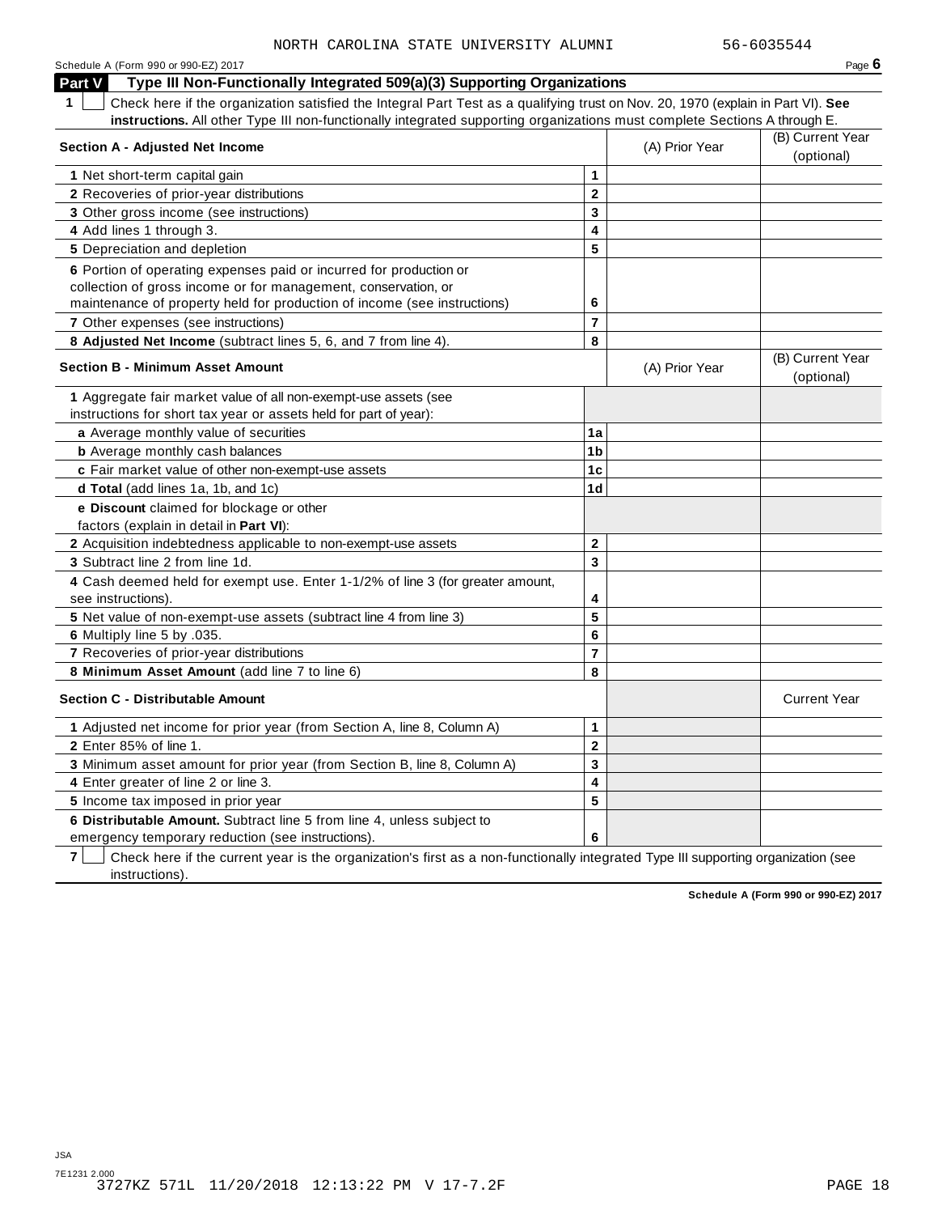NORTH CAROLINA STATE UNIVERSITY ALUMNI 56-6035544

Schedule A (Form 990 or 990-EZ) 2017 Page **6**

## Part V Type III Non-Functionally Integrated 509(a)(3) Supporting Organizations

**1** ☐ Check here if the organization satisfied the Integral Part Test as a qualifying trust on Nov. 20, 1970 (explain in Part VI). **See instructions.** All other Type III non-functionally integrated supporting organizations must complete Sections A through E.

| **Section A - Adjusted Net Income** | | (A) Prior Year | (B) Current Year (optional) |
|---|---|---|---|
| **1** Net short-term capital gain | **1** | | |
| **2** Recoveries of prior-year distributions | **2** | | |
| **3** Other gross income (see instructions) | **3** | | |
| **4** Add lines 1 through 3. | **4** | | |
| **5** Depreciation and depletion | **5** | | |
| **6** Portion of operating expenses paid or incurred for production or collection of gross income or for management, conservation, or maintenance of property held for production of income (see instructions) | **6** | | |
| **7** Other expenses (see instructions) | **7** | | |
| **8 Adjusted Net Income** (subtract lines 5, 6, and 7 from line 4). | **8** | | |

| **Section B - Minimum Asset Amount** | | (A) Prior Year | (B) Current Year (optional) |
|---|---|---|---|
| **1** Aggregate fair market value of all non-exempt-use assets (see instructions for short tax year or assets held for part of year): | | | |
| **a** Average monthly value of securities | **1a** | | |
| **b** Average monthly cash balances | **1b** | | |
| **c** Fair market value of other non-exempt-use assets | **1c** | | |
| **d Total** (add lines 1a, 1b, and 1c) | **1d** | | |
| **e Discount** claimed for blockage or other factors (explain in detail in **Part VI**): | | | |
| **2** Acquisition indebtedness applicable to non-exempt-use assets | **2** | | |
| **3** Subtract line 2 from line 1d. | **3** | | |
| **4** Cash deemed held for exempt use. Enter 1-1/2% of line 3 (for greater amount, see instructions). | **4** | | |
| **5** Net value of non-exempt-use assets (subtract line 4 from line 3) | **5** | | |
| **6** Multiply line 5 by .035. | **6** | | |
| **7** Recoveries of prior-year distributions | **7** | | |
| **8 Minimum Asset Amount** (add line 7 to line 6) | **8** | | |

| **Section C - Distributable Amount** | | | Current Year |
|---|---|---|---|
| **1** Adjusted net income for prior year (from Section A, line 8, Column A) | **1** | | |
| **2** Enter 85% of line 1. | **2** | | |
| **3** Minimum asset amount for prior year (from Section B, line 8, Column A) | **3** | | |
| **4** Enter greater of line 2 or line 3. | **4** | | |
| **5** Income tax imposed in prior year | **5** | | |
| **6 Distributable Amount.** Subtract line 5 from line 4, unless subject to emergency temporary reduction (see instructions). | **6** | | |

**7** ☐ Check here if the current year is the organization's first as a non-functionally integrated Type III supporting organization (see instructions).

**Schedule A (Form 990 or 990-EZ) 2017**

JSA
7E1231 2.000
3727KZ 571L 11/20/2018 12:13:22 PM V 17-7.2F PAGE 18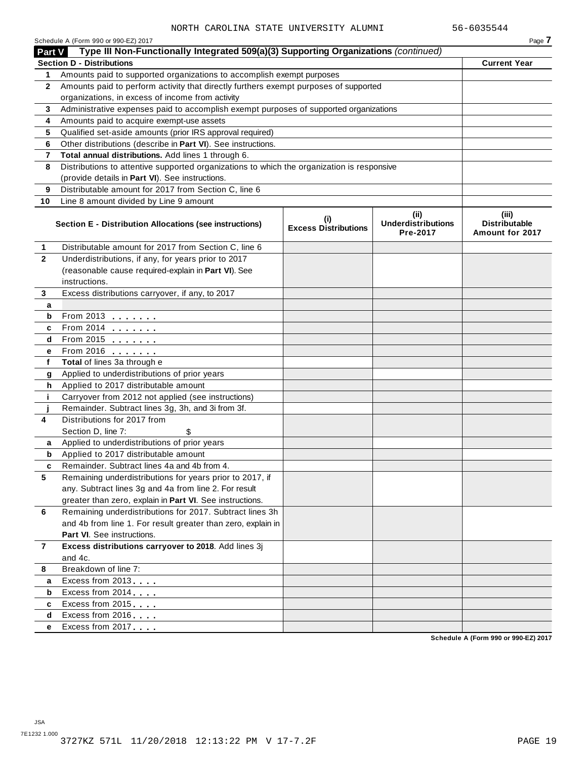NORTH CAROLINA STATE UNIVERSITY ALUMNI 56-6035544

Schedule A (Form 990 or 990-EZ) 2017

**Part V** **Type III Non-Functionally Integrated 509(a)(3) Supporting Organizations** *(continued)*

| **Section D - Distributions** | | **Current Year** |
|---|---|---|
| 1 | Amounts paid to supported organizations to accomplish exempt purposes | |
| 2 | Amounts paid to perform activity that directly furthers exempt purposes of supported organizations, in excess of income from activity | |
| 3 | Administrative expenses paid to accomplish exempt purposes of supported organizations | |
| 4 | Amounts paid to acquire exempt-use assets | |
| 5 | Qualified set-aside amounts (prior IRS approval required) | |
| 6 | Other distributions (describe in **Part VI**). See instructions. | |
| 7 | **Total annual distributions.** Add lines 1 through 6. | |
| 8 | Distributions to attentive supported organizations to which the organization is responsive (provide details in **Part VI**). See instructions. | |
| 9 | Distributable amount for 2017 from Section C, line 6 | |
| 10 | Line 8 amount divided by Line 9 amount | |

| | **Section E - Distribution Allocations (see instructions)** | **(i) Excess Distributions** | **(ii) Underdistributions Pre-2017** | **(iii) Distributable Amount for 2017** |
|---|---|---|---|---|
| 1 | Distributable amount for 2017 from Section C, line 6 | | | |
| 2 | Underdistributions, if any, for years prior to 2017 (reasonable cause required-explain in **Part VI**). See instructions. | | | |
| 3 | Excess distributions carryover, if any, to 2017 | | | |
| a | | | | |
| b | From 2013 | | | |
| c | From 2014 | | | |
| d | From 2015 | | | |
| e | From 2016 | | | |
| f | **Total** of lines 3a through e | | | |
| g | Applied to underdistributions of prior years | | | |
| h | Applied to 2017 distributable amount | | | |
| i | Carryover from 2012 not applied (see instructions) | | | |
| j | Remainder. Subtract lines 3g, 3h, and 3i from 3f. | | | |
| 4 | Distributions for 2017 from Section D, line 7: $ | | | |
| a | Applied to underdistributions of prior years | | | |
| b | Applied to 2017 distributable amount | | | |
| c | Remainder. Subtract lines 4a and 4b from 4. | | | |
| 5 | Remaining underdistributions for years prior to 2017, if any. Subtract lines 3g and 4a from line 2. For result greater than zero, explain in **Part VI**. See instructions. | | | |
| 6 | Remaining underdistributions for 2017. Subtract lines 3h and 4b from line 1. For result greater than zero, explain in **Part VI**. See instructions. | | | |
| 7 | **Excess distributions carryover to 2018**. Add lines 3j and 4c. | | | |
| 8 | Breakdown of line 7: | | | |
| a | Excess from 2013 | | | |
| b | Excess from 2014 | | | |
| c | Excess from 2015 | | | |
| d | Excess from 2016 | | | |
| e | Excess from 2017 | | | |

**Schedule A (Form 990 or 990-EZ) 2017**

JSA
7E1232 1.000
3727KZ 571L 11/20/2018 12:13:22 PM V 17-7.2F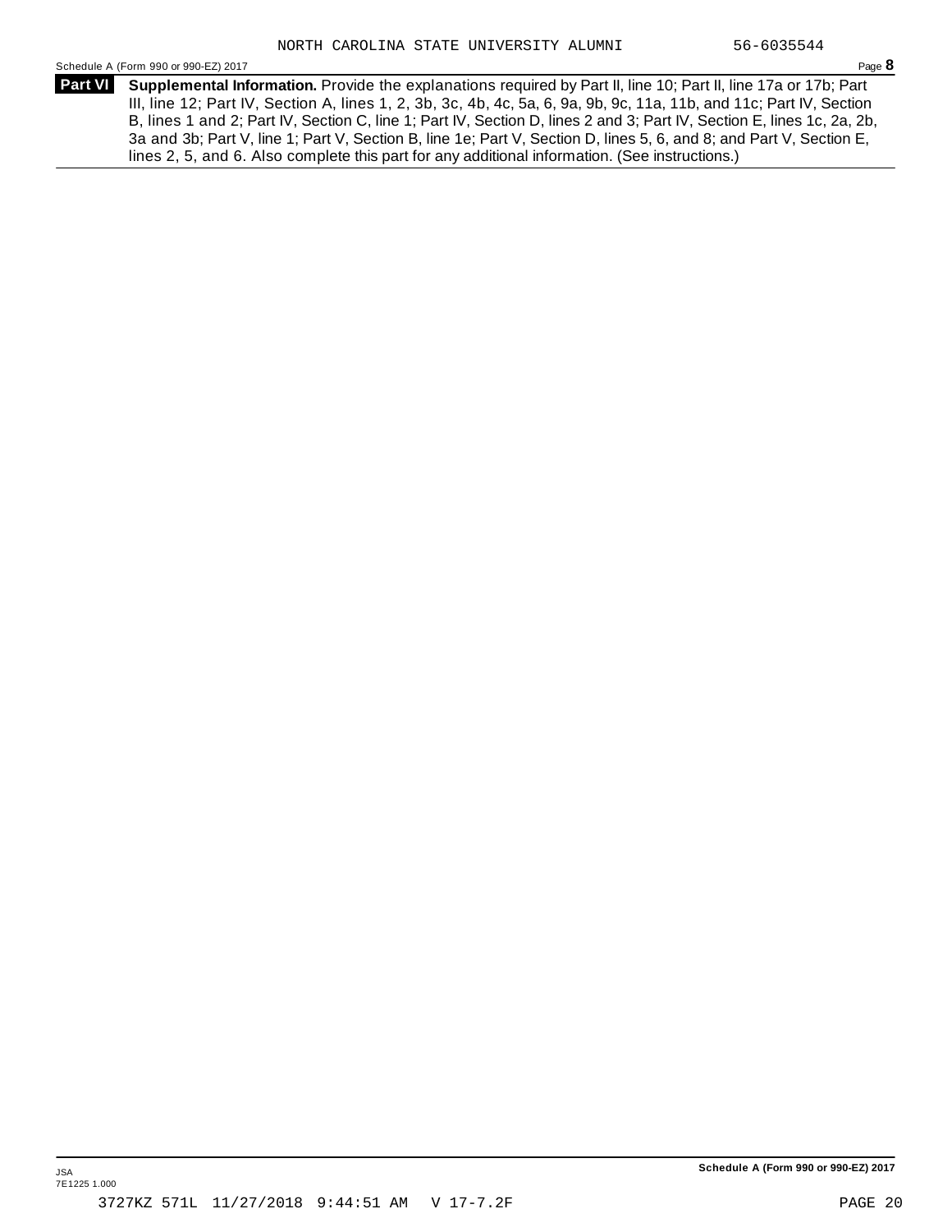NORTH CAROLINA STATE UNIVERSITY ALUMNI 56-6035544

Schedule A (Form 990 or 990-EZ) 2017 Page **8**

**Part VI** **Supplemental Information.** Provide the explanations required by Part II, line 10; Part II, line 17a or 17b; Part III, line 12; Part IV, Section A, lines 1, 2, 3b, 3c, 4b, 4c, 5a, 6, 9a, 9b, 9c, 11a, 11b, and 11c; Part IV, Section B, lines 1 and 2; Part IV, Section C, line 1; Part IV, Section D, lines 2 and 3; Part IV, Section E, lines 1c, 2a, 2b, 3a and 3b; Part V, line 1; Part V, Section B, line 1e; Part V, Section D, lines 5, 6, and 8; and Part V, Section E, lines 2, 5, and 6. Also complete this part for any additional information. (See instructions.)

JSA 7E1225 1.000

**Schedule A (Form 990 or 990-EZ) 2017**

3727KZ 571L 11/27/2018 9:44:51 AM V 17-7.2F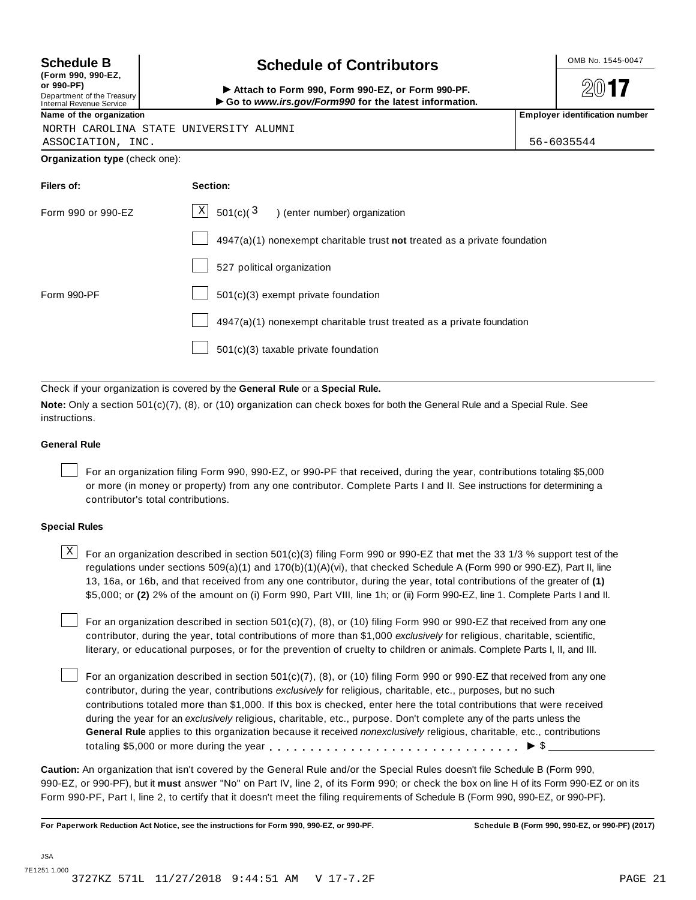**Schedule B**
**(Form 990, 990-EZ, or 990-PF)**
Department of the Treasury
Internal Revenue Service

# Schedule of Contributors

► **Attach to Form 990, Form 990-EZ, or Form 990-PF.**
► **Go to *www.irs.gov/Form990* for the latest information.**

OMB No. 1545-0047

**2017**

| **Name of the organization** | **Employer identification number** |
|---|---|
| NORTH CAROLINA STATE UNIVERSITY ALUMNI ASSOCIATION, INC. | 56-6035544 |

**Organization type** (check one):

| **Filers of:** | **Section:** |
|---|---|
| Form 990 or 990-EZ | [X] 501(c)( 3 ) (enter number) organization |
| | [ ] 4947(a)(1) nonexempt charitable trust **not** treated as a private foundation |
| | [ ] 527 political organization |
| Form 990-PF | [ ] 501(c)(3) exempt private foundation |
| | [ ] 4947(a)(1) nonexempt charitable trust treated as a private foundation |
| | [ ] 501(c)(3) taxable private foundation |

Check if your organization is covered by the **General Rule** or a **Special Rule.**

**Note:** Only a section 501(c)(7), (8), or (10) organization can check boxes for both the General Rule and a Special Rule. See instructions.

### General Rule

[ ] For an organization filing Form 990, 990-EZ, or 990-PF that received, during the year, contributions totaling $5,000 or more (in money or property) from any one contributor. Complete Parts I and II. See instructions for determining a contributor's total contributions.

### Special Rules

[X] For an organization described in section 501(c)(3) filing Form 990 or 990-EZ that met the 33 1/3 % support test of the regulations under sections 509(a)(1) and 170(b)(1)(A)(vi), that checked Schedule A (Form 990 or 990-EZ), Part II, line 13, 16a, or 16b, and that received from any one contributor, during the year, total contributions of the greater of **(1)** $5,000; or **(2)** 2% of the amount on (i) Form 990, Part VIII, line 1h; or (ii) Form 990-EZ, line 1. Complete Parts I and II.

[ ] For an organization described in section 501(c)(7), (8), or (10) filing Form 990 or 990-EZ that received from any one contributor, during the year, total contributions of more than $1,000 *exclusively* for religious, charitable, scientific, literary, or educational purposes, or for the prevention of cruelty to children or animals. Complete Parts I, II, and III.

[ ] For an organization described in section 501(c)(7), (8), or (10) filing Form 990 or 990-EZ that received from any one contributor, during the year, contributions *exclusively* for religious, charitable, etc., purposes, but no such contributions totaled more than $1,000. If this box is checked, enter here the total contributions that were received during the year for an *exclusively* religious, charitable, etc., purpose. Don't complete any of the parts unless the **General Rule** applies to this organization because it received *nonexclusively* religious, charitable, etc., contributions totaling $5,000 or more during the year . . . . . . . . . . . . . . . . . . . . . . . . . . . . . ► $ ______________

**Caution:** An organization that isn't covered by the General Rule and/or the Special Rules doesn't file Schedule B (Form 990, 990-EZ, or 990-PF), but it **must** answer "No" on Part IV, line 2, of its Form 990; or check the box on line H of its Form 990-EZ or on its Form 990-PF, Part I, line 2, to certify that it doesn't meet the filing requirements of Schedule B (Form 990, 990-EZ, or 990-PF).

**For Paperwork Reduction Act Notice, see the instructions for Form 990, 990-EZ, or 990-PF.** **Schedule B (Form 990, 990-EZ, or 990-PF) (2017)**

JSA
7E1251 1.000
3727KZ 571L 11/27/2018 9:44:51 AM V 17-7.2F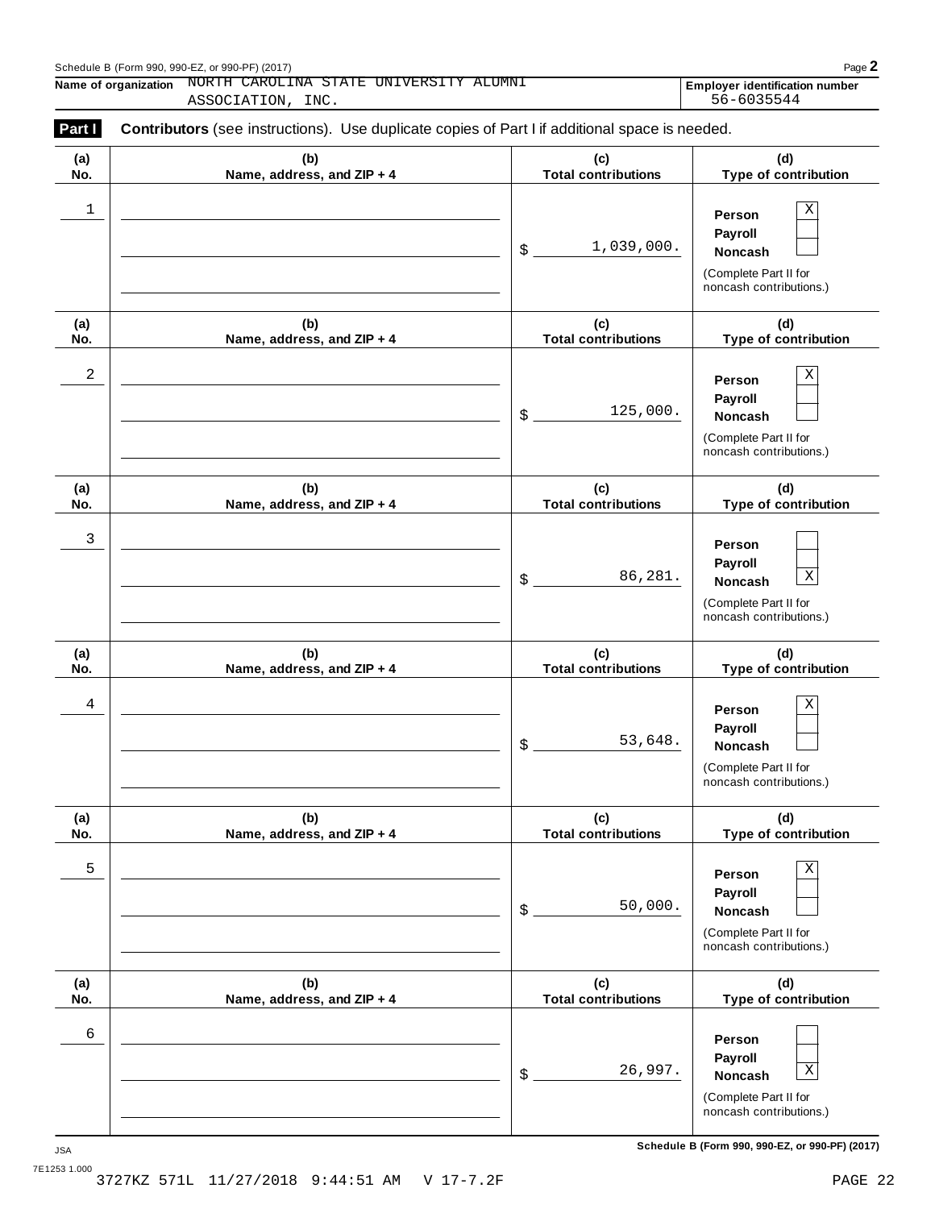Schedule B (Form 990, 990-EZ, or 990-PF) (2017)

**Name of organization** NORTH CAROLINA STATE UNIVERSITY ALUMNI ASSOCIATION, INC.

**Employer identification number** 56-6035544

**Part I** **Contributors** (see instructions). Use duplicate copies of Part I if additional space is needed.

| (a) No. | (b) Name, address, and ZIP + 4 | (c) Total contributions | (d) Type of contribution |
|---|---|---|---|
| 1 | | $ 1,039,000. | Person [X] Payroll [ ] Noncash [ ] (Complete Part II for noncash contributions.) |
| 2 | | $ 125,000. | Person [X] Payroll [ ] Noncash [ ] (Complete Part II for noncash contributions.) |
| 3 | | $ 86,281. | Person [ ] Payroll [ ] Noncash [X] (Complete Part II for noncash contributions.) |
| 4 | | $ 53,648. | Person [X] Payroll [ ] Noncash [ ] (Complete Part II for noncash contributions.) |
| 5 | | $ 50,000. | Person [X] Payroll [ ] Noncash [ ] (Complete Part II for noncash contributions.) |
| 6 | | $ 26,997. | Person [ ] Payroll [ ] Noncash [X] (Complete Part II for noncash contributions.) |

JSA 7E1253 1.000

Schedule B (Form 990, 990-EZ, or 990-PF) (2017)

3727KZ 571L 11/27/2018 9:44:51 AM V 17-7.2F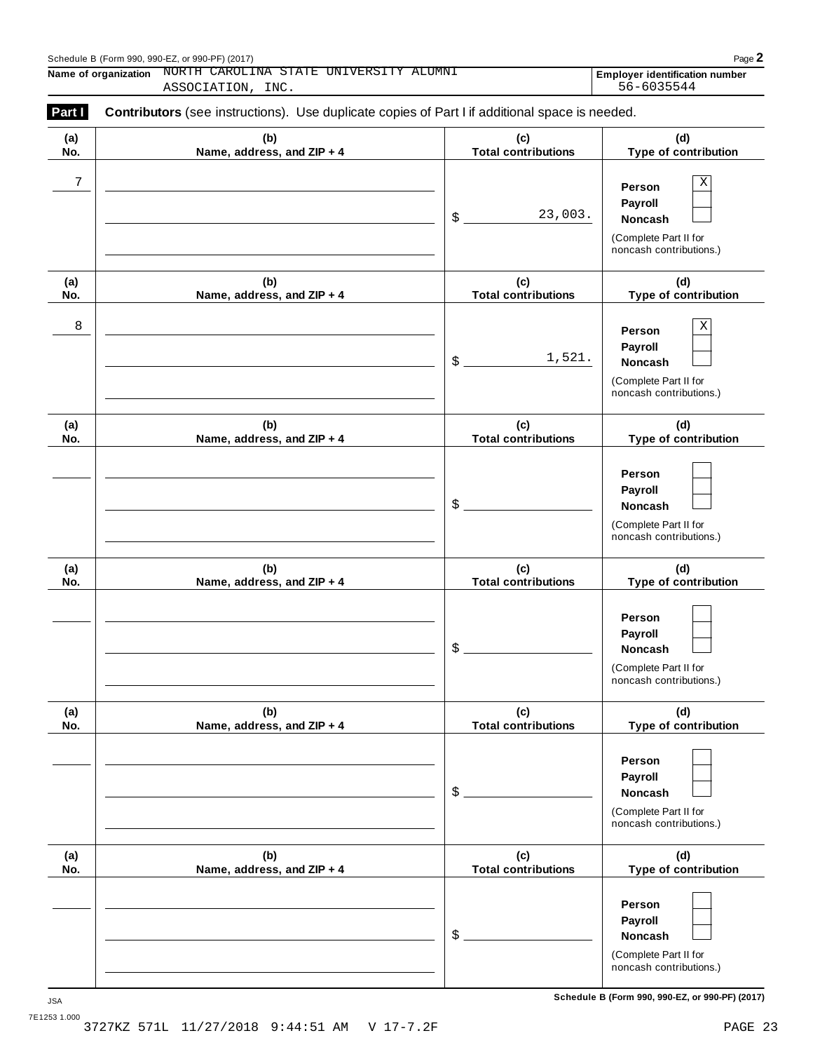Schedule B (Form 990, 990-EZ, or 990-PF) (2017)

**Name of organization** NORTH CAROLINA STATE UNIVERSITY ALUMNI ASSOCIATION, INC.

**Employer identification number** 56-6035544

**Part I** **Contributors** (see instructions). Use duplicate copies of Part I if additional space is needed.

| (a) No. | (b) Name, address, and ZIP + 4 | (c) Total contributions | (d) Type of contribution |
|---|---|---|---|
| 7 | | $ 23,003. | Person [X] Payroll [ ] Noncash [ ] (Complete Part II for noncash contributions.) |
| 8 | | $ 1,521. | Person [X] Payroll [ ] Noncash [ ] (Complete Part II for noncash contributions.) |
| | | $ | Person [ ] Payroll [ ] Noncash [ ] (Complete Part II for noncash contributions.) |
| | | $ | Person [ ] Payroll [ ] Noncash [ ] (Complete Part II for noncash contributions.) |
| | | $ | Person [ ] Payroll [ ] Noncash [ ] (Complete Part II for noncash contributions.) |
| | | $ | Person [ ] Payroll [ ] Noncash [ ] (Complete Part II for noncash contributions.) |

**Schedule B (Form 990, 990-EZ, or 990-PF) (2017)**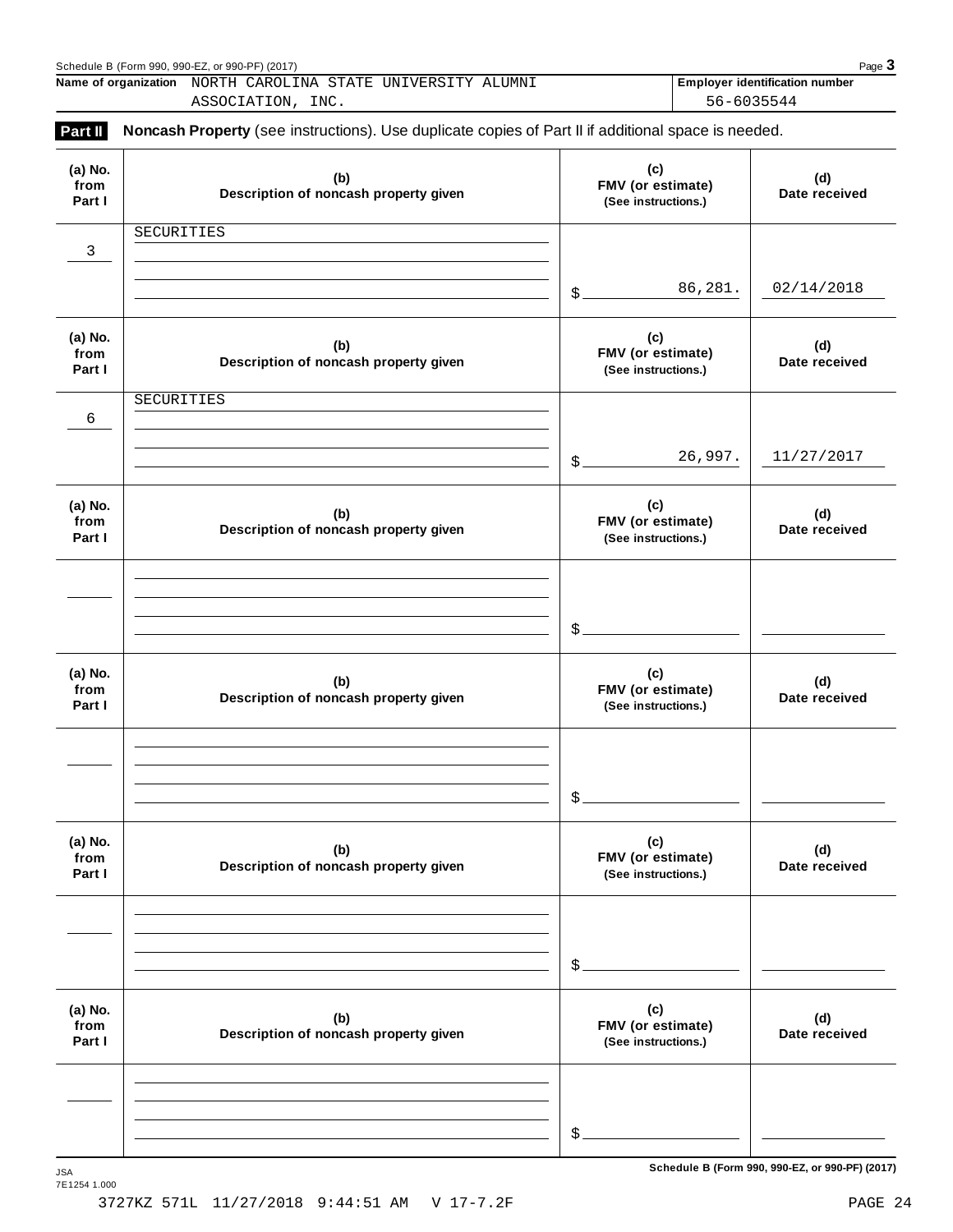Name of organization NORTH CAROLINA STATE UNIVERSITY ALUMNI ASSOCIATION, INC.

Employer identification number 56-6035544

**Part II** **Noncash Property** (see instructions). Use duplicate copies of Part II if additional space is needed.

| (a) No. from Part I | (b) Description of noncash property given | (c) FMV (or estimate) (See instructions.) | (d) Date received |
|---|---|---|---|
| 3 | SECURITIES | $ 86,281. | 02/14/2018 |
| 6 | SECURITIES | $ 26,997. | 11/27/2017 |
| | | $ | |
| | | $ | |
| | | $ | |
| | | $ | |

Schedule B (Form 990, 990-EZ, or 990-PF) (2017)

JSA
7E1254 1.000

3727KZ 571L 11/27/2018 9:44:51 AM V 17-7.2F PAGE 24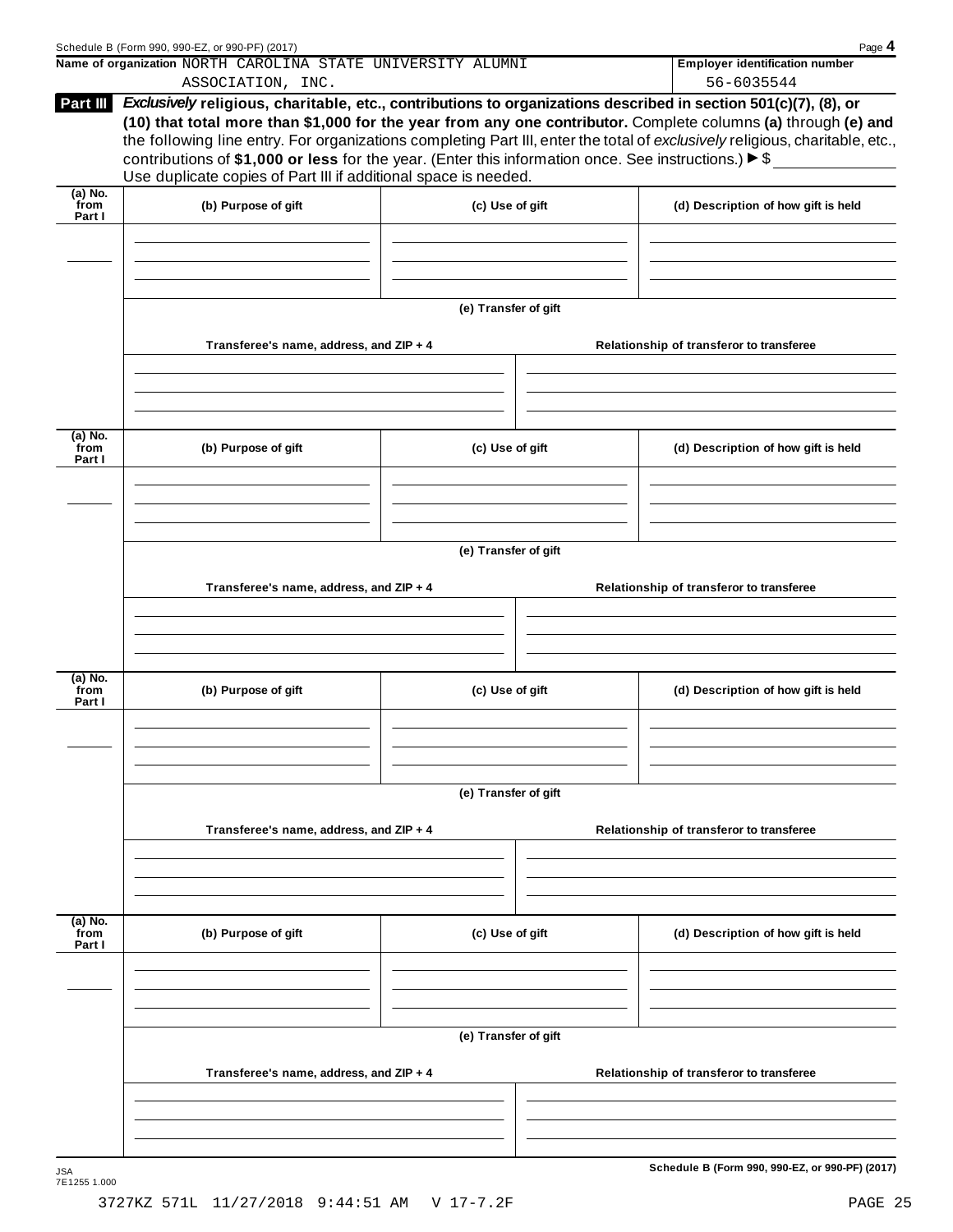Schedule B (Form 990, 990-EZ, or 990-PF) (2017)

**Name of organization** NORTH CAROLINA STATE UNIVERSITY ALUMNI ASSOCIATION, INC.

**Employer identification number** 56-6035544

**Part III** ***Exclusively*** **religious, charitable, etc., contributions to organizations described in section 501(c)(7), (8), or (10) that total more than $1,000 for the year from any one contributor.** Complete columns **(a)** through **(e)** and the following line entry. For organizations completing Part III, enter the total of *exclusively* religious, charitable, etc., contributions of **$1,000 or less** for the year. (Enter this information once. See instructions.) ▶ $ ____________

Use duplicate copies of Part III if additional space is needed.

| (a) No. from Part I | (b) Purpose of gift | (c) Use of gift | (d) Description of how gift is held |
|---|---|---|---|
| | | | |

**(e) Transfer of gift**

| Transferee's name, address, and ZIP + 4 | Relationship of transferor to transferee |
|---|---|
| | |

| (a) No. from Part I | (b) Purpose of gift | (c) Use of gift | (d) Description of how gift is held |
|---|---|---|---|
| | | | |

**(e) Transfer of gift**

| Transferee's name, address, and ZIP + 4 | Relationship of transferor to transferee |
|---|---|
| | |

| (a) No. from Part I | (b) Purpose of gift | (c) Use of gift | (d) Description of how gift is held |
|---|---|---|---|
| | | | |

**(e) Transfer of gift**

| Transferee's name, address, and ZIP + 4 | Relationship of transferor to transferee |
|---|---|
| | |

| (a) No. from Part I | (b) Purpose of gift | (c) Use of gift | (d) Description of how gift is held |
|---|---|---|---|
| | | | |

**(e) Transfer of gift**

| Transferee's name, address, and ZIP + 4 | Relationship of transferor to transferee |
|---|---|
| | |

JSA 7E1255 1.000

**Schedule B (Form 990, 990-EZ, or 990-PF) (2017)**

3727KZ 571L 11/27/2018 9:44:51 AM V 17-7.2F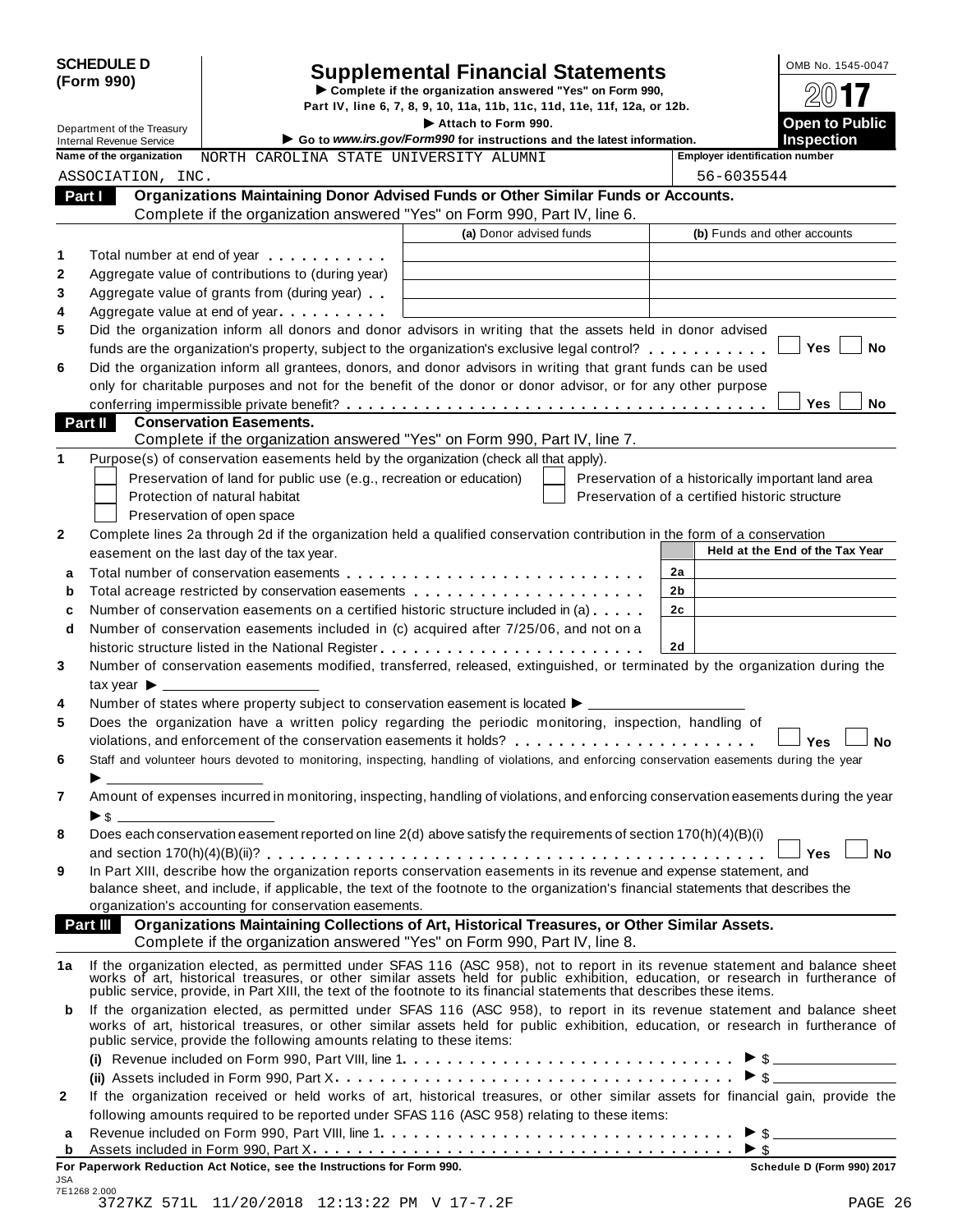**SCHEDULE D (Form 990)**

Department of the Treasury
Internal Revenue Service

# Supplemental Financial Statements

▶ Complete if the organization answered "Yes" on Form 990, Part IV, line 6, 7, 8, 9, 10, 11a, 11b, 11c, 11d, 11e, 11f, 12a, or 12b.

▶ Attach to Form 990.

▶ Go to *www.irs.gov/Form990* for instructions and the latest information.

OMB No. 1545-0047

**2017**

**Open to Public Inspection**

**Name of the organization** NORTH CAROLINA STATE UNIVERSITY ALUMNI ASSOCIATION, INC.

**Employer identification number** 56-6035544

## Part I Organizations Maintaining Donor Advised Funds or Other Similar Funds or Accounts.

Complete if the organization answered "Yes" on Form 990, Part IV, line 6.

| | | (a) Donor advised funds | (b) Funds and other accounts |
|---|---|---|---|
| 1 | Total number at end of year | | |
| 2 | Aggregate value of contributions to (during year) | | |
| 3 | Aggregate value of grants from (during year) | | |
| 4 | Aggregate value at end of year | | |

5 Did the organization inform all donors and donor advisors in writing that the assets held in donor advised funds are the organization's property, subject to the organization's exclusive legal control? ☐ Yes ☐ No

6 Did the organization inform all grantees, donors, and donor advisors in writing that grant funds can be used only for charitable purposes and not for the benefit of the donor or donor advisor, or for any other purpose conferring impermissible private benefit? ☐ Yes ☐ No

## Part II Conservation Easements.

Complete if the organization answered "Yes" on Form 990, Part IV, line 7.

1 Purpose(s) of conservation easements held by the organization (check all that apply).

☐ Preservation of land for public use (e.g., recreation or education)
☐ Protection of natural habitat
☐ Preservation of open space
☐ Preservation of a historically important land area
☐ Preservation of a certified historic structure

2 Complete lines 2a through 2d if the organization held a qualified conservation contribution in the form of a conservation easement on the last day of the tax year.

| | | | Held at the End of the Tax Year |
|---|---|---|---|
| a | Total number of conservation easements | 2a | |
| b | Total acreage restricted by conservation easements | 2b | |
| c | Number of conservation easements on a certified historic structure included in (a) | 2c | |
| d | Number of conservation easements included in (c) acquired after 7/25/06, and not on a historic structure listed in the National Register | 2d | |

3 Number of conservation easements modified, transferred, released, extinguished, or terminated by the organization during the tax year ▶ ____________

4 Number of states where property subject to conservation easement is located ▶ ____________

5 Does the organization have a written policy regarding the periodic monitoring, inspection, handling of violations, and enforcement of the conservation easements it holds? ☐ Yes ☐ No

6 Staff and volunteer hours devoted to monitoring, inspecting, handling of violations, and enforcing conservation easements during the year ▶ ____________

7 Amount of expenses incurred in monitoring, inspecting, handling of violations, and enforcing conservation easements during the year ▶ $ ____________

8 Does each conservation easement reported on line 2(d) above satisfy the requirements of section 170(h)(4)(B)(i) and section 170(h)(4)(B)(ii)? ☐ Yes ☐ No

9 In Part XIII, describe how the organization reports conservation easements in its revenue and expense statement, and balance sheet, and include, if applicable, the text of the footnote to the organization's financial statements that describes the organization's accounting for conservation easements.

## Part III Organizations Maintaining Collections of Art, Historical Treasures, or Other Similar Assets.

Complete if the organization answered "Yes" on Form 990, Part IV, line 8.

1a If the organization elected, as permitted under SFAS 116 (ASC 958), not to report in its revenue statement and balance sheet works of art, historical treasures, or other similar assets held for public exhibition, education, or research in furtherance of public service, provide, in Part XIII, the text of the footnote to its financial statements that describes these items.

b If the organization elected, as permitted under SFAS 116 (ASC 958), to report in its revenue statement and balance sheet works of art, historical treasures, or other similar assets held for public exhibition, education, or research in furtherance of public service, provide the following amounts relating to these items:

(i) Revenue included on Form 990, Part VIII, line 1 ▶ $ ____________

(ii) Assets included in Form 990, Part X ▶ $ ____________

2 If the organization received or held works of art, historical treasures, or other similar assets for financial gain, provide the following amounts required to be reported under SFAS 116 (ASC 958) relating to these items:

a Revenue included on Form 990, Part VIII, line 1 ▶ $ ____________

b Assets included in Form 990, Part X ▶ $ ____________

**For Paperwork Reduction Act Notice, see the Instructions for Form 990.** **Schedule D (Form 990) 2017**

JSA
7E1268 2.000
3727KZ 571L 11/20/2018 12:13:22 PM V 17-7.2F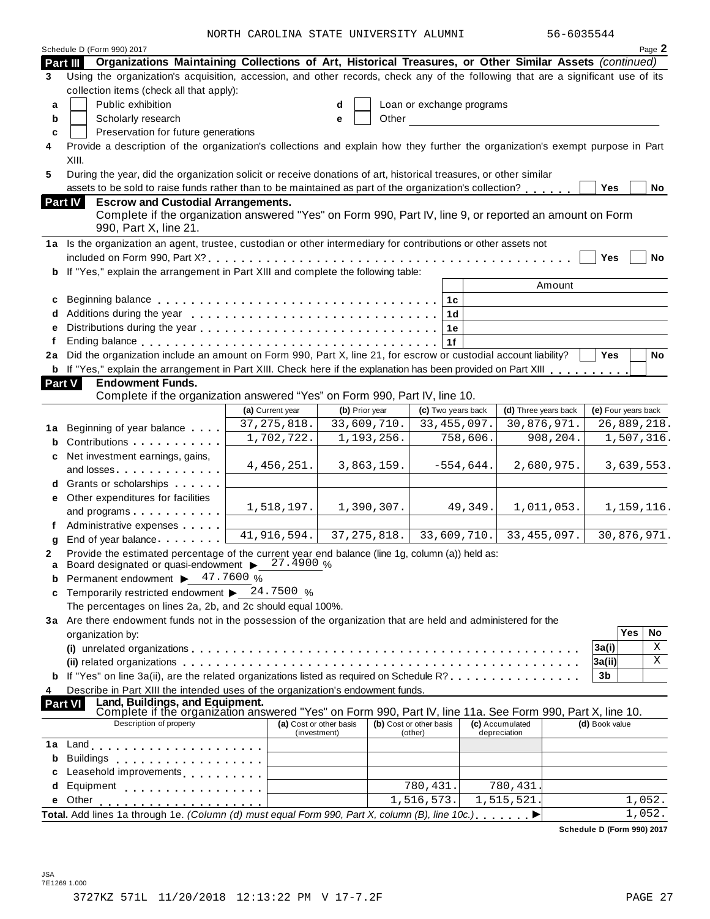NORTH CAROLINA STATE UNIVERSITY ALUMNI 56-6035544

Schedule D (Form 990) 2017 Page 2

**Part III — Organizations Maintaining Collections of Art, Historical Treasures, or Other Similar Assets** *(continued)*

3 Using the organization's acquisition, accession, and other records, check any of the following that are a significant use of its collection items (check all that apply):

- a ☐ Public exhibition
- b ☐ Scholarly research
- c ☐ Preservation for future generations
- d ☐ Loan or exchange programs
- e ☐ Other

4 Provide a description of the organization's collections and explain how they further the organization's exempt purpose in Part XIII.

5 During the year, did the organization solicit or receive donations of art, historical treasures, or other similar assets to be sold to raise funds rather than to be maintained as part of the organization's collection? ☐ Yes ☐ No

**Part IV — Escrow and Custodial Arrangements.**
Complete if the organization answered "Yes" on Form 990, Part IV, line 9, or reported an amount on Form 990, Part X, line 21.

1a Is the organization an agent, trustee, custodian or other intermediary for contributions or other assets not included on Form 990, Part X? ☐ Yes ☐ No

b If "Yes," explain the arrangement in Part XIII and complete the following table:

| | | Amount |
|---|---|---|
| c Beginning balance | 1c | |
| d Additions during the year | 1d | |
| e Distributions during the year | 1e | |
| f Ending balance | 1f | |

2a Did the organization include an amount on Form 990, Part X, line 21, for escrow or custodial account liability? ☐ Yes ☐ No

b If "Yes," explain the arrangement in Part XIII. Check here if the explanation has been provided on Part XIII ☐

**Part V — Endowment Funds.**
Complete if the organization answered "Yes" on Form 990, Part IV, line 10.

| | (a) Current year | (b) Prior year | (c) Two years back | (d) Three years back | (e) Four years back |
|---|---|---|---|---|---|
| 1a Beginning of year balance | 37,275,818. | 33,609,710. | 33,455,097. | 30,876,971. | 26,889,218. |
| b Contributions | 1,702,722. | 1,193,256. | 758,606. | 908,204. | 1,507,316. |
| c Net investment earnings, gains, and losses | 4,456,251. | 3,863,159. | -554,644. | 2,680,975. | 3,639,553. |
| d Grants or scholarships | | | | | |
| e Other expenditures for facilities and programs | 1,518,197. | 1,390,307. | 49,349. | 1,011,053. | 1,159,116. |
| f Administrative expenses | | | | | |
| g End of year balance | 41,916,594. | 37,275,818. | 33,609,710. | 33,455,097. | 30,876,971. |

2 Provide the estimated percentage of the current year end balance (line 1g, column (a)) held as:

- a Board designated or quasi-endowment ▶ 27.4900 %
- b Permanent endowment ▶ 47.7600 %
- c Temporarily restricted endowment ▶ 24.7500 %

The percentages on lines 2a, 2b, and 2c should equal 100%.

3a Are there endowment funds not in the possession of the organization that are held and administered for the organization by:

| | | Yes | No |
|---|---|---|---|
| (i) unrelated organizations | 3a(i) | | X |
| (ii) related organizations | 3a(ii) | | X |
| b If "Yes" on line 3a(ii), are the related organizations listed as required on Schedule R? | 3b | | |

4 Describe in Part XIII the intended uses of the organization's endowment funds.

**Part VI — Land, Buildings, and Equipment.**
Complete if the organization answered "Yes" on Form 990, Part IV, line 11a. See Form 990, Part X, line 10.

| Description of property | (a) Cost or other basis (investment) | (b) Cost or other basis (other) | (c) Accumulated depreciation | (d) Book value |
|---|---|---|---|---|
| 1a Land | | | | |
| b Buildings | | | | |
| c Leasehold improvements | | | | |
| d Equipment | | 780,431. | 780,431. | |
| e Other | | 1,516,573. | 1,515,521. | 1,052. |
| **Total.** Add lines 1a through 1e. *(Column (d) must equal Form 990, Part X, column (B), line 10c.)* ▶ | | | | 1,052. |

**Schedule D (Form 990) 2017**

JSA
7E1269 1.000

3727KZ 571L 11/20/2018 12:13:22 PM V 17-7.2F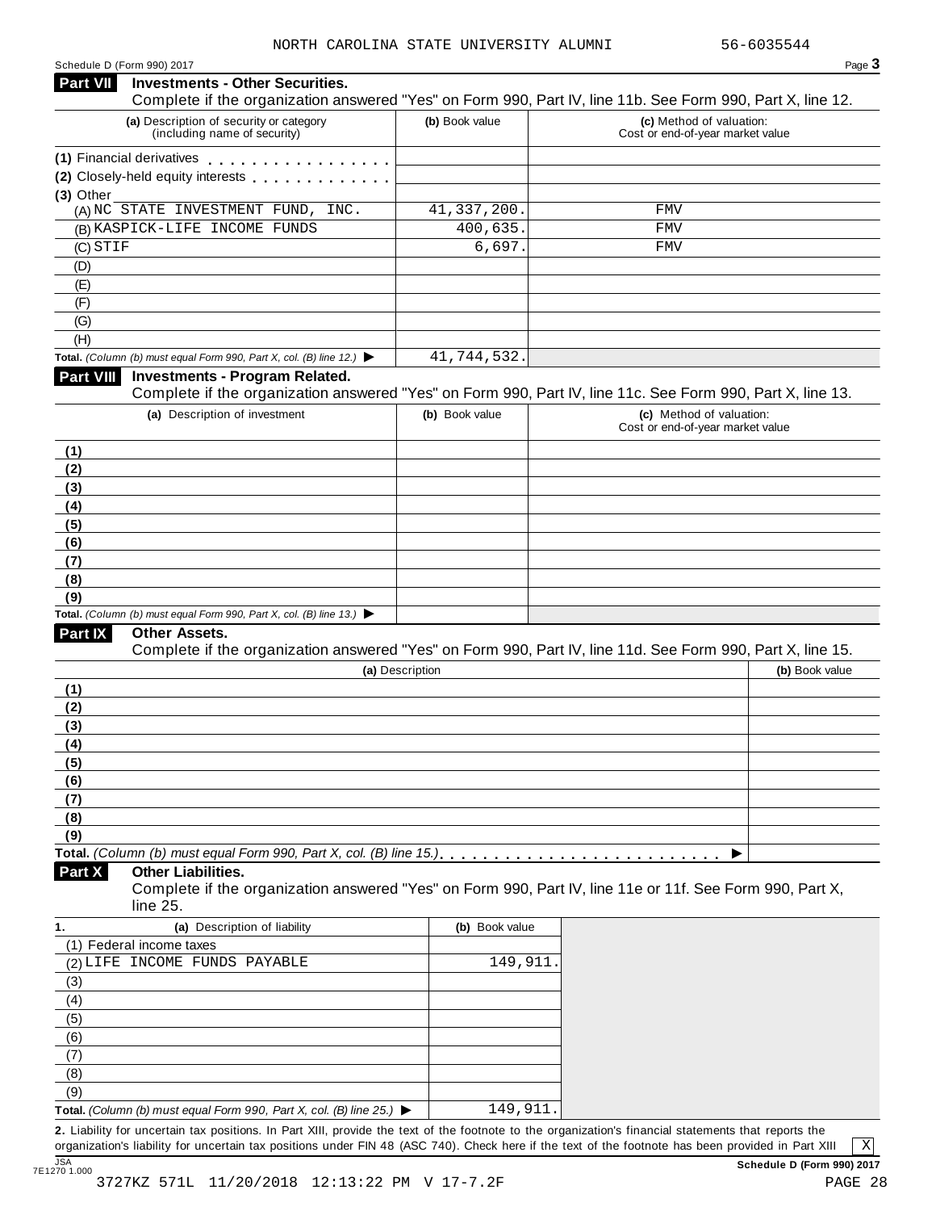NORTH CAROLINA STATE UNIVERSITY ALUMNI 56-6035544

## Part VII Investments - Other Securities.

Complete if the organization answered "Yes" on Form 990, Part IV, line 11b. See Form 990, Part X, line 12.

| (a) Description of security or category (including name of security) | (b) Book value | (c) Method of valuation: Cost or end-of-year market value |
|---|---|---|
| (1) Financial derivatives | | |
| (2) Closely-held equity interests | | |
| (3) Other | | |
| (A) NC STATE INVESTMENT FUND, INC. | 41,337,200. | FMV |
| (B) KASPICK-LIFE INCOME FUNDS | 400,635. | FMV |
| (C) STIF | 6,697. | FMV |
| (D) | | |
| (E) | | |
| (F) | | |
| (G) | | |
| (H) | | |
| **Total.** *(Column (b) must equal Form 990, Part X, col. (B) line 12.)* ▶ | 41,744,532. | |

## Part VIII Investments - Program Related.

Complete if the organization answered "Yes" on Form 990, Part IV, line 11c. See Form 990, Part X, line 13.

| (a) Description of investment | (b) Book value | (c) Method of valuation: Cost or end-of-year market value |
|---|---|---|
| (1) | | |
| (2) | | |
| (3) | | |
| (4) | | |
| (5) | | |
| (6) | | |
| (7) | | |
| (8) | | |
| (9) | | |
| **Total.** *(Column (b) must equal Form 990, Part X, col. (B) line 13.)* ▶ | | |

## Part IX Other Assets.

Complete if the organization answered "Yes" on Form 990, Part IV, line 11d. See Form 990, Part X, line 15.

| (a) Description | (b) Book value |
|---|---|
| (1) | |
| (2) | |
| (3) | |
| (4) | |
| (5) | |
| (6) | |
| (7) | |
| (8) | |
| (9) | |
| **Total.** *(Column (b) must equal Form 990, Part X, col. (B) line 15.)* ▶ | |

## Part X Other Liabilities.

Complete if the organization answered "Yes" on Form 990, Part IV, line 11e or 11f. See Form 990, Part X, line 25.

| 1. (a) Description of liability | (b) Book value |
|---|---|
| (1) Federal income taxes | |
| (2) LIFE INCOME FUNDS PAYABLE | 149,911. |
| (3) | |
| (4) | |
| (5) | |
| (6) | |
| (7) | |
| (8) | |
| (9) | |
| **Total.** *(Column (b) must equal Form 990, Part X, col. (B) line 25.)* ▶ | 149,911. |

**2.** Liability for uncertain tax positions. In Part XIII, provide the text of the footnote to the organization's financial statements that reports the organization's liability for uncertain tax positions under FIN 48 (ASC 740). Check here if the text of the footnote has been provided in Part XIII [X]

**Schedule D (Form 990) 2017**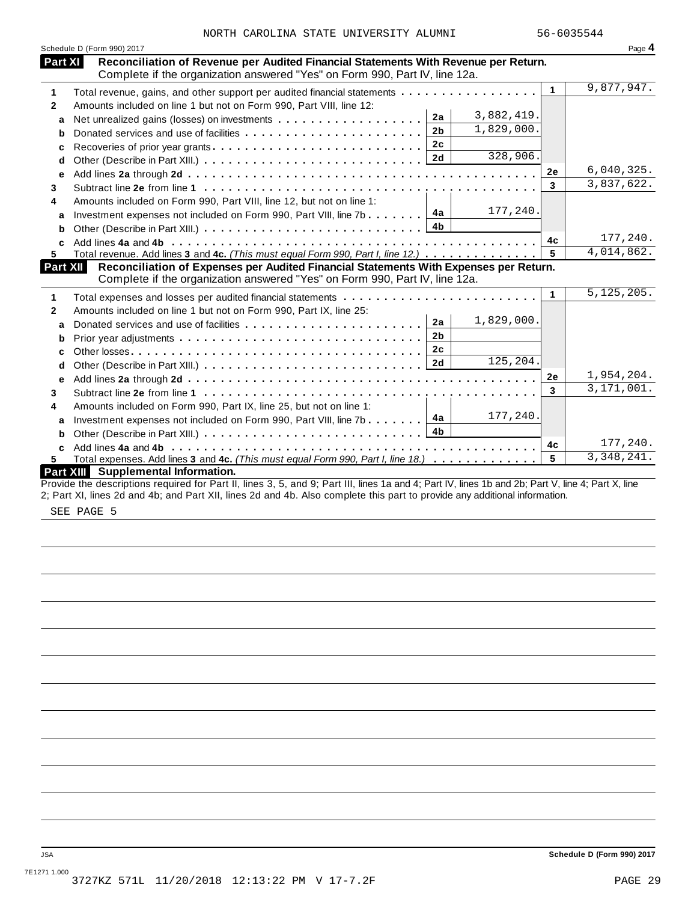NORTH CAROLINA STATE UNIVERSITY ALUMNI 56-6035544

Schedule D (Form 990) 2017

## Part XI Reconciliation of Revenue per Audited Financial Statements With Revenue per Return.

Complete if the organization answered "Yes" on Form 990, Part IV, line 12a.

| | | | | | |
|---|---|---|---|---|---|
| **1** | Total revenue, gains, and other support per audited financial statements | | | 1 | 9,877,947. |
| **2** | Amounts included on line 1 but not on Form 990, Part VIII, line 12: | | | | |
| **a** | Net unrealized gains (losses) on investments | 2a | 3,882,419. | | |
| **b** | Donated services and use of facilities | 2b | 1,829,000. | | |
| **c** | Recoveries of prior year grants | 2c | | | |
| **d** | Other (Describe in Part XIII.) | 2d | 328,906. | | |
| **e** | Add lines **2a** through **2d** | | | 2e | 6,040,325. |
| **3** | Subtract line **2e** from line **1** | | | 3 | 3,837,622. |
| **4** | Amounts included on Form 990, Part VIII, line 12, but not on line 1: | | | | |
| **a** | Investment expenses not included on Form 990, Part VIII, line 7b | 4a | 177,240. | | |
| **b** | Other (Describe in Part XIII.) | 4b | | | |
| **c** | Add lines **4a** and **4b** | | | 4c | 177,240. |
| **5** | Total revenue. Add lines **3** and **4c.** *(This must equal Form 990, Part I, line 12.)* | | | 5 | 4,014,862. |

## Part XII Reconciliation of Expenses per Audited Financial Statements With Expenses per Return.

Complete if the organization answered "Yes" on Form 990, Part IV, line 12a.

| | | | | | |
|---|---|---|---|---|---|
| **1** | Total expenses and losses per audited financial statements | | | 1 | 5,125,205. |
| **2** | Amounts included on line 1 but not on Form 990, Part IX, line 25: | | | | |
| **a** | Donated services and use of facilities | 2a | 1,829,000. | | |
| **b** | Prior year adjustments | 2b | | | |
| **c** | Other losses | 2c | | | |
| **d** | Other (Describe in Part XIII.) | 2d | 125,204. | | |
| **e** | Add lines **2a** through **2d** | | | 2e | 1,954,204. |
| **3** | Subtract line **2e** from line **1** | | | 3 | 3,171,001. |
| **4** | Amounts included on Form 990, Part IX, line 25, but not on line 1: | | | | |
| **a** | Investment expenses not included on Form 990, Part VIII, line 7b | 4a | 177,240. | | |
| **b** | Other (Describe in Part XIII.) | 4b | | | |
| **c** | Add lines **4a** and **4b** | | | 4c | 177,240. |
| **5** | Total expenses. Add lines **3** and **4c.** *(This must equal Form 990, Part I, line 18.)* | | | 5 | 3,348,241. |

## Part XIII Supplemental Information.

Provide the descriptions required for Part II, lines 3, 5, and 9; Part III, lines 1a and 4; Part IV, lines 1b and 2b; Part V, line 4; Part X, line 2; Part XI, lines 2d and 4b; and Part XII, lines 2d and 4b. Also complete this part to provide any additional information.

SEE PAGE 5

Schedule D (Form 990) 2017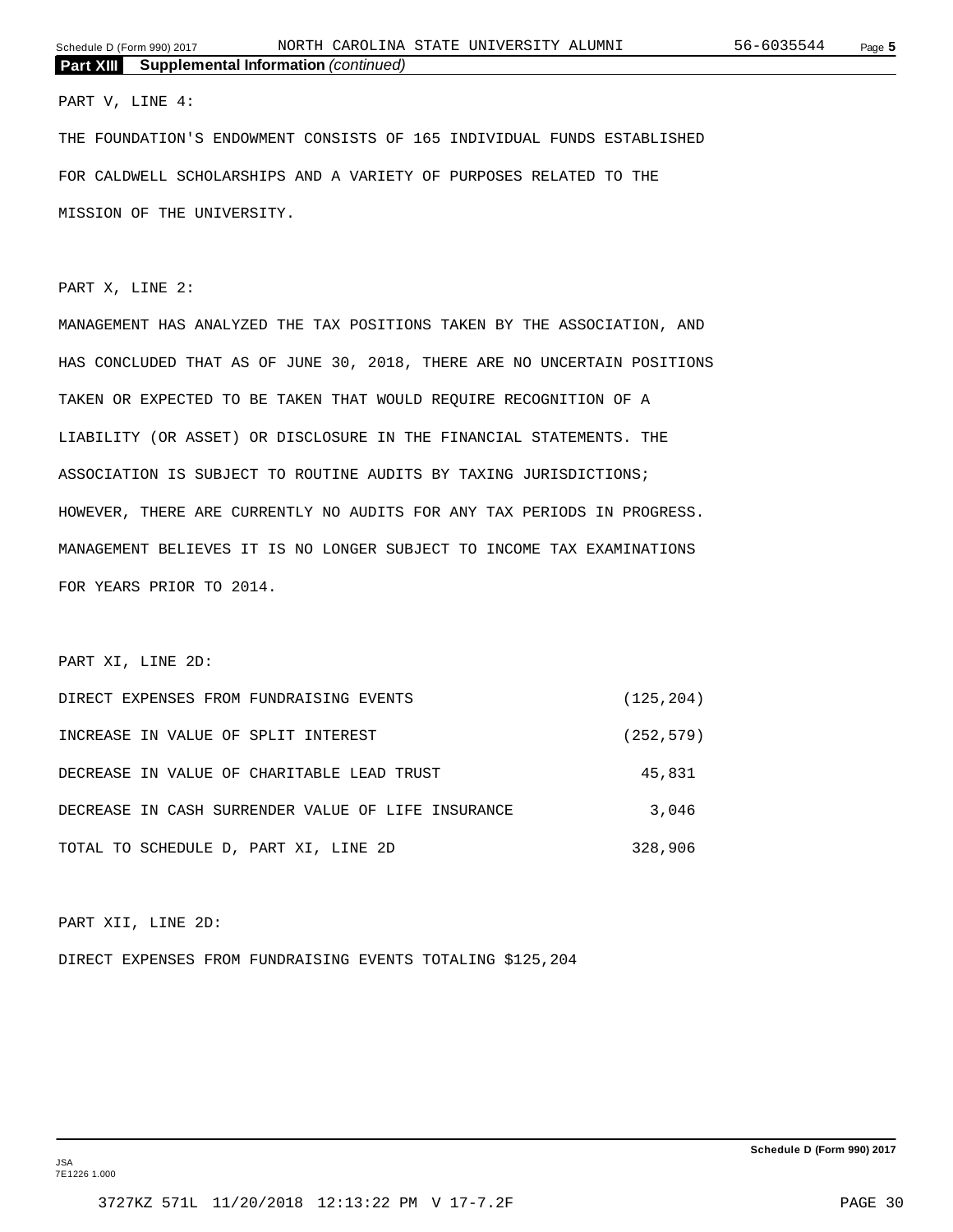## Part XIII Supplemental Information *(continued)*

PART V, LINE 4:

THE FOUNDATION'S ENDOWMENT CONSISTS OF 165 INDIVIDUAL FUNDS ESTABLISHED FOR CALDWELL SCHOLARSHIPS AND A VARIETY OF PURPOSES RELATED TO THE MISSION OF THE UNIVERSITY.

PART X, LINE 2:

MANAGEMENT HAS ANALYZED THE TAX POSITIONS TAKEN BY THE ASSOCIATION, AND HAS CONCLUDED THAT AS OF JUNE 30, 2018, THERE ARE NO UNCERTAIN POSITIONS TAKEN OR EXPECTED TO BE TAKEN THAT WOULD REQUIRE RECOGNITION OF A LIABILITY (OR ASSET) OR DISCLOSURE IN THE FINANCIAL STATEMENTS. THE ASSOCIATION IS SUBJECT TO ROUTINE AUDITS BY TAXING JURISDICTIONS; HOWEVER, THERE ARE CURRENTLY NO AUDITS FOR ANY TAX PERIODS IN PROGRESS. MANAGEMENT BELIEVES IT IS NO LONGER SUBJECT TO INCOME TAX EXAMINATIONS FOR YEARS PRIOR TO 2014.

PART XI, LINE 2D:

| | |
|---|---|
| DIRECT EXPENSES FROM FUNDRAISING EVENTS | (125,204) |
| INCREASE IN VALUE OF SPLIT INTEREST | (252,579) |
| DECREASE IN VALUE OF CHARITABLE LEAD TRUST | 45,831 |
| DECREASE IN CASH SURRENDER VALUE OF LIFE INSURANCE | 3,046 |
| TOTAL TO SCHEDULE D, PART XI, LINE 2D | 328,906 |

PART XII, LINE 2D:

DIRECT EXPENSES FROM FUNDRAISING EVENTS TOTALING $125,204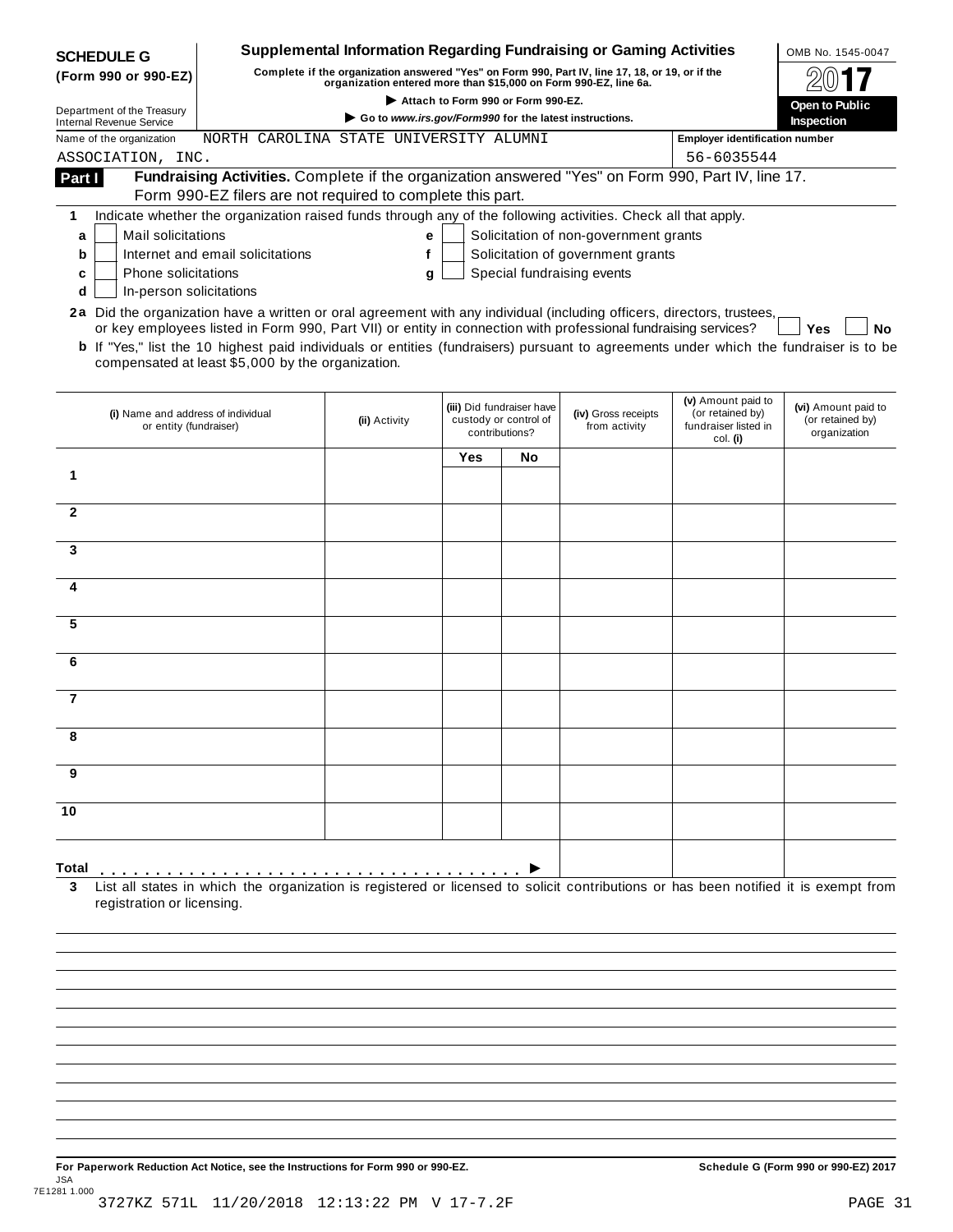**SCHEDULE G (Form 990 or 990-EZ)**

Department of the Treasury
Internal Revenue Service

# Supplemental Information Regarding Fundraising or Gaming Activities

**Complete if the organization answered "Yes" on Form 990, Part IV, line 17, 18, or 19, or if the organization entered more than $15,000 on Form 990-EZ, line 6a.**

▶ Attach to Form 990 or Form 990-EZ.

▶ Go to *www.irs.gov/Form990* for the latest instructions.

OMB No. 1545-0047

2017

**Open to Public Inspection**

Name of the organization: NORTH CAROLINA STATE UNIVERSITY ALUMNI ASSOCIATION, INC.

Employer identification number: 56-6035544

**Part I** **Fundraising Activities.** Complete if the organization answered "Yes" on Form 990, Part IV, line 17. Form 990-EZ filers are not required to complete this part.

1 Indicate whether the organization raised funds through any of the following activities. Check all that apply.

- a ☐ Mail solicitations
- b ☐ Internet and email solicitations
- c ☐ Phone solicitations
- d ☐ In-person solicitations
- e ☐ Solicitation of non-government grants
- f ☐ Solicitation of government grants
- g ☐ Special fundraising events

**2a** Did the organization have a written or oral agreement with any individual (including officers, directors, trustees, or key employees listed in Form 990, Part VII) or entity in connection with professional fundraising services? ☐ **Yes** ☐ **No**

**b** If "Yes," list the 10 highest paid individuals or entities (fundraisers) pursuant to agreements under which the fundraiser is to be compensated at least $5,000 by the organization.

| | (i) Name and address of individual or entity (fundraiser) | (ii) Activity | (iii) Did fundraiser have custody or control of contributions? Yes | No | (iv) Gross receipts from activity | (v) Amount paid to (or retained by) fundraiser listed in col. (i) | (vi) Amount paid to (or retained by) organization |
|---|---|---|---|---|---|---|---|
| 1 | | | | | | | |
| 2 | | | | | | | |
| 3 | | | | | | | |
| 4 | | | | | | | |
| 5 | | | | | | | |
| 6 | | | | | | | |
| 7 | | | | | | | |
| 8 | | | | | | | |
| 9 | | | | | | | |
| 10 | | | | | | | |
| **Total** ▶ | | | | | | | |

**3** List all states in which the organization is registered or licensed to solicit contributions or has been notified it is exempt from registration or licensing.

**For Paperwork Reduction Act Notice, see the Instructions for Form 990 or 990-EZ.** **Schedule G (Form 990 or 990-EZ) 2017**

JSA
7E1281 1.000

3727KZ 571L 11/20/2018 12:13:22 PM V 17-7.2F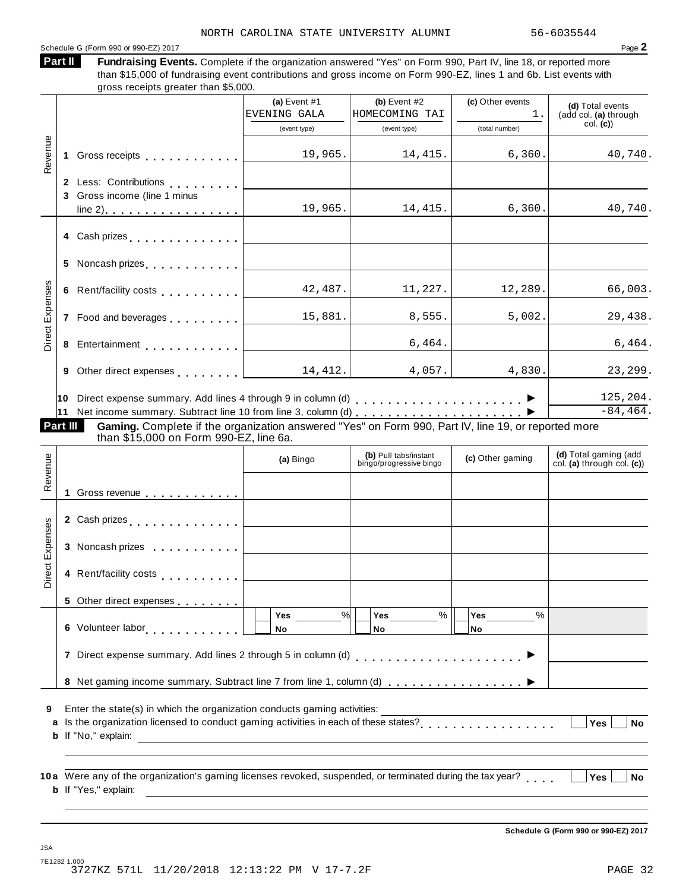NORTH CAROLINA STATE UNIVERSITY ALUMNI 56-6035544

Schedule G (Form 990 or 990-EZ) 2017

**Part II** **Fundraising Events.** Complete if the organization answered "Yes" on Form 990, Part IV, line 18, or reported more than $15,000 of fundraising event contributions and gross income on Form 990-EZ, lines 1 and 6b. List events with gross receipts greater than $5,000.

| | | (a) Event #1 | (b) Event #2 | (c) Other events | (d) Total events (add col. (a) through col. (c)) |
|---|---|---|---|---|---|
| | | EVENING GALA | HOMECOMING TAI | 1. | |
| | | (event type) | (event type) | (total number) | |
| Revenue | 1 Gross receipts | 19,965. | 14,415. | 6,360. | 40,740. |
| | 2 Less: Contributions | | | | |
| | 3 Gross income (line 1 minus line 2) | 19,965. | 14,415. | 6,360. | 40,740. |
| Direct Expenses | 4 Cash prizes | | | | |
| | 5 Noncash prizes | | | | |
| | 6 Rent/facility costs | 42,487. | 11,227. | 12,289. | 66,003. |
| | 7 Food and beverages | 15,881. | 8,555. | 5,002. | 29,438. |
| | 8 Entertainment | | 6,464. | | 6,464. |
| | 9 Other direct expenses | 14,412. | 4,057. | 4,830. | 23,299. |

10 Direct expense summary. Add lines 4 through 9 in column (d) ▶ 125,204.

11 Net income summary. Subtract line 10 from line 3, column (d) ▶ -84,464.

**Part III** **Gaming.** Complete if the organization answered "Yes" on Form 990, Part IV, line 19, or reported more than $15,000 on Form 990-EZ, line 6a.

| | | (a) Bingo | (b) Pull tabs/instant bingo/progressive bingo | (c) Other gaming | (d) Total gaming (add col. (a) through col. (c)) |
|---|---|---|---|---|---|
| Revenue | 1 Gross revenue | | | | |
| Direct Expenses | 2 Cash prizes | | | | |
| | 3 Noncash prizes | | | | |
| | 4 Rent/facility costs | | | | |
| | 5 Other direct expenses | | | | |
| | 6 Volunteer labor | Yes ___ % / No | Yes ___ % / No | Yes ___ % / No | |

7 Direct expense summary. Add lines 2 through 5 in column (d) ▶

8 Net gaming income summary. Subtract line 7 from line 1, column (d) ▶

9 Enter the state(s) in which the organization conducts gaming activities:

a Is the organization licensed to conduct gaming activities in each of these states? Yes No

b If "No," explain:

10a Were any of the organization's gaming licenses revoked, suspended, or terminated during the tax year? Yes No

b If "Yes," explain:

Schedule G (Form 990 or 990-EZ) 2017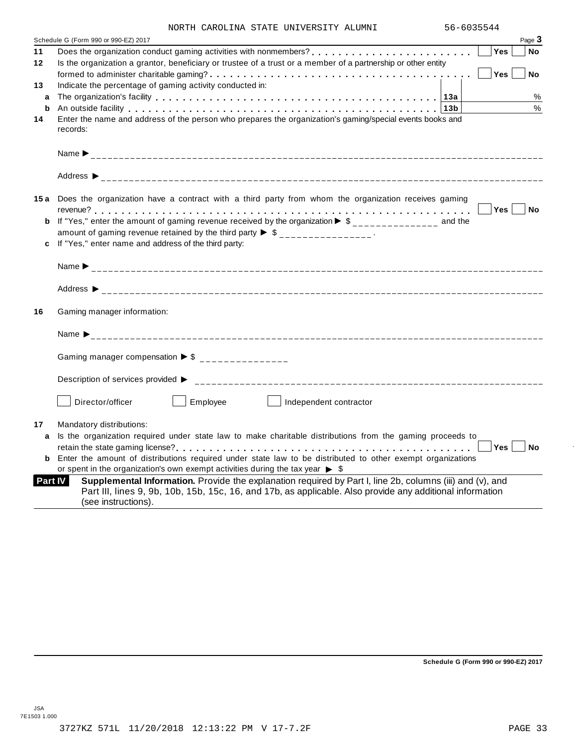NORTH CAROLINA STATE UNIVERSITY ALUMNI 56-6035544

Schedule G (Form 990 or 990-EZ) 2017 Page **3**

**11** Does the organization conduct gaming activities with nonmembers? . . . . . . . . . . . . . . . . . . . . . . . ☐ **Yes** ☐ **No**

**12** Is the organization a grantor, beneficiary or trustee of a trust or a member of a partnership or other entity formed to administer charitable gaming? . . . . . . . . . . . . . . . . . . . . . . . . . . . . . . . . . . . . ☐ **Yes** ☐ **No**

**13** Indicate the percentage of gaming activity conducted in:

**a** The organization's facility . . . . . . . . . . . . . . . . . . . . . . . . . . . . . . . . . . . . . . . **13a** %

**b** An outside facility . . . . . . . . . . . . . . . . . . . . . . . . . . . . . . . . . . . . . . . . . . . **13b** %

**14** Enter the name and address of the person who prepares the organization's gaming/special events books and records:

Name ▶ ____________________

Address ▶ ____________________

**15a** Does the organization have a contract with a third party from whom the organization receives gaming revenue? . . . . . . . . . . . . . . . . . . . . . . . . . . . . . . . . . . . . . . . . . . . . . . . . . . ☐ **Yes** ☐ **No**

**b** If "Yes," enter the amount of gaming revenue received by the organization ▶ $ ______________ and the amount of gaming revenue retained by the third party ▶ $ ______________ .

**c** If "Yes," enter name and address of the third party:

Name ▶ ____________________

Address ▶ ____________________

**16** Gaming manager information:

Name ▶ ____________________

Gaming manager compensation ▶ $ ______________

Description of services provided ▶ ____________________

☐ Director/officer ☐ Employee ☐ Independent contractor

**17** Mandatory distributions:

**a** Is the organization required under state law to make charitable distributions from the gaming proceeds to retain the state gaming license? . . . . . . . . . . . . . . . . . . . . . . . . . . . . . . . . . . . . . . ☐ **Yes** ☐ **No**

**b** Enter the amount of distributions required under state law to be distributed to other exempt organizations or spent in the organization's own exempt activities during the tax year ▶ $

**Part IV** **Supplemental Information.** Provide the explanation required by Part I, line 2b, columns (iii) and (v), and Part III, lines 9, 9b, 10b, 15b, 15c, 16, and 17b, as applicable. Also provide any additional information (see instructions).

**Schedule G (Form 990 or 990-EZ) 2017**

JSA
7E1503 1.000

3727KZ 571L 11/20/2018 12:13:22 PM V 17-7.2F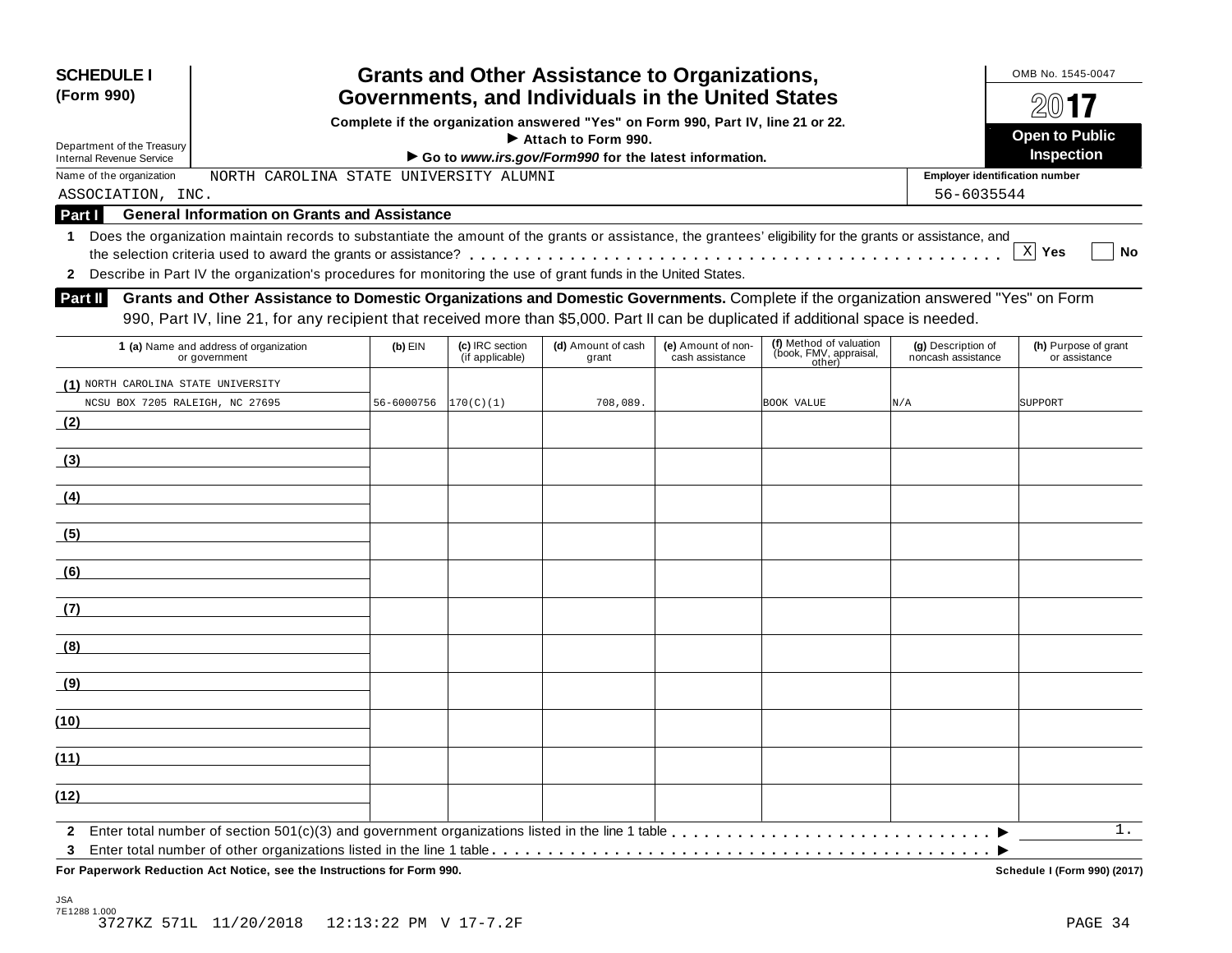**SCHEDULE I (Form 990)**

Department of the Treasury
Internal Revenue Service

# Grants and Other Assistance to Organizations, Governments, and Individuals in the United States

**Complete if the organization answered "Yes" on Form 990, Part IV, line 21 or 22.**
**▶ Attach to Form 990.**
**▶ Go to *www.irs.gov/Form990* for the latest information.**

OMB No. 1545-0047

**2017**

**Open to Public Inspection**

Name of the organization: NORTH CAROLINA STATE UNIVERSITY ALUMNI ASSOCIATION, INC.

Employer identification number: 56-6035544

## Part I General Information on Grants and Assistance

**1** Does the organization maintain records to substantiate the amount of the grants or assistance, the grantees' eligibility for the grants or assistance, and the selection criteria used to award the grants or assistance? . . . . . [X] **Yes** [ ] **No**

**2** Describe in Part IV the organization's procedures for monitoring the use of grant funds in the United States.

## Part II Grants and Other Assistance to Domestic Organizations and Domestic Governments.

Complete if the organization answered "Yes" on Form 990, Part IV, line 21, for any recipient that received more than $5,000. Part II can be duplicated if additional space is needed.

| 1 (a) Name and address of organization or government | (b) EIN | (c) IRC section (if applicable) | (d) Amount of cash grant | (e) Amount of non-cash assistance | (f) Method of valuation (book, FMV, appraisal, other) | (g) Description of noncash assistance | (h) Purpose of grant or assistance |
|---|---|---|---|---|---|---|---|
| (1) NORTH CAROLINA STATE UNIVERSITY NCSU BOX 7205 RALEIGH, NC 27695 | 56-6000756 | 170(C)(1) | 708,089. | | BOOK VALUE | N/A | SUPPORT |
| (2) | | | | | | | |
| (3) | | | | | | | |
| (4) | | | | | | | |
| (5) | | | | | | | |
| (6) | | | | | | | |
| (7) | | | | | | | |
| (8) | | | | | | | |
| (9) | | | | | | | |
| (10) | | | | | | | |
| (11) | | | | | | | |
| (12) | | | | | | | |

**2** Enter total number of section 501(c)(3) and government organizations listed in the line 1 table . . . . . ▶ 1.

**3** Enter total number of other organizations listed in the line 1 table . . . . . ▶

**For Paperwork Reduction Act Notice, see the Instructions for Form 990.**

**Schedule I (Form 990) (2017)**

JSA
7E1288 1.000
3727KZ 571L 11/20/2018 12:13:22 PM V 17-7.2F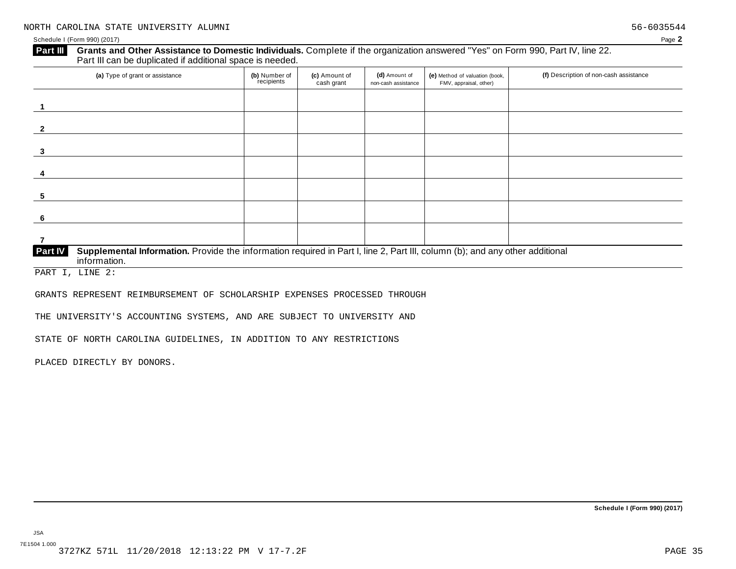NORTH CAROLINA STATE UNIVERSITY ALUMNI 56-6035544

Schedule I (Form 990) (2017) Page **2**

**Part III** **Grants and Other Assistance to Domestic Individuals.** Complete if the organization answered "Yes" on Form 990, Part IV, line 22. Part III can be duplicated if additional space is needed.

| (a) Type of grant or assistance | (b) Number of recipients | (c) Amount of cash grant | (d) Amount of non-cash assistance | (e) Method of valuation (book, FMV, appraisal, other) | (f) Description of non-cash assistance |
|---|---|---|---|---|---|
| 1 | | | | | |
| 2 | | | | | |
| 3 | | | | | |
| 4 | | | | | |
| 5 | | | | | |
| 6 | | | | | |
| 7 | | | | | |

**Part IV** **Supplemental Information.** Provide the information required in Part I, line 2, Part III, column (b); and any other additional information.

PART I, LINE 2:

GRANTS REPRESENT REIMBURSEMENT OF SCHOLARSHIP EXPENSES PROCESSED THROUGH THE UNIVERSITY'S ACCOUNTING SYSTEMS, AND ARE SUBJECT TO UNIVERSITY AND STATE OF NORTH CAROLINA GUIDELINES, IN ADDITION TO ANY RESTRICTIONS PLACED DIRECTLY BY DONORS.

**Schedule I (Form 990) (2017)**

JSA
7E1504 1.000
3727KZ 571L 11/20/2018 12:13:22 PM V 17-7.2F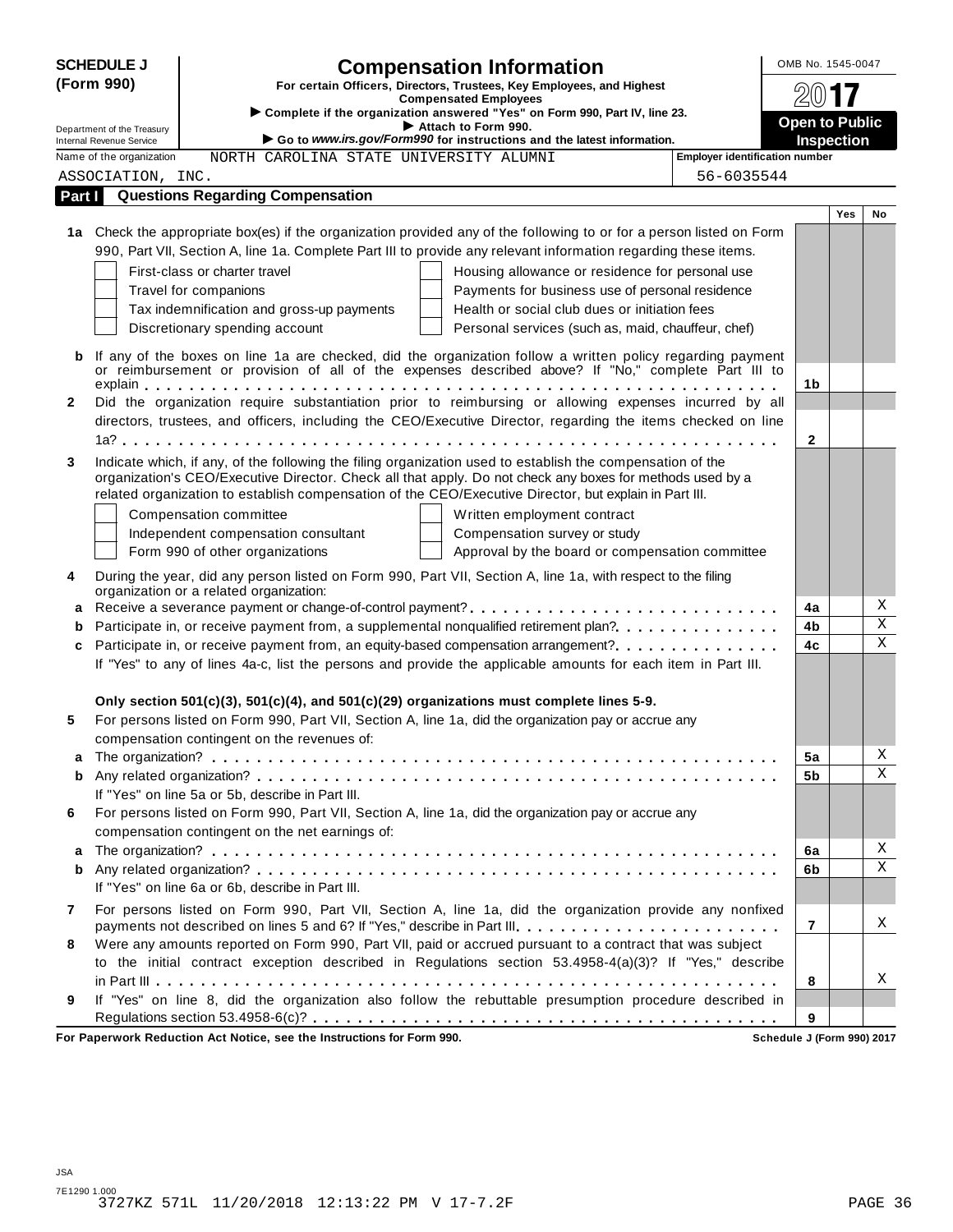**SCHEDULE J (Form 990)**

Department of the Treasury
Internal Revenue Service

# Compensation Information

**For certain Officers, Directors, Trustees, Key Employees, and Highest Compensated Employees**

► Complete if the organization answered "Yes" on Form 990, Part IV, line 23.
► Attach to Form 990.
► Go to *www.irs.gov/Form990* for instructions and the latest information.

OMB No. 1545-0047

**2017**

**Open to Public Inspection**

Name of the organization: NORTH CAROLINA STATE UNIVERSITY ALUMNI ASSOCIATION, INC.

Employer identification number: 56-6035544

## Part I Questions Regarding Compensation

| | | | Yes | No |
|---|---|---|---|---|
| **1a** | Check the appropriate box(es) if the organization provided any of the following to or for a person listed on Form 990, Part VII, Section A, line 1a. Complete Part III to provide any relevant information regarding these items.<br>☐ First-class or charter travel ☐ Housing allowance or residence for personal use<br>☐ Travel for companions ☐ Payments for business use of personal residence<br>☐ Tax indemnification and gross-up payments ☐ Health or social club dues or initiation fees<br>☐ Discretionary spending account ☐ Personal services (such as, maid, chauffeur, chef) | | | |
| **b** | If any of the boxes on line 1a are checked, did the organization follow a written policy regarding payment or reimbursement or provision of all of the expenses described above? If "No," complete Part III to explain | 1b | | |
| **2** | Did the organization require substantiation prior to reimbursing or allowing expenses incurred by all directors, trustees, and officers, including the CEO/Executive Director, regarding the items checked on line 1a? | 2 | | |
| **3** | Indicate which, if any, of the following the filing organization used to establish the compensation of the organization's CEO/Executive Director. Check all that apply. Do not check any boxes for methods used by a related organization to establish compensation of the CEO/Executive Director, but explain in Part III.<br>☐ Compensation committee ☐ Written employment contract<br>☐ Independent compensation consultant ☐ Compensation survey or study<br>☐ Form 990 of other organizations ☐ Approval by the board or compensation committee | | | |
| **4** | During the year, did any person listed on Form 990, Part VII, Section A, line 1a, with respect to the filing organization or a related organization: | | | |
| **a** | Receive a severance payment or change-of-control payment? | 4a | | X |
| **b** | Participate in, or receive payment from, a supplemental nonqualified retirement plan? | 4b | | X |
| **c** | Participate in, or receive payment from, an equity-based compensation arrangement? | 4c | | X |
| | If "Yes" to any of lines 4a-c, list the persons and provide the applicable amounts for each item in Part III. | | | |
| | **Only section 501(c)(3), 501(c)(4), and 501(c)(29) organizations must complete lines 5-9.** | | | |
| **5** | For persons listed on Form 990, Part VII, Section A, line 1a, did the organization pay or accrue any compensation contingent on the revenues of: | | | |
| **a** | The organization? | 5a | | X |
| **b** | Any related organization? | 5b | | X |
| | If "Yes" on line 5a or 5b, describe in Part III. | | | |
| **6** | For persons listed on Form 990, Part VII, Section A, line 1a, did the organization pay or accrue any compensation contingent on the net earnings of: | | | |
| **a** | The organization? | 6a | | X |
| **b** | Any related organization? | 6b | | X |
| | If "Yes" on line 6a or 6b, describe in Part III. | | | |
| **7** | For persons listed on Form 990, Part VII, Section A, line 1a, did the organization provide any nonfixed payments not described on lines 5 and 6? If "Yes," describe in Part III | 7 | | X |
| **8** | Were any amounts reported on Form 990, Part VII, paid or accrued pursuant to a contract that was subject to the initial contract exception described in Regulations section 53.4958-4(a)(3)? If "Yes," describe in Part III | 8 | | X |
| **9** | If "Yes" on line 8, did the organization also follow the rebuttable presumption procedure described in Regulations section 53.4958-6(c)? | 9 | | |

**For Paperwork Reduction Act Notice, see the Instructions for Form 990.** **Schedule J (Form 990) 2017**

JSA
7E1290 1.000
3727KZ 571L 11/20/2018 12:13:22 PM V 17-7.2F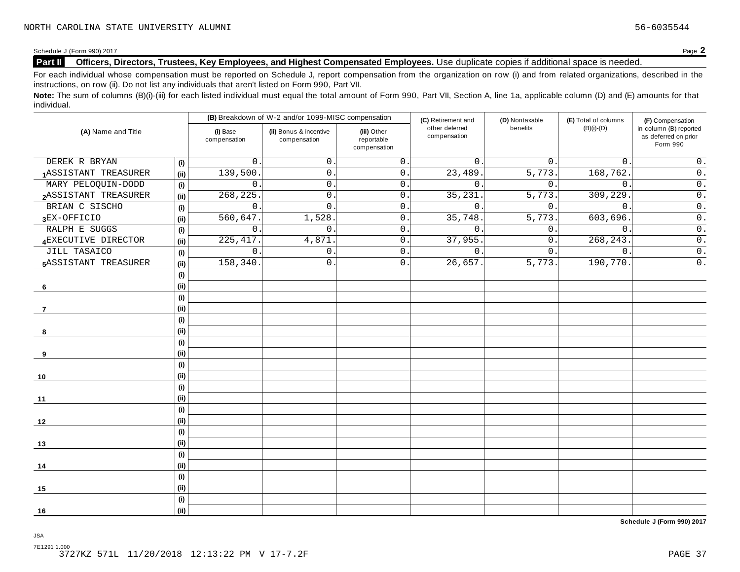NORTH CAROLINA STATE UNIVERSITY ALUMNI 56-6035544

Schedule J (Form 990) 2017 Page **2**

## Part II Officers, Directors, Trustees, Key Employees, and Highest Compensated Employees. 

Use duplicate copies if additional space is needed.

For each individual whose compensation must be reported on Schedule J, report compensation from the organization on row (i) and from related organizations, described in the instructions, on row (ii). Do not list any individuals that aren't listed on Form 990, Part VII.

**Note:** The sum of columns (B)(i)-(iii) for each listed individual must equal the total amount of Form 990, Part VII, Section A, line 1a, applicable column (D) and (E) amounts for that individual.

| (A) Name and Title | | (B) Breakdown of W-2 and/or 1099-MISC compensation | | | (C) Retirement and other deferred compensation | (D) Nontaxable benefits | (E) Total of columns (B)(i)-(D) | (F) Compensation in column (B) reported as deferred on prior Form 990 |
|---|---|---|---|---|---|---|---|---|
| | | (i) Base compensation | (ii) Bonus & incentive compensation | (iii) Other reportable compensation | | | | |
| DEREK R BRYAN | (i) | 0. | 0. | 0. | 0. | 0. | 0. | 0. |
| 1 ASSISTANT TREASURER | (ii) | 139,500. | 0. | 0. | 23,489. | 5,773. | 168,762. | 0. |
| MARY PELOQUIN-DODD | (i) | 0. | 0. | 0. | 0. | 0. | 0. | 0. |
| 2 ASSISTANT TREASURER | (ii) | 268,225. | 0. | 0. | 35,231. | 5,773. | 309,229. | 0. |
| BRIAN C SISCHO | (i) | 0. | 0. | 0. | 0. | 0. | 0. | 0. |
| 3 EX-OFFICIO | (ii) | 560,647. | 1,528. | 0. | 35,748. | 5,773. | 603,696. | 0. |
| RALPH E SUGGS | (i) | 0. | 0. | 0. | 0. | 0. | 0. | 0. |
| 4 EXECUTIVE DIRECTOR | (ii) | 225,417. | 4,871. | 0. | 37,955. | 0. | 268,243. | 0. |
| JILL TASAICO | (i) | 0. | 0. | 0. | 0. | 0. | 0. | 0. |
| 5 ASSISTANT TREASURER | (ii) | 158,340. | 0. | 0. | 26,657. | 5,773. | 190,770. | 0. |
| | (i) | | | | | | | |
| 6 | (ii) | | | | | | | |
| | (i) | | | | | | | |
| 7 | (ii) | | | | | | | |
| | (i) | | | | | | | |
| 8 | (ii) | | | | | | | |
| | (i) | | | | | | | |
| 9 | (ii) | | | | | | | |
| | (i) | | | | | | | |
| 10 | (ii) | | | | | | | |
| | (i) | | | | | | | |
| 11 | (ii) | | | | | | | |
| | (i) | | | | | | | |
| 12 | (ii) | | | | | | | |
| | (i) | | | | | | | |
| 13 | (ii) | | | | | | | |
| | (i) | | | | | | | |
| 14 | (ii) | | | | | | | |
| | (i) | | | | | | | |
| 15 | (ii) | | | | | | | |
| | (i) | | | | | | | |
| 16 | (ii) | | | | | | | |

**Schedule J (Form 990) 2017**

JSA

7E1291 1.000
3727KZ 571L 11/20/2018 12:13:22 PM V 17-7.2F PAGE 37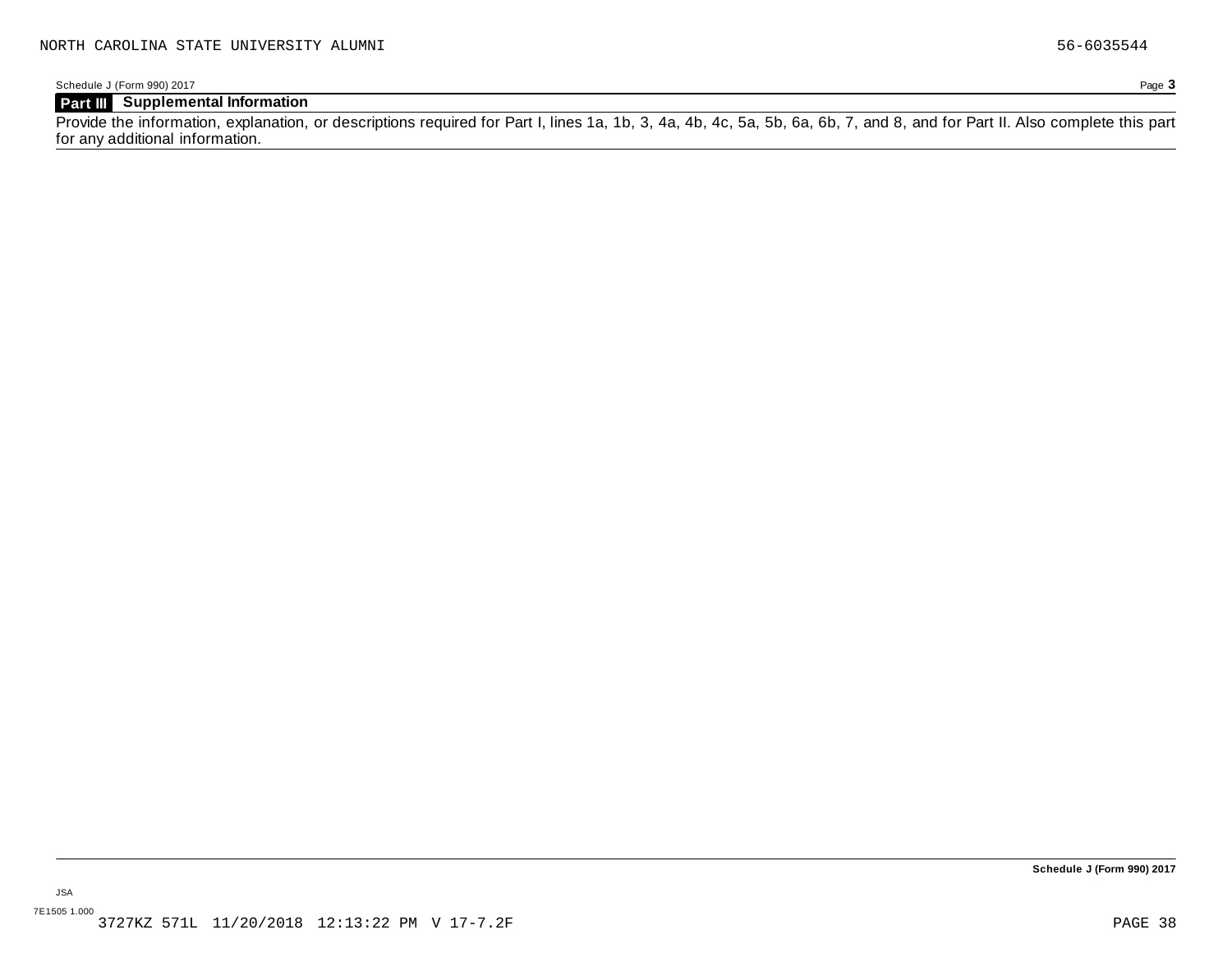NORTH CAROLINA STATE UNIVERSITY ALUMNI 56-6035544

Schedule J (Form 990) 2017

## Part III Supplemental Information

Provide the information, explanation, or descriptions required for Part I, lines 1a, 1b, 3, 4a, 4b, 4c, 5a, 5b, 6a, 6b, 7, and 8, and for Part II. Also complete this part for any additional information.

Schedule J (Form 990) 2017

JSA

7E1505 1.000

3727KZ 571L 11/20/2018 12:13:22 PM V 17-7.2F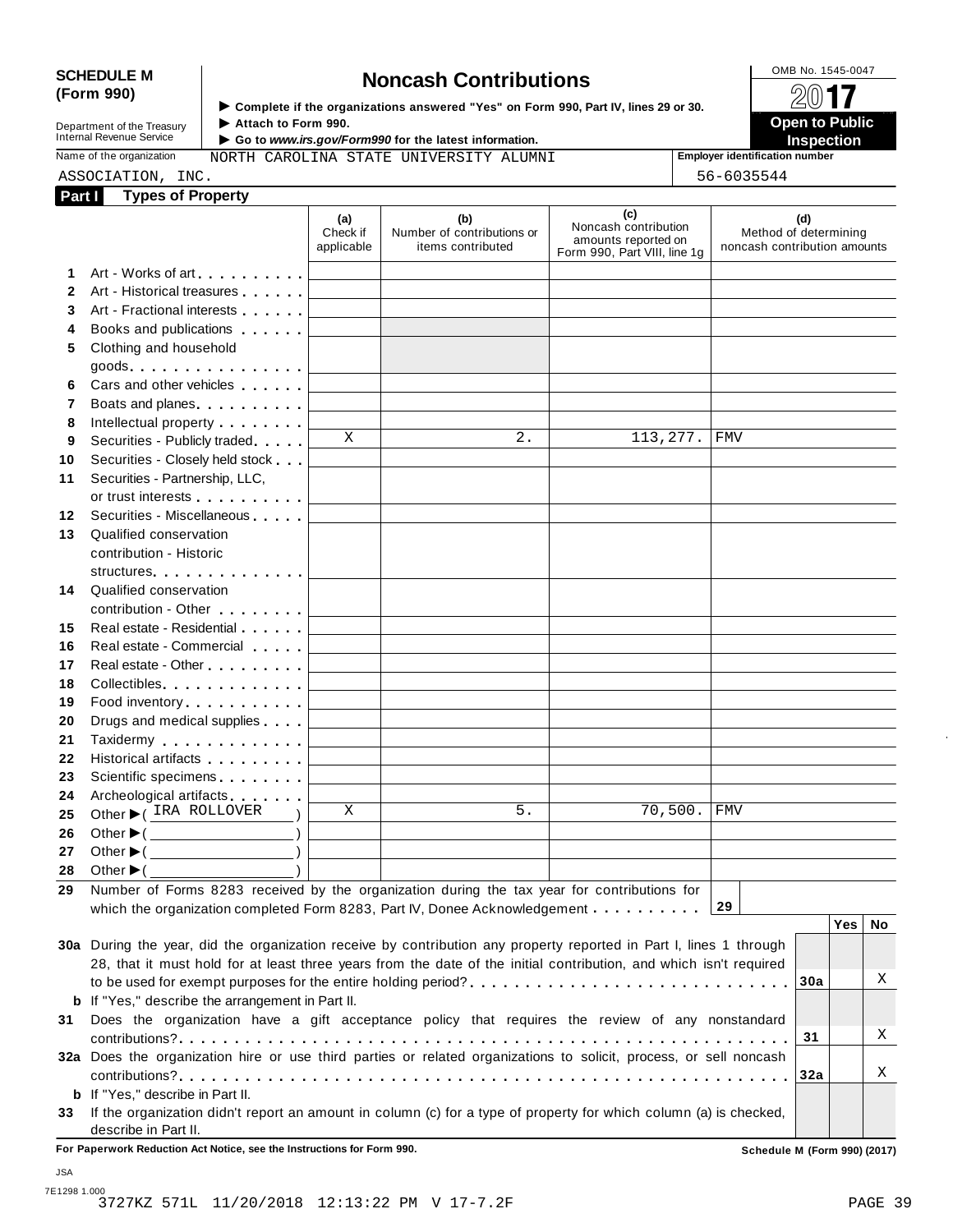**SCHEDULE M (Form 990)**

Department of the Treasury
Internal Revenue Service

# Noncash Contributions

▶ Complete if the organizations answered "Yes" on Form 990, Part IV, lines 29 or 30.
▶ Attach to Form 990.
▶ Go to *www.irs.gov/Form990* for the latest information.

OMB No. 1545-0047

**2017**

**Open to Public Inspection**

Name of the organization: NORTH CAROLINA STATE UNIVERSITY ALUMNI ASSOCIATION, INC.

Employer identification number: 56-6035544

## Part I Types of Property

| | | (a) Check if applicable | (b) Number of contributions or items contributed | (c) Noncash contribution amounts reported on Form 990, Part VIII, line 1g | (d) Method of determining noncash contribution amounts |
|---|---|---|---|---|---|
| 1 | Art - Works of art | | | | |
| 2 | Art - Historical treasures | | | | |
| 3 | Art - Fractional interests | | | | |
| 4 | Books and publications | | | | |
| 5 | Clothing and household goods | | | | |
| 6 | Cars and other vehicles | | | | |
| 7 | Boats and planes | | | | |
| 8 | Intellectual property | | | | |
| 9 | Securities - Publicly traded | X | 2. | 113,277. | FMV |
| 10 | Securities - Closely held stock | | | | |
| 11 | Securities - Partnership, LLC, or trust interests | | | | |
| 12 | Securities - Miscellaneous | | | | |
| 13 | Qualified conservation contribution - Historic structures | | | | |
| 14 | Qualified conservation contribution - Other | | | | |
| 15 | Real estate - Residential | | | | |
| 16 | Real estate - Commercial | | | | |
| 17 | Real estate - Other | | | | |
| 18 | Collectibles | | | | |
| 19 | Food inventory | | | | |
| 20 | Drugs and medical supplies | | | | |
| 21 | Taxidermy | | | | |
| 22 | Historical artifacts | | | | |
| 23 | Scientific specimens | | | | |
| 24 | Archeological artifacts | | | | |
| 25 | Other ▶ ( IRA ROLLOVER ) | X | 5. | 70,500. | FMV |
| 26 | Other ▶ ( ) | | | | |
| 27 | Other ▶ ( ) | | | | |
| 28 | Other ▶ ( ) | | | | |

**29** Number of Forms 8283 received by the organization during the tax year for contributions for which the organization completed Form 8283, Part IV, Donee Acknowledgement . . . . . . . . . . **29**

| | | | Yes | No |
|---|---|---|---|---|
| 30a | During the year, did the organization receive by contribution any property reported in Part I, lines 1 through 28, that it must hold for at least three years from the date of the initial contribution, and which isn't required to be used for exempt purposes for the entire holding period? | 30a | | X |
| b | If "Yes," describe the arrangement in Part II. | | | |
| 31 | Does the organization have a gift acceptance policy that requires the review of any nonstandard contributions? | 31 | | X |
| 32a | Does the organization hire or use third parties or related organizations to solicit, process, or sell noncash contributions? | 32a | | X |
| b | If "Yes," describe in Part II. | | | |
| 33 | If the organization didn't report an amount in column (c) for a type of property for which column (a) is checked, describe in Part II. | | | |

**For Paperwork Reduction Act Notice, see the Instructions for Form 990.** Schedule M (Form 990) (2017)

JSA
7E1298 1.000
3727KZ 571L 11/20/2018 12:13:22 PM V 17-7.2F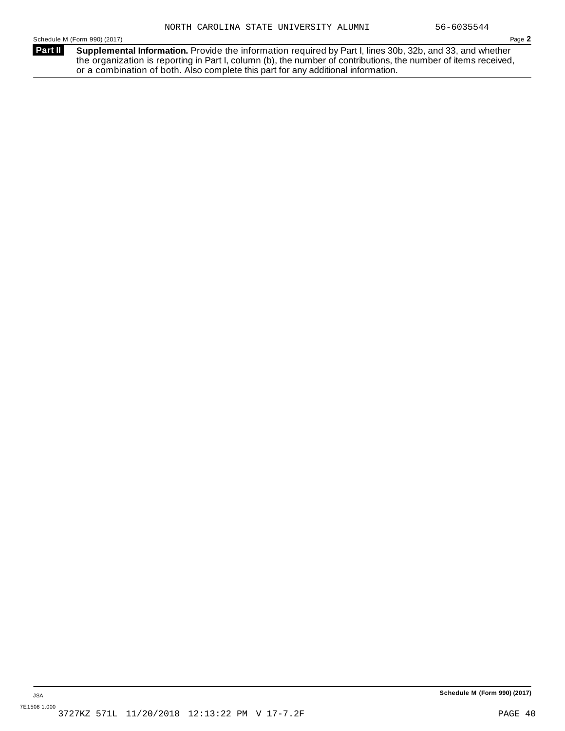NORTH CAROLINA STATE UNIVERSITY ALUMNI 56-6035544

Schedule M (Form 990) (2017) Page **2**

**Part II** **Supplemental Information.** Provide the information required by Part I, lines 30b, 32b, and 33, and whether the organization is reporting in Part I, column (b), the number of contributions, the number of items received, or a combination of both. Also complete this part for any additional information.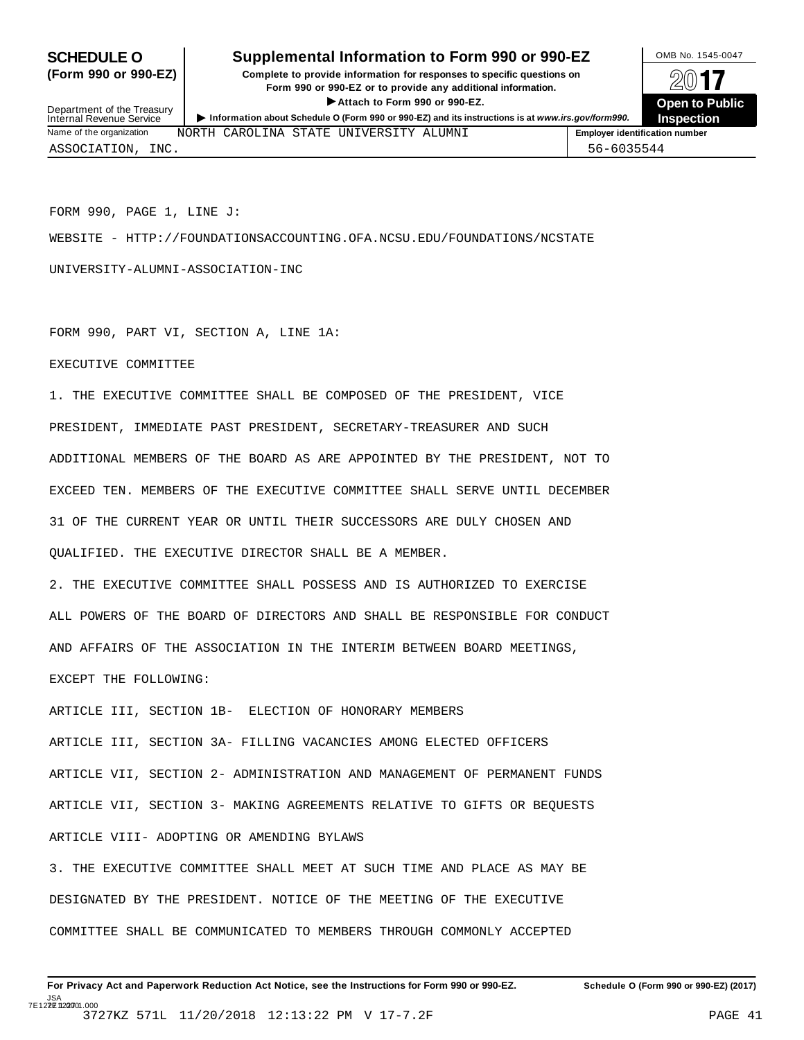**SCHEDULE O (Form 990 or 990-EZ)**

Department of the Treasury
Internal Revenue Service

# Supplemental Information to Form 990 or 990-EZ

**Complete to provide information for responses to specific questions on Form 990 or 990-EZ or to provide any additional information.**

▶ **Attach to Form 990 or 990-EZ.**

▶ **Information about Schedule O (Form 990 or 990-EZ) and its instructions is at www.irs.gov/form990.**

OMB No. 1545-0047

**2017**

**Open to Public Inspection**

| Name of the organization | Employer identification number |
|---|---|
| NORTH CAROLINA STATE UNIVERSITY ALUMNI ASSOCIATION, INC. | 56-6035544 |

FORM 990, PAGE 1, LINE J:

WEBSITE - HTTP://FOUNDATIONSACCOUNTING.OFA.NCSU.EDU/FOUNDATIONS/NCSTATE UNIVERSITY-ALUMNI-ASSOCIATION-INC

FORM 990, PART VI, SECTION A, LINE 1A:

EXECUTIVE COMMITTEE

1. THE EXECUTIVE COMMITTEE SHALL BE COMPOSED OF THE PRESIDENT, VICE PRESIDENT, IMMEDIATE PAST PRESIDENT, SECRETARY-TREASURER AND SUCH ADDITIONAL MEMBERS OF THE BOARD AS ARE APPOINTED BY THE PRESIDENT, NOT TO EXCEED TEN. MEMBERS OF THE EXECUTIVE COMMITTEE SHALL SERVE UNTIL DECEMBER 31 OF THE CURRENT YEAR OR UNTIL THEIR SUCCESSORS ARE DULY CHOSEN AND QUALIFIED. THE EXECUTIVE DIRECTOR SHALL BE A MEMBER.

2. THE EXECUTIVE COMMITTEE SHALL POSSESS AND IS AUTHORIZED TO EXERCISE ALL POWERS OF THE BOARD OF DIRECTORS AND SHALL BE RESPONSIBLE FOR CONDUCT AND AFFAIRS OF THE ASSOCIATION IN THE INTERIM BETWEEN BOARD MEETINGS, EXCEPT THE FOLLOWING:

ARTICLE III, SECTION 1B- ELECTION OF HONORARY MEMBERS

ARTICLE III, SECTION 3A- FILLING VACANCIES AMONG ELECTED OFFICERS

ARTICLE VII, SECTION 2- ADMINISTRATION AND MANAGEMENT OF PERMANENT FUNDS

ARTICLE VII, SECTION 3- MAKING AGREEMENTS RELATIVE TO GIFTS OR BEQUESTS

ARTICLE VIII- ADOPTING OR AMENDING BYLAWS

3. THE EXECUTIVE COMMITTEE SHALL MEET AT SUCH TIME AND PLACE AS MAY BE DESIGNATED BY THE PRESIDENT. NOTICE OF THE MEETING OF THE EXECUTIVE COMMITTEE SHALL BE COMMUNICATED TO MEMBERS THROUGH COMMONLY ACCEPTED

**For Privacy Act and Paperwork Reduction Act Notice, see the Instructions for Form 990 or 990-EZ.** **Schedule O (Form 990 or 990-EZ) (2017)**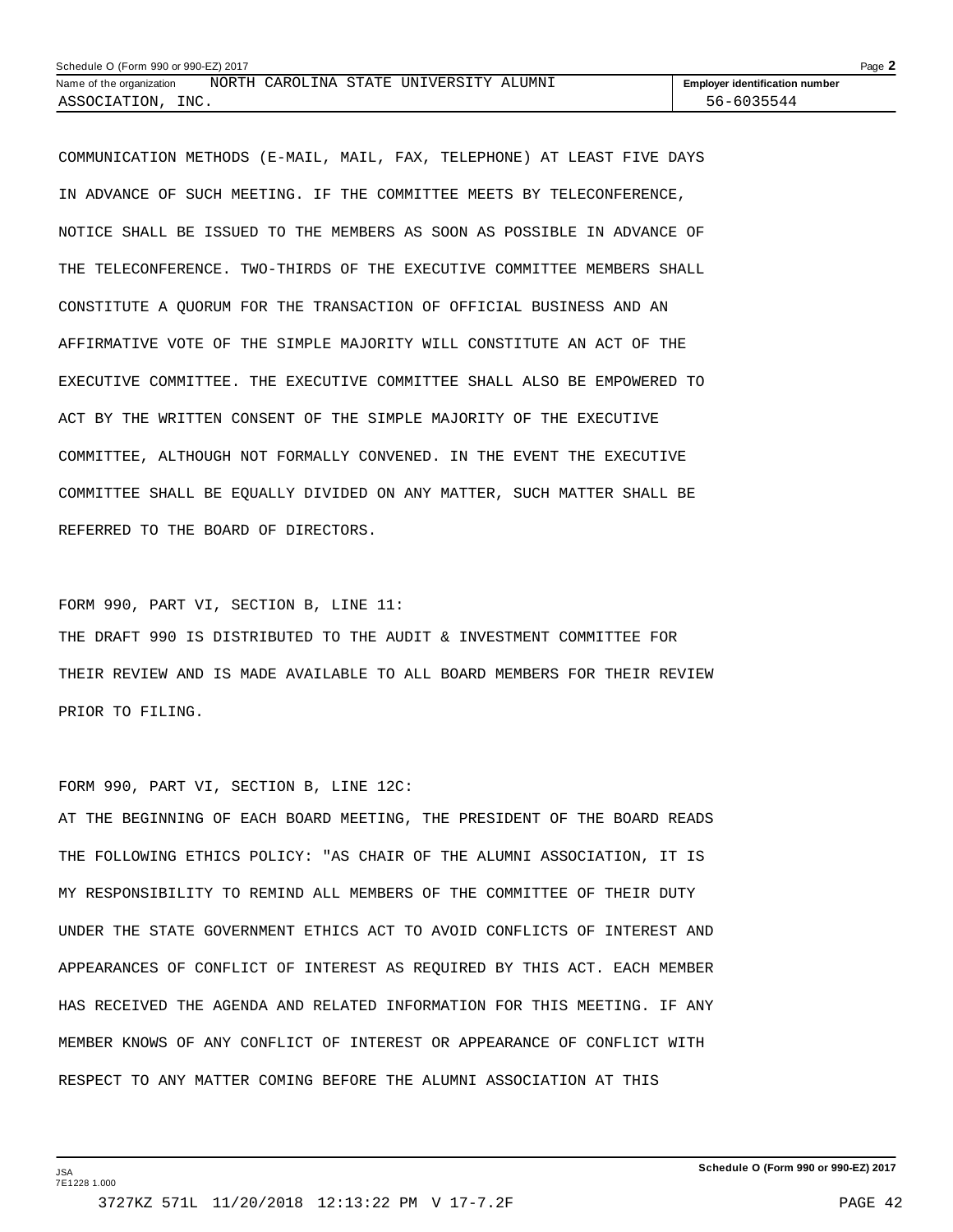COMMUNICATION METHODS (E-MAIL, MAIL, FAX, TELEPHONE) AT LEAST FIVE DAYS IN ADVANCE OF SUCH MEETING. IF THE COMMITTEE MEETS BY TELECONFERENCE, NOTICE SHALL BE ISSUED TO THE MEMBERS AS SOON AS POSSIBLE IN ADVANCE OF THE TELECONFERENCE. TWO-THIRDS OF THE EXECUTIVE COMMITTEE MEMBERS SHALL CONSTITUTE A QUORUM FOR THE TRANSACTION OF OFFICIAL BUSINESS AND AN AFFIRMATIVE VOTE OF THE SIMPLE MAJORITY WILL CONSTITUTE AN ACT OF THE EXECUTIVE COMMITTEE. THE EXECUTIVE COMMITTEE SHALL ALSO BE EMPOWERED TO ACT BY THE WRITTEN CONSENT OF THE SIMPLE MAJORITY OF THE EXECUTIVE COMMITTEE, ALTHOUGH NOT FORMALLY CONVENED. IN THE EVENT THE EXECUTIVE COMMITTEE SHALL BE EQUALLY DIVIDED ON ANY MATTER, SUCH MATTER SHALL BE REFERRED TO THE BOARD OF DIRECTORS.

FORM 990, PART VI, SECTION B, LINE 11:
THE DRAFT 990 IS DISTRIBUTED TO THE AUDIT & INVESTMENT COMMITTEE FOR THEIR REVIEW AND IS MADE AVAILABLE TO ALL BOARD MEMBERS FOR THEIR REVIEW PRIOR TO FILING.

FORM 990, PART VI, SECTION B, LINE 12C:
AT THE BEGINNING OF EACH BOARD MEETING, THE PRESIDENT OF THE BOARD READS THE FOLLOWING ETHICS POLICY: "AS CHAIR OF THE ALUMNI ASSOCIATION, IT IS MY RESPONSIBILITY TO REMIND ALL MEMBERS OF THE COMMITTEE OF THEIR DUTY UNDER THE STATE GOVERNMENT ETHICS ACT TO AVOID CONFLICTS OF INTEREST AND APPEARANCES OF CONFLICT OF INTEREST AS REQUIRED BY THIS ACT. EACH MEMBER HAS RECEIVED THE AGENDA AND RELATED INFORMATION FOR THIS MEETING. IF ANY MEMBER KNOWS OF ANY CONFLICT OF INTEREST OR APPEARANCE OF CONFLICT WITH RESPECT TO ANY MATTER COMING BEFORE THE ALUMNI ASSOCIATION AT THIS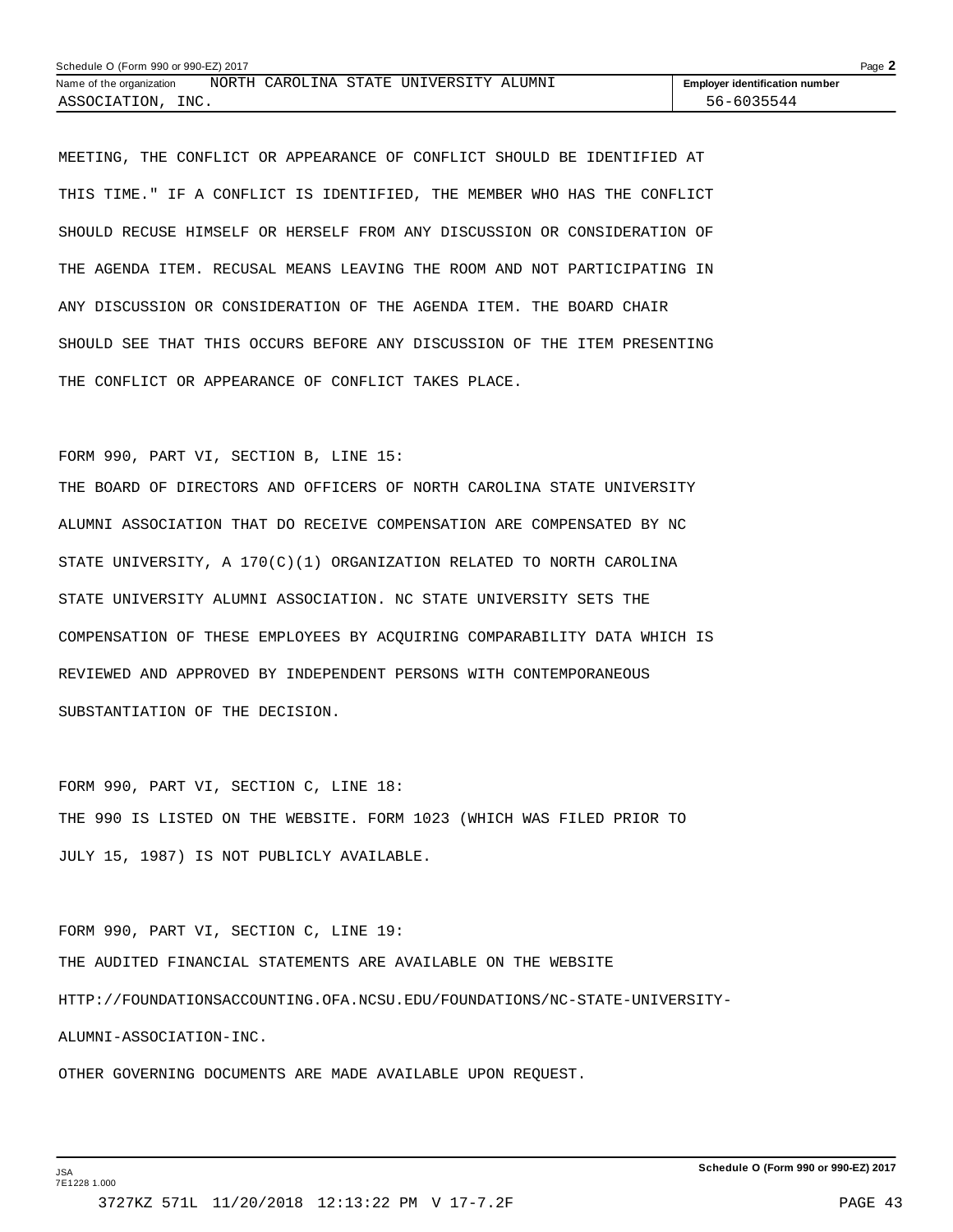MEETING, THE CONFLICT OR APPEARANCE OF CONFLICT SHOULD BE IDENTIFIED AT THIS TIME." IF A CONFLICT IS IDENTIFIED, THE MEMBER WHO HAS THE CONFLICT SHOULD RECUSE HIMSELF OR HERSELF FROM ANY DISCUSSION OR CONSIDERATION OF THE AGENDA ITEM. RECUSAL MEANS LEAVING THE ROOM AND NOT PARTICIPATING IN ANY DISCUSSION OR CONSIDERATION OF THE AGENDA ITEM. THE BOARD CHAIR SHOULD SEE THAT THIS OCCURS BEFORE ANY DISCUSSION OF THE ITEM PRESENTING THE CONFLICT OR APPEARANCE OF CONFLICT TAKES PLACE.

FORM 990, PART VI, SECTION B, LINE 15:

THE BOARD OF DIRECTORS AND OFFICERS OF NORTH CAROLINA STATE UNIVERSITY ALUMNI ASSOCIATION THAT DO RECEIVE COMPENSATION ARE COMPENSATED BY NC STATE UNIVERSITY, A 170(C)(1) ORGANIZATION RELATED TO NORTH CAROLINA STATE UNIVERSITY ALUMNI ASSOCIATION. NC STATE UNIVERSITY SETS THE COMPENSATION OF THESE EMPLOYEES BY ACQUIRING COMPARABILITY DATA WHICH IS REVIEWED AND APPROVED BY INDEPENDENT PERSONS WITH CONTEMPORANEOUS SUBSTANTIATION OF THE DECISION.

FORM 990, PART VI, SECTION C, LINE 18:

THE 990 IS LISTED ON THE WEBSITE. FORM 1023 (WHICH WAS FILED PRIOR TO JULY 15, 1987) IS NOT PUBLICLY AVAILABLE.

FORM 990, PART VI, SECTION C, LINE 19:

THE AUDITED FINANCIAL STATEMENTS ARE AVAILABLE ON THE WEBSITE HTTP://FOUNDATIONSACCOUNTING.OFA.NCSU.EDU/FOUNDATIONS/NC-STATE-UNIVERSITY-ALUMNI-ASSOCIATION-INC.

OTHER GOVERNING DOCUMENTS ARE MADE AVAILABLE UPON REQUEST.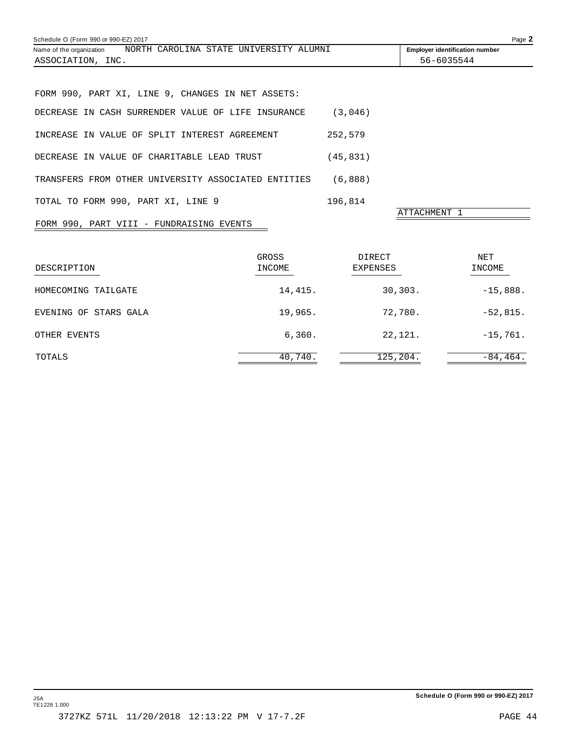Schedule O (Form 990 or 990-EZ) 2017

Name of the organization: NORTH CAROLINA STATE UNIVERSITY ALUMNI ASSOCIATION, INC.

Employer identification number: 56-6035544

FORM 990, PART XI, LINE 9, CHANGES IN NET ASSETS:

| | |
|---|---|
| DECREASE IN CASH SURRENDER VALUE OF LIFE INSURANCE | (3,046) |
| INCREASE IN VALUE OF SPLIT INTEREST AGREEMENT | 252,579 |
| DECREASE IN VALUE OF CHARITABLE LEAD TRUST | (45,831) |
| TRANSFERS FROM OTHER UNIVERSITY ASSOCIATED ENTITIES | (6,888) |
| TOTAL TO FORM 990, PART XI, LINE 9 | 196,814 |

ATTACHMENT 1

FORM 990, PART VIII - FUNDRAISING EVENTS

| DESCRIPTION | GROSS INCOME | DIRECT EXPENSES | NET INCOME |
|---|---|---|---|
| HOMECOMING TAILGATE | 14,415. | 30,303. | -15,888. |
| EVENING OF STARS GALA | 19,965. | 72,780. | -52,815. |
| OTHER EVENTS | 6,360. | 22,121. | -15,761. |
| TOTALS | 40,740. | 125,204. | -84,464. |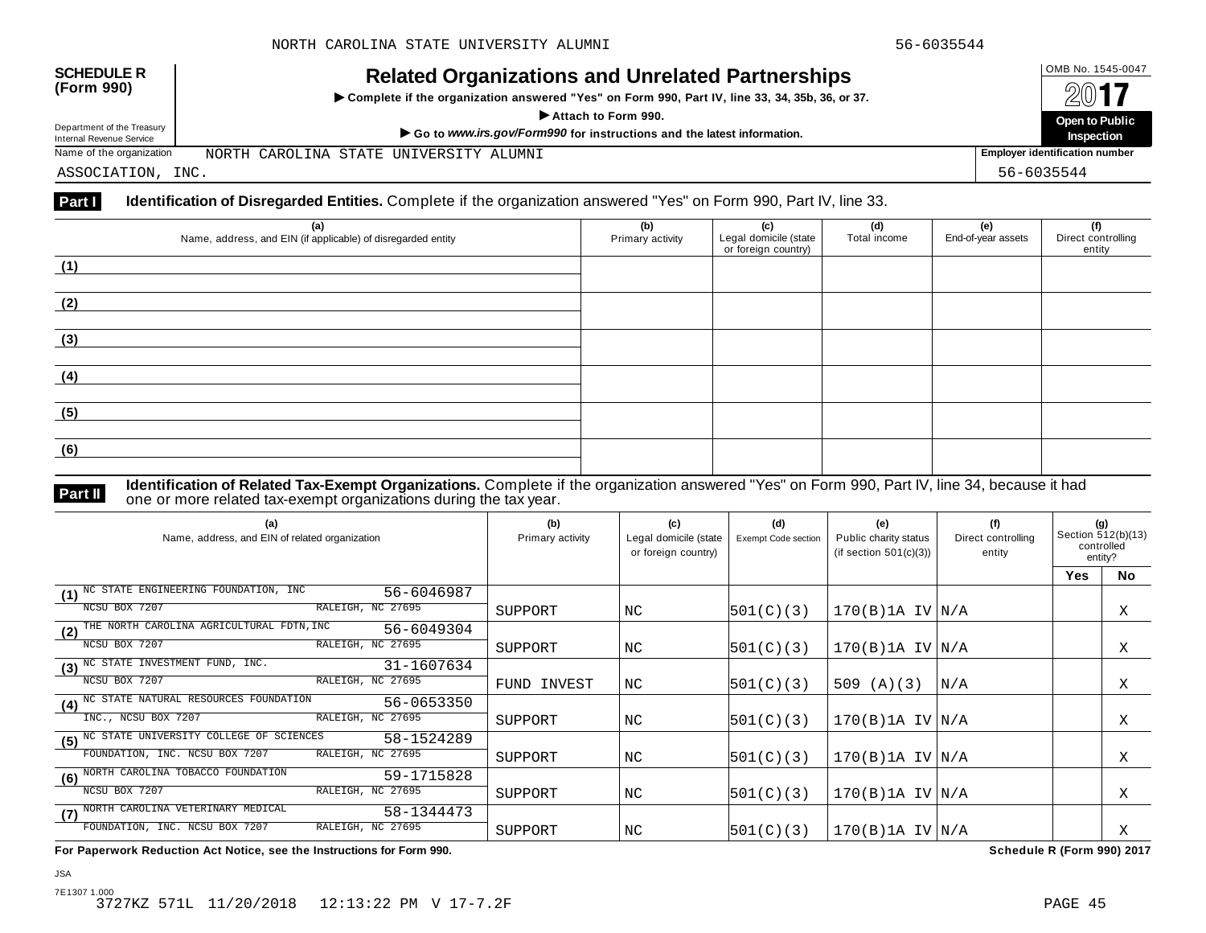**SCHEDULE R (Form 990)**

Department of the Treasury
Internal Revenue Service

# Related Organizations and Unrelated Partnerships

▶ Complete if the organization answered "Yes" on Form 990, Part IV, line 33, 34, 35b, 36, or 37.

▶ Attach to Form 990.

▶ Go to *www.irs.gov/Form990* for instructions and the latest information.

OMB No. 1545-0047

2017

**Open to Public Inspection**

Name of the organization: NORTH CAROLINA STATE UNIVERSITY ALUMNI ASSOCIATION, INC.

Employer identification number: 56-6035544

## Part I Identification of Disregarded Entities. 

Complete if the organization answered "Yes" on Form 990, Part IV, line 33.

| (a) Name, address, and EIN (if applicable) of disregarded entity | (b) Primary activity | (c) Legal domicile (state or foreign country) | (d) Total income | (e) End-of-year assets | (f) Direct controlling entity |
|---|---|---|---|---|---|
| (1) | | | | | |
| (2) | | | | | |
| (3) | | | | | |
| (4) | | | | | |
| (5) | | | | | |
| (6) | | | | | |

## Part II Identification of Related Tax-Exempt Organizations. 

Complete if the organization answered "Yes" on Form 990, Part IV, line 34, because it had one or more related tax-exempt organizations during the tax year.

| (a) Name, address, and EIN of related organization | (b) Primary activity | (c) Legal domicile (state or foreign country) | (d) Exempt Code section | (e) Public charity status (if section 501(c)(3)) | (f) Direct controlling entity | (g) Section 512(b)(13) controlled entity? Yes | No |
|---|---|---|---|---|---|---|---|
| (1) NC STATE ENGINEERING FOUNDATION, INC 56-6046987 NCSU BOX 7207 RALEIGH, NC 27695 | SUPPORT | NC | 501(C)(3) | 170(B)1A IV | N/A | | X |
| (2) THE NORTH CAROLINA AGRICULTURAL FDTN,INC 56-6049304 NCSU BOX 7207 RALEIGH, NC 27695 | SUPPORT | NC | 501(C)(3) | 170(B)1A IV | N/A | | X |
| (3) NC STATE INVESTMENT FUND, INC. 31-1607634 NCSU BOX 7207 RALEIGH, NC 27695 | FUND INVEST | NC | 501(C)(3) | 509 (A)(3) | N/A | | X |
| (4) NC STATE NATURAL RESOURCES FOUNDATION INC., NCSU BOX 7207 56-0653350 RALEIGH, NC 27695 | SUPPORT | NC | 501(C)(3) | 170(B)1A IV | N/A | | X |
| (5) NC STATE UNIVERSITY COLLEGE OF SCIENCES FOUNDATION, INC. NCSU BOX 7207 58-1524289 RALEIGH, NC 27695 | SUPPORT | NC | 501(C)(3) | 170(B)1A IV | N/A | | X |
| (6) NORTH CAROLINA TOBACCO FOUNDATION 59-1715828 NCSU BOX 7207 RALEIGH, NC 27695 | SUPPORT | NC | 501(C)(3) | 170(B)1A IV | N/A | | X |
| (7) NORTH CAROLINA VETERINARY MEDICAL FOUNDATION, INC. NCSU BOX 7207 58-1344473 RALEIGH, NC 27695 | SUPPORT | NC | 501(C)(3) | 170(B)1A IV | N/A | | X |

**For Paperwork Reduction Act Notice, see the Instructions for Form 990.** **Schedule R (Form 990) 2017**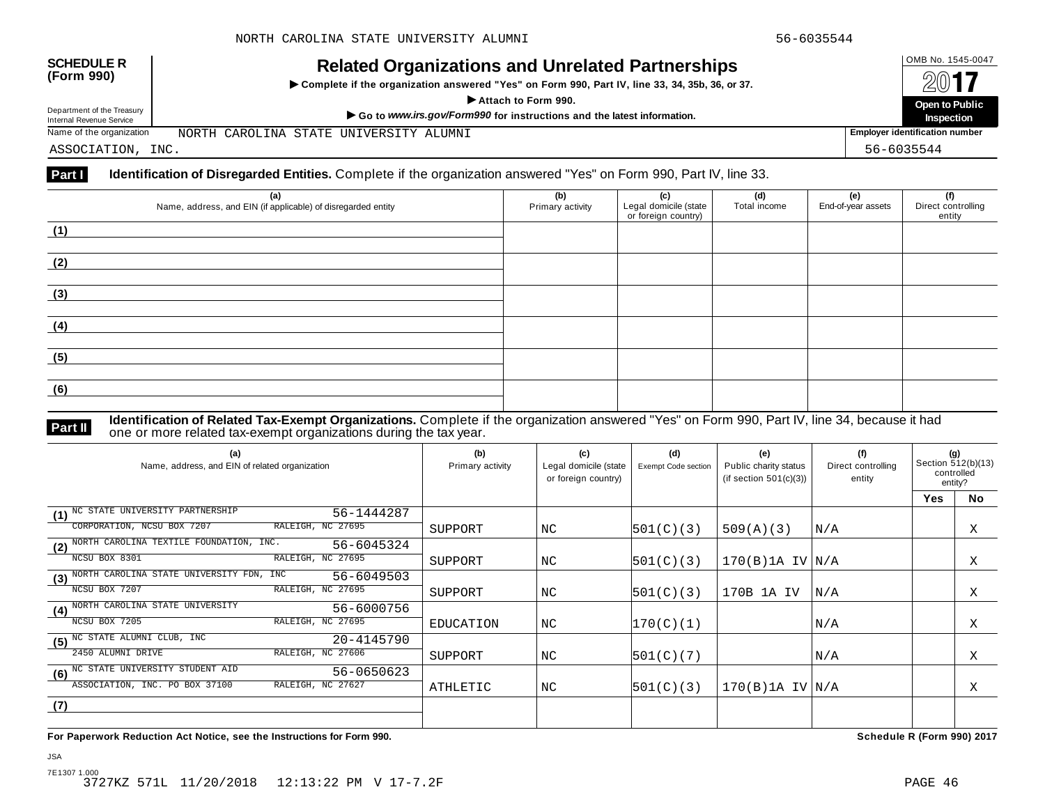NORTH CAROLINA STATE UNIVERSITY ALUMNI 56-6035544

**SCHEDULE R (Form 990)**

Department of the Treasury
Internal Revenue Service

# Related Organizations and Unrelated Partnerships

▶ **Complete if the organization answered "Yes" on Form 990, Part IV, line 33, 34, 35b, 36, or 37.**

▶ **Attach to Form 990.**

▶ **Go to *www.irs.gov/Form990* for instructions and the latest information.**

OMB No. 1545-0047

**2017**

**Open to Public Inspection**

Name of the organization: NORTH CAROLINA STATE UNIVERSITY ALUMNI ASSOCIATION, INC.

**Employer identification number**: 56-6035544

## Part I Identification of Disregarded Entities. Complete if the organization answered "Yes" on Form 990, Part IV, line 33.

| (a) Name, address, and EIN (if applicable) of disregarded entity | (b) Primary activity | (c) Legal domicile (state or foreign country) | (d) Total income | (e) End-of-year assets | (f) Direct controlling entity |
|---|---|---|---|---|---|
| (1) | | | | | |
| (2) | | | | | |
| (3) | | | | | |
| (4) | | | | | |
| (5) | | | | | |
| (6) | | | | | |

## Part II Identification of Related Tax-Exempt Organizations. Complete if the organization answered "Yes" on Form 990, Part IV, line 34, because it had one or more related tax-exempt organizations during the tax year.

| (a) Name, address, and EIN of related organization | (b) Primary activity | (c) Legal domicile (state or foreign country) | (d) Exempt Code section | (e) Public charity status (if section 501(c)(3)) | (f) Direct controlling entity | (g) Section 512(b)(13) controlled entity? Yes | No |
|---|---|---|---|---|---|---|---|
| (1) NC STATE UNIVERSITY PARTNERSHIP CORPORATION, NCSU BOX 7207 RALEIGH, NC 27695 56-1444287 | SUPPORT | NC | 501(C)(3) | 509(A)(3) | N/A | | X |
| (2) NORTH CAROLINA TEXTILE FOUNDATION, INC. NCSU BOX 8301 RALEIGH, NC 27695 56-6045324 | SUPPORT | NC | 501(C)(3) | 170(B)1A IV | N/A | | X |
| (3) NORTH CAROLINA STATE UNIVERSITY FDN, INC NCSU BOX 7207 RALEIGH, NC 27695 56-6049503 | SUPPORT | NC | 501(C)(3) | 170B 1A IV | N/A | | X |
| (4) NORTH CAROLINA STATE UNIVERSITY NCSU BOX 7205 RALEIGH, NC 27695 56-6000756 | EDUCATION | NC | 170(C)(1) | | N/A | | X |
| (5) NC STATE ALUMNI CLUB, INC 2450 ALUMNI DRIVE RALEIGH, NC 27606 20-4145790 | SUPPORT | NC | 501(C)(7) | | N/A | | X |
| (6) NC STATE UNIVERSITY STUDENT AID ASSOCIATION, INC. PO BOX 37100 RALEIGH, NC 27627 56-0650623 | ATHLETIC | NC | 501(C)(3) | 170(B)1A IV | N/A | | X |
| (7) | | | | | | | |

**For Paperwork Reduction Act Notice, see the Instructions for Form 990.** **Schedule R (Form 990) 2017**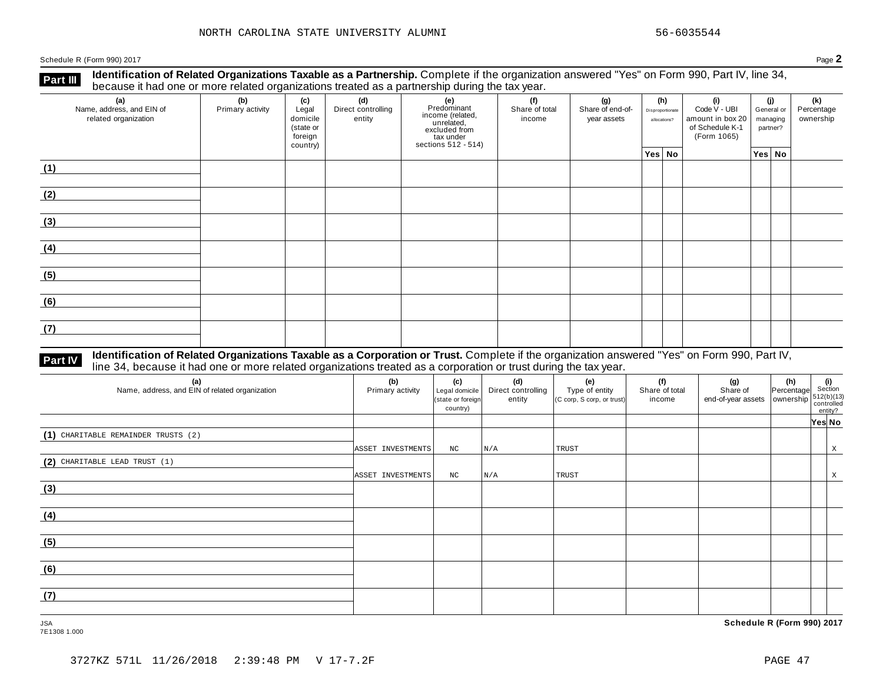NORTH CAROLINA STATE UNIVERSITY ALUMNI 56-6035544

Schedule R (Form 990) 2017 Page **2**

## Part III Identification of Related Organizations Taxable as a Partnership.

Complete if the organization answered "Yes" on Form 990, Part IV, line 34, because it had one or more related organizations treated as a partnership during the tax year.

| (a) Name, address, and EIN of related organization | (b) Primary activity | (c) Legal domicile (state or foreign country) | (d) Direct controlling entity | (e) Predominant income (related, unrelated, excluded from tax under sections 512 - 514) | (f) Share of total income | (g) Share of end-of-year assets | (h) Disproportionate allocations? | | (i) Code V - UBI amount in box 20 of Schedule K-1 (Form 1065) | (j) General or managing partner? | | (k) Percentage ownership |
|---|---|---|---|---|---|---|---|---|---|---|---|---|
| | | | | | | | Yes | No | | Yes | No | |
| (1) | | | | | | | | | | | | |
| (2) | | | | | | | | | | | | |
| (3) | | | | | | | | | | | | |
| (4) | | | | | | | | | | | | |
| (5) | | | | | | | | | | | | |
| (6) | | | | | | | | | | | | |
| (7) | | | | | | | | | | | | |

## Part IV Identification of Related Organizations Taxable as a Corporation or Trust.

Complete if the organization answered "Yes" on Form 990, Part IV, line 34, because it had one or more related organizations treated as a corporation or trust during the tax year.

| (a) Name, address, and EIN of related organization | (b) Primary activity | (c) Legal domicile (state or foreign country) | (d) Direct controlling entity | (e) Type of entity (C corp, S corp, or trust) | (f) Share of total income | (g) Share of end-of-year assets | (h) Percentage ownership | (i) Section 512(b)(13) controlled entity? | |
|---|---|---|---|---|---|---|---|---|---|
| | | | | | | | | Yes | No |
| (1) CHARITABLE REMAINDER TRUSTS (2) | ASSET INVESTMENTS | NC | N/A | TRUST | | | | | X |
| (2) CHARITABLE LEAD TRUST (1) | ASSET INVESTMENTS | NC | N/A | TRUST | | | | | X |
| (3) | | | | | | | | | |
| (4) | | | | | | | | | |
| (5) | | | | | | | | | |
| (6) | | | | | | | | | |
| (7) | | | | | | | | | |

JSA
7E1308 1.000

**Schedule R (Form 990) 2017**

3727KZ 571L 11/26/2018 2:39:48 PM V 17-7.2F PAGE 47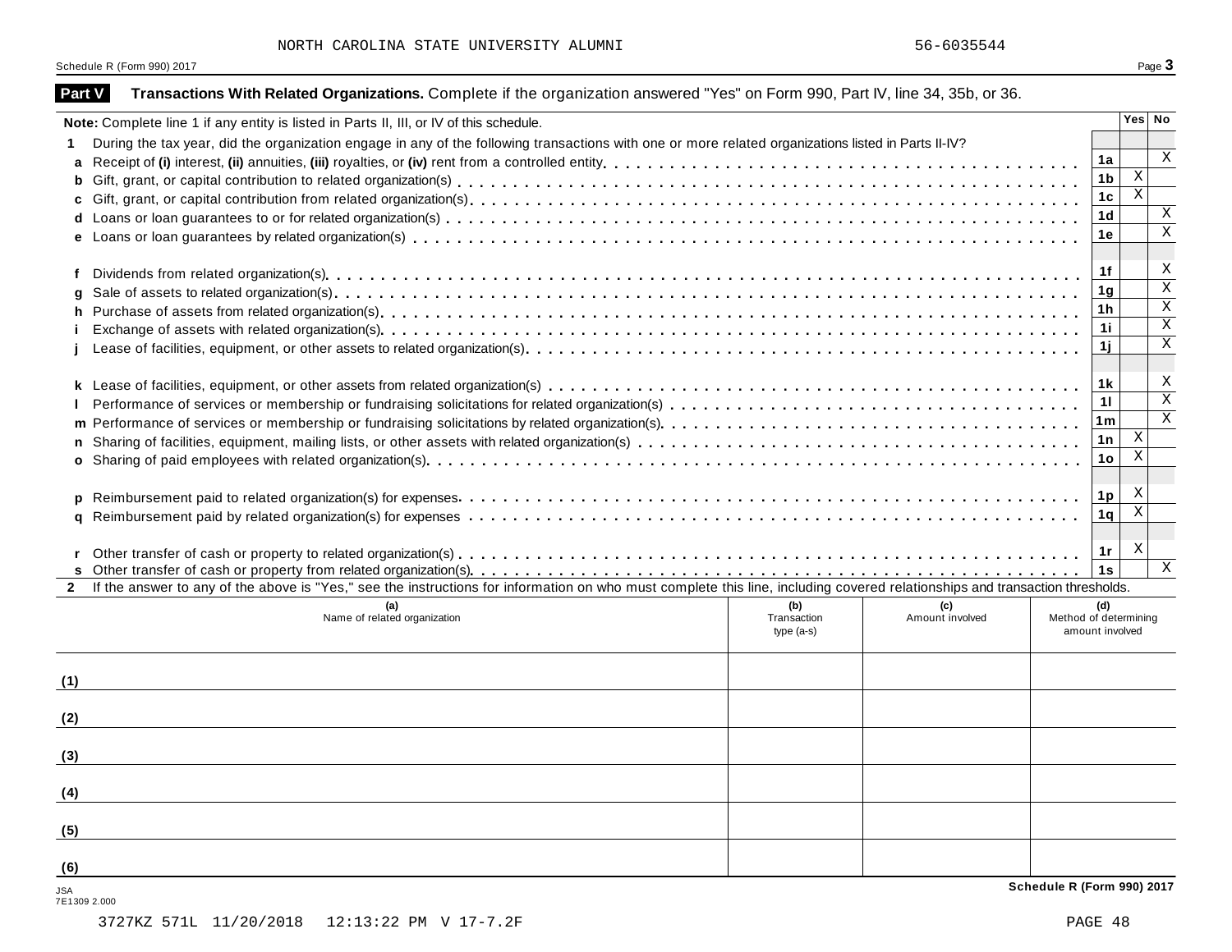NORTH CAROLINA STATE UNIVERSITY ALUMNI 56-6035544

Schedule R (Form 990) 2017

## Part V Transactions With Related Organizations.

Complete if the organization answered "Yes" on Form 990, Part IV, line 34, 35b, or 36.

| **Note:** Complete line 1 if any entity is listed in Parts II, III, or IV of this schedule. | | Yes | No |
|---|---|---|---|
| **1** During the tax year, did the organization engage in any of the following transactions with one or more related organizations listed in Parts II-IV? | | | |
| **a** Receipt of **(i)** interest, **(ii)** annuities, **(iii)** royalties, or **(iv)** rent from a controlled entity | 1a | | X |
| **b** Gift, grant, or capital contribution to related organization(s) | 1b | X | |
| **c** Gift, grant, or capital contribution from related organization(s) | 1c | X | |
| **d** Loans or loan guarantees to or for related organization(s) | 1d | | X |
| **e** Loans or loan guarantees by related organization(s) | 1e | | X |
| **f** Dividends from related organization(s) | 1f | | X |
| **g** Sale of assets to related organization(s) | 1g | | X |
| **h** Purchase of assets from related organization(s) | 1h | | X |
| **i** Exchange of assets with related organization(s) | 1i | | X |
| **j** Lease of facilities, equipment, or other assets to related organization(s) | 1j | | X |
| **k** Lease of facilities, equipment, or other assets from related organization(s) | 1k | | X |
| **l** Performance of services or membership or fundraising solicitations for related organization(s) | 1l | | X |
| **m** Performance of services or membership or fundraising solicitations by related organization(s) | 1m | | X |
| **n** Sharing of facilities, equipment, mailing lists, or other assets with related organization(s) | 1n | X | |
| **o** Sharing of paid employees with related organization(s) | 1o | X | |
| **p** Reimbursement paid to related organization(s) for expenses | 1p | X | |
| **q** Reimbursement paid by related organization(s) for expenses | 1q | X | |
| **r** Other transfer of cash or property to related organization(s) | 1r | X | |
| **s** Other transfer of cash or property from related organization(s) | 1s | | X |

**2** If the answer to any of the above is "Yes," see the instructions for information on who must complete this line, including covered relationships and transaction thresholds.

| | (a) Name of related organization | (b) Transaction type (a-s) | (c) Amount involved | (d) Method of determining amount involved |
|---|---|---|---|---|
| (1) | | | | |
| (2) | | | | |
| (3) | | | | |
| (4) | | | | |
| (5) | | | | |
| (6) | | | | |

JSA 7E1309 2.000

Schedule R (Form 990) 2017

3727KZ 571L 11/20/2018 12:13:22 PM V 17-7.2F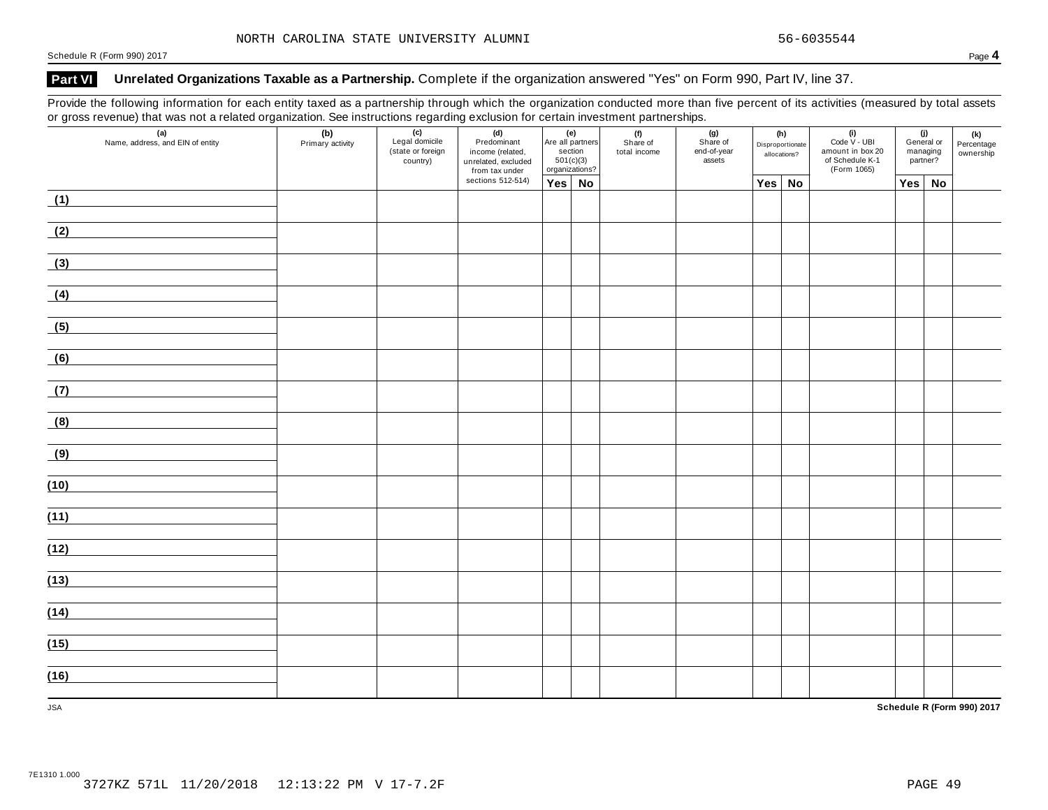NORTH CAROLINA STATE UNIVERSITY ALUMNI 56-6035544

Schedule R (Form 990) 2017

## Part VI Unrelated Organizations Taxable as a Partnership. Complete if the organization answered "Yes" on Form 990, Part IV, line 37.

Provide the following information for each entity taxed as a partnership through which the organization conducted more than five percent of its activities (measured by total assets or gross revenue) that was not a related organization. See instructions regarding exclusion for certain investment partnerships.

| (a) Name, address, and EIN of entity | (b) Primary activity | (c) Legal domicile (state or foreign country) | (d) Predominant income (related, unrelated, excluded from tax under sections 512-514) | (e) Are all partners section 501(c)(3) organizations? | | (f) Share of total income | (g) Share of end-of-year assets | (h) Disproportionate allocations? | | (i) Code V - UBI amount in box 20 of Schedule K-1 (Form 1065) | (j) General or managing partner? | | (k) Percentage ownership |
|---|---|---|---|---|---|---|---|---|---|---|---|---|---|
| | | | | Yes | No | | | Yes | No | | Yes | No | |
| (1) | | | | | | | | | | | | | |
| (2) | | | | | | | | | | | | | |
| (3) | | | | | | | | | | | | | |
| (4) | | | | | | | | | | | | | |
| (5) | | | | | | | | | | | | | |
| (6) | | | | | | | | | | | | | |
| (7) | | | | | | | | | | | | | |
| (8) | | | | | | | | | | | | | |
| (9) | | | | | | | | | | | | | |
| (10) | | | | | | | | | | | | | |
| (11) | | | | | | | | | | | | | |
| (12) | | | | | | | | | | | | | |
| (13) | | | | | | | | | | | | | |
| (14) | | | | | | | | | | | | | |
| (15) | | | | | | | | | | | | | |
| (16) | | | | | | | | | | | | | |

JSA

Schedule R (Form 990) 2017

7E1310 1.000
3727KZ 571L 11/20/2018 12:13:22 PM V 17-7.2F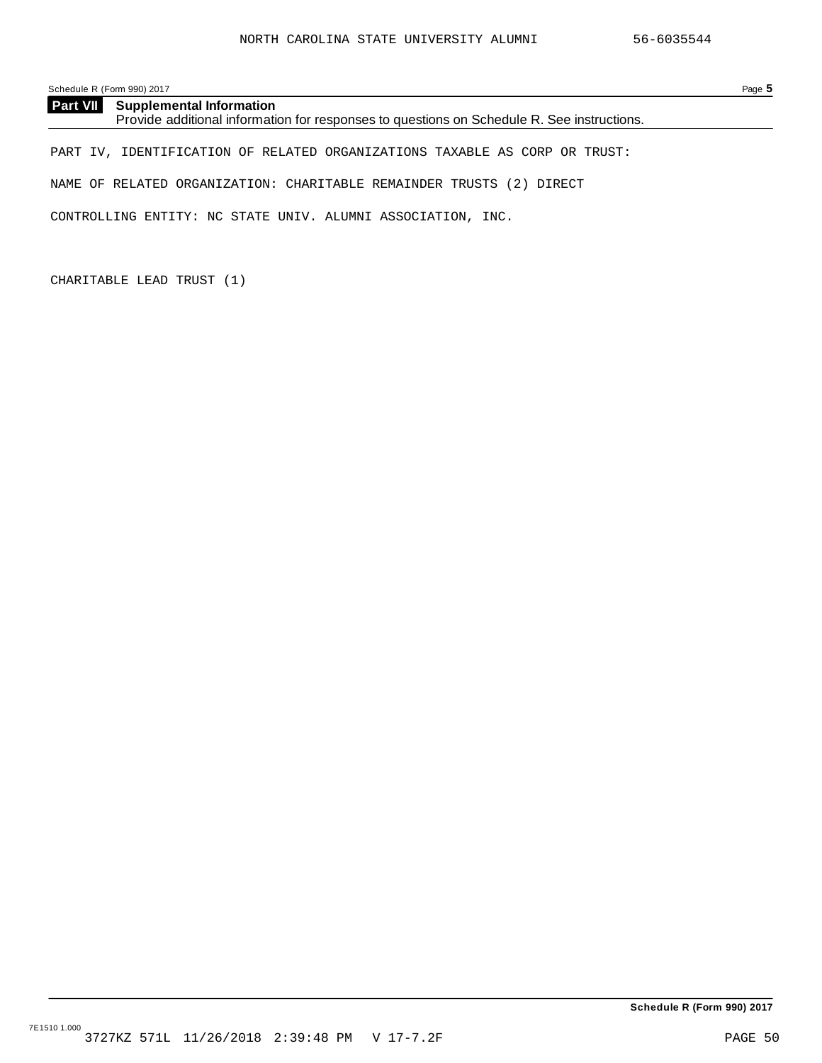Schedule R (Form 990) 2017

## Part VII Supplemental Information

Provide additional information for responses to questions on Schedule R. See instructions.

PART IV, IDENTIFICATION OF RELATED ORGANIZATIONS TAXABLE AS CORP OR TRUST:

NAME OF RELATED ORGANIZATION: CHARITABLE REMAINDER TRUSTS (2) DIRECT

CONTROLLING ENTITY: NC STATE UNIV. ALUMNI ASSOCIATION, INC.

CHARITABLE LEAD TRUST (1)